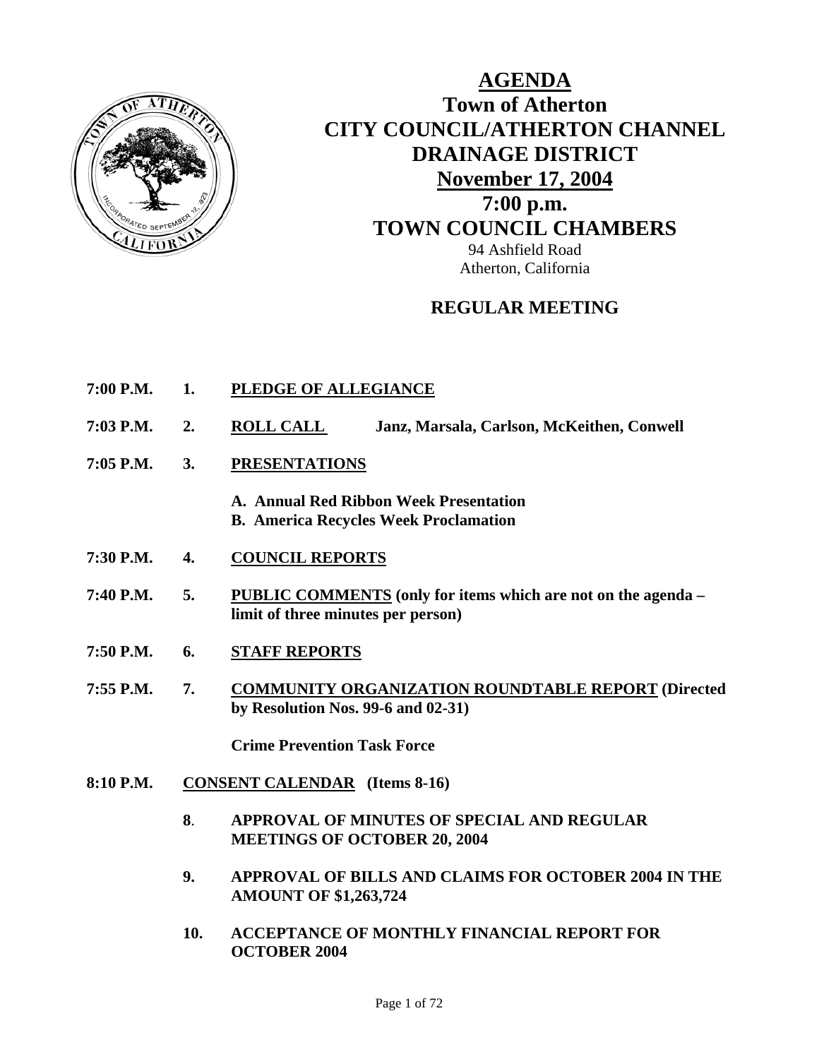# AGENDA

## Town of Atherton
## CITY COUNCIL/ATHERTON CHANNEL DRAINAGE DISTRICT
## November 17, 2004
## 7:00 p.m.
## TOWN COUNCIL CHAMBERS

94 Ashfield Road
Atherton, California

## REGULAR MEETING

**7:00 P.M. 1. PLEDGE OF ALLEGIANCE**

**7:03 P.M. 2. ROLL CALL** Janz, Marsala, Carlson, McKeithen, Conwell

**7:05 P.M. 3. PRESENTATIONS**

- **A. Annual Red Ribbon Week Presentation**
- **B. America Recycles Week Proclamation**

**7:30 P.M. 4. COUNCIL REPORTS**

**7:40 P.M. 5. PUBLIC COMMENTS (only for items which are not on the agenda – limit of three minutes per person)**

**7:50 P.M. 6. STAFF REPORTS**

**7:55 P.M. 7. COMMUNITY ORGANIZATION ROUNDTABLE REPORT (Directed by Resolution Nos. 99-6 and 02-31)**

**Crime Prevention Task Force**

**8:10 P.M. CONSENT CALENDAR (Items 8-16)**

**8. APPROVAL OF MINUTES OF SPECIAL AND REGULAR MEETINGS OF OCTOBER 20, 2004**

**9. APPROVAL OF BILLS AND CLAIMS FOR OCTOBER 2004 IN THE AMOUNT OF $1,263,724**

**10. ACCEPTANCE OF MONTHLY FINANCIAL REPORT FOR OCTOBER 2004**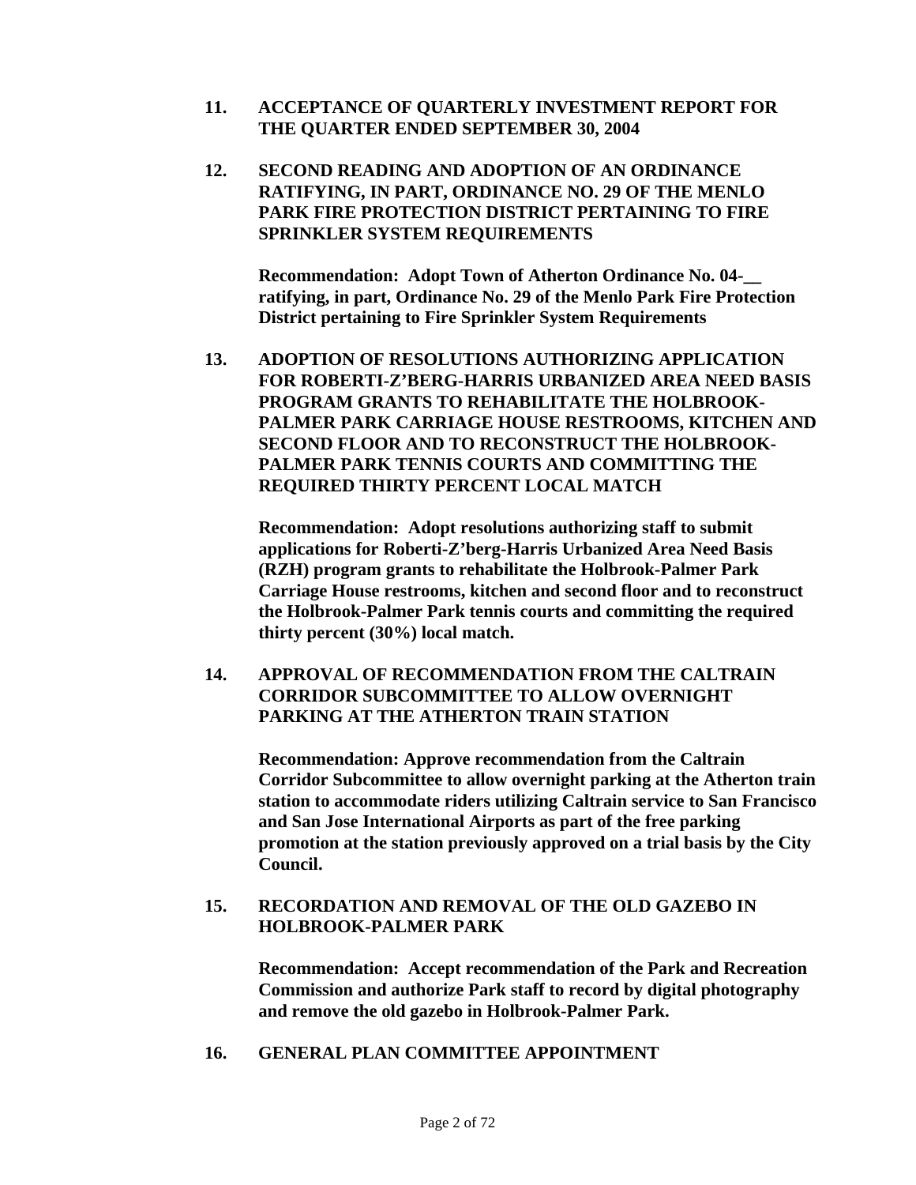**11. ACCEPTANCE OF QUARTERLY INVESTMENT REPORT FOR THE QUARTER ENDED SEPTEMBER 30, 2004**

**12. SECOND READING AND ADOPTION OF AN ORDINANCE RATIFYING, IN PART, ORDINANCE NO. 29 OF THE MENLO PARK FIRE PROTECTION DISTRICT PERTAINING TO FIRE SPRINKLER SYSTEM REQUIREMENTS**

**Recommendation: Adopt Town of Atherton Ordinance No. 04-__ ratifying, in part, Ordinance No. 29 of the Menlo Park Fire Protection District pertaining to Fire Sprinkler System Requirements**

**13. ADOPTION OF RESOLUTIONS AUTHORIZING APPLICATION FOR ROBERTI-Z'BERG-HARRIS URBANIZED AREA NEED BASIS PROGRAM GRANTS TO REHABILITATE THE HOLBROOK-PALMER PARK CARRIAGE HOUSE RESTROOMS, KITCHEN AND SECOND FLOOR AND TO RECONSTRUCT THE HOLBROOK-PALMER PARK TENNIS COURTS AND COMMITTING THE REQUIRED THIRTY PERCENT LOCAL MATCH**

**Recommendation: Adopt resolutions authorizing staff to submit applications for Roberti-Z'berg-Harris Urbanized Area Need Basis (RZH) program grants to rehabilitate the Holbrook-Palmer Park Carriage House restrooms, kitchen and second floor and to reconstruct the Holbrook-Palmer Park tennis courts and committing the required thirty percent (30%) local match.**

**14. APPROVAL OF RECOMMENDATION FROM THE CALTRAIN CORRIDOR SUBCOMMITTEE TO ALLOW OVERNIGHT PARKING AT THE ATHERTON TRAIN STATION**

**Recommendation: Approve recommendation from the Caltrain Corridor Subcommittee to allow overnight parking at the Atherton train station to accommodate riders utilizing Caltrain service to San Francisco and San Jose International Airports as part of the free parking promotion at the station previously approved on a trial basis by the City Council.**

**15. RECORDATION AND REMOVAL OF THE OLD GAZEBO IN HOLBROOK-PALMER PARK**

**Recommendation: Accept recommendation of the Park and Recreation Commission and authorize Park staff to record by digital photography and remove the old gazebo in Holbrook-Palmer Park.**

**16. GENERAL PLAN COMMITTEE APPOINTMENT**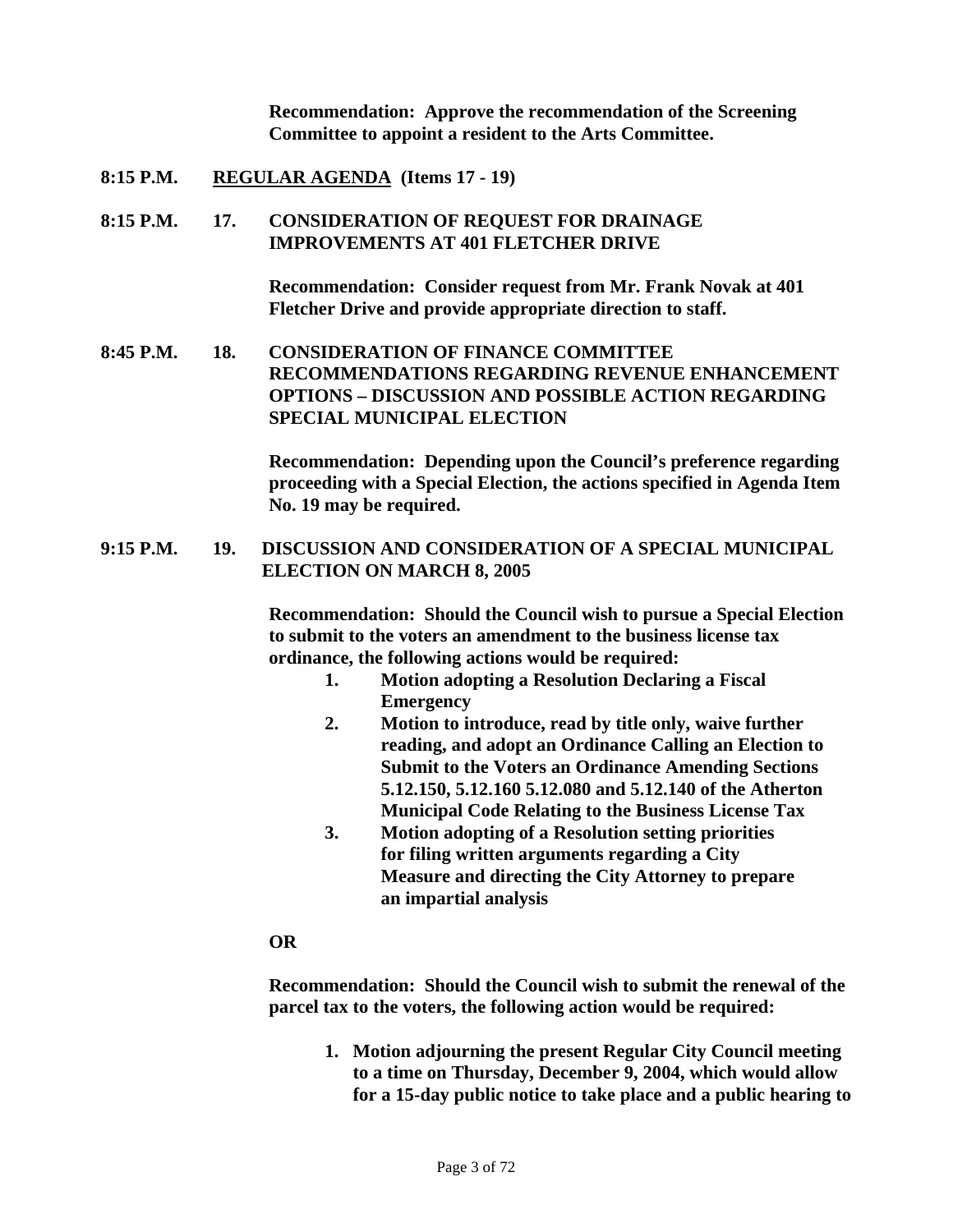**Recommendation: Approve the recommendation of the Screening Committee to appoint a resident to the Arts Committee.**

**8:15 P.M.** **<u>REGULAR AGENDA</u> (Items 17 - 19)**

**8:15 P.M. 17. CONSIDERATION OF REQUEST FOR DRAINAGE IMPROVEMENTS AT 401 FLETCHER DRIVE**

**Recommendation: Consider request from Mr. Frank Novak at 401 Fletcher Drive and provide appropriate direction to staff.**

**8:45 P.M. 18. CONSIDERATION OF FINANCE COMMITTEE RECOMMENDATIONS REGARDING REVENUE ENHANCEMENT OPTIONS – DISCUSSION AND POSSIBLE ACTION REGARDING SPECIAL MUNICIPAL ELECTION**

**Recommendation: Depending upon the Council's preference regarding proceeding with a Special Election, the actions specified in Agenda Item No. 19 may be required.**

**9:15 P.M. 19. DISCUSSION AND CONSIDERATION OF A SPECIAL MUNICIPAL ELECTION ON MARCH 8, 2005**

**Recommendation: Should the Council wish to pursue a Special Election to submit to the voters an amendment to the business license tax ordinance, the following actions would be required:**

1. **Motion adopting a Resolution Declaring a Fiscal Emergency**
2. **Motion to introduce, read by title only, waive further reading, and adopt an Ordinance Calling an Election to Submit to the Voters an Ordinance Amending Sections 5.12.150, 5.12.160 5.12.080 and 5.12.140 of the Atherton Municipal Code Relating to the Business License Tax**
3. **Motion adopting of a Resolution setting priorities for filing written arguments regarding a City Measure and directing the City Attorney to prepare an impartial analysis**

**OR**

**Recommendation: Should the Council wish to submit the renewal of the parcel tax to the voters, the following action would be required:**

1. **Motion adjourning the present Regular City Council meeting to a time on Thursday, December 9, 2004, which would allow for a 15-day public notice to take place and a public hearing to**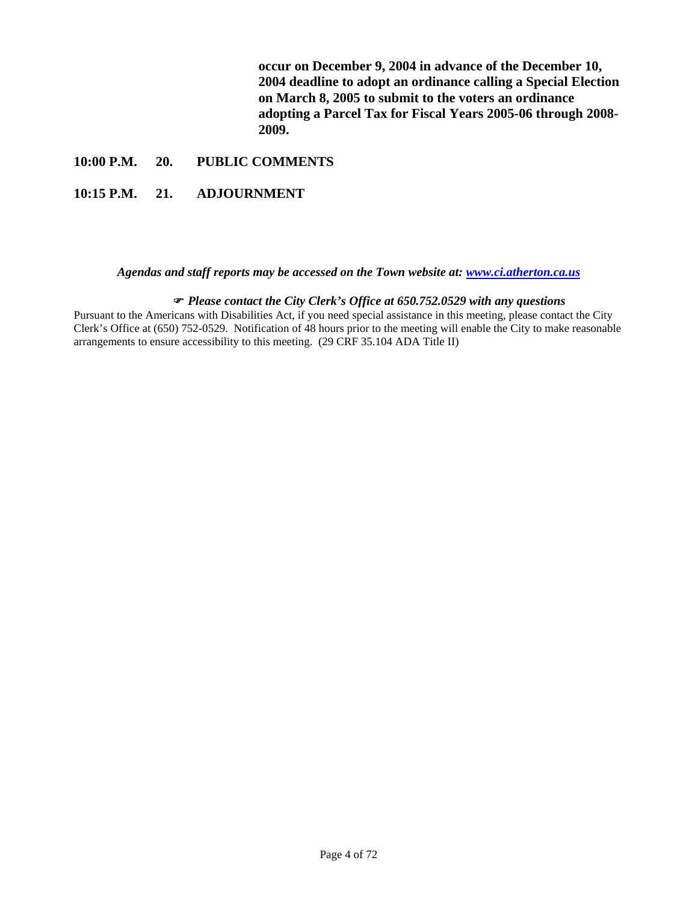**occur on December 9, 2004 in advance of the December 10, 2004 deadline to adopt an ordinance calling a Special Election on March 8, 2005 to submit to the voters an ordinance adopting a Parcel Tax for Fiscal Years 2005-06 through 2008-2009.**

**10:00 P.M. 20. PUBLIC COMMENTS**

**10:15 P.M. 21. ADJOURNMENT**

***Agendas and staff reports may be accessed on the Town website at: [www.ci.atherton.ca.us](www.ci.atherton.ca.us)***

☞ ***Please contact the City Clerk's Office at 650.752.0529 with any questions***

Pursuant to the Americans with Disabilities Act, if you need special assistance in this meeting, please contact the City Clerk's Office at (650) 752-0529. Notification of 48 hours prior to the meeting will enable the City to make reasonable arrangements to ensure accessibility to this meeting. (29 CRF 35.104 ADA Title II)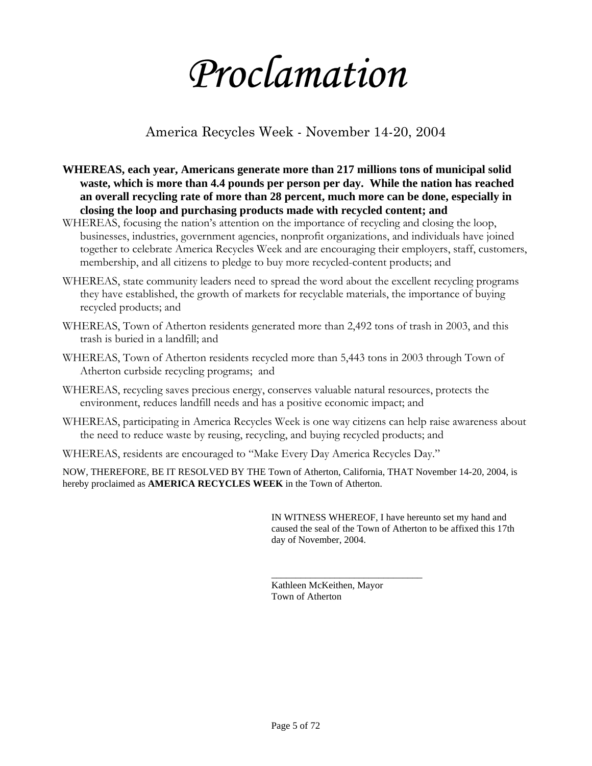# *Proclamation*

## America Recycles Week - November 14-20, 2004

**WHEREAS, each year, Americans generate more than 217 millions tons of municipal solid waste, which is more than 4.4 pounds per person per day. While the nation has reached an overall recycling rate of more than 28 percent, much more can be done, especially in closing the loop and purchasing products made with recycled content; and**

WHEREAS, focusing the nation's attention on the importance of recycling and closing the loop, businesses, industries, government agencies, nonprofit organizations, and individuals have joined together to celebrate America Recycles Week and are encouraging their employers, staff, customers, membership, and all citizens to pledge to buy more recycled-content products; and

WHEREAS, state community leaders need to spread the word about the excellent recycling programs they have established, the growth of markets for recyclable materials, the importance of buying recycled products; and

WHEREAS, Town of Atherton residents generated more than 2,492 tons of trash in 2003, and this trash is buried in a landfill; and

WHEREAS, Town of Atherton residents recycled more than 5,443 tons in 2003 through Town of Atherton curbside recycling programs; and

WHEREAS, recycling saves precious energy, conserves valuable natural resources, protects the environment, reduces landfill needs and has a positive economic impact; and

WHEREAS, participating in America Recycles Week is one way citizens can help raise awareness about the need to reduce waste by reusing, recycling, and buying recycled products; and

WHEREAS, residents are encouraged to "Make Every Day America Recycles Day."

NOW, THEREFORE, BE IT RESOLVED BY THE Town of Atherton, California, THAT November 14-20, 2004, is hereby proclaimed as **AMERICA RECYCLES WEEK** in the Town of Atherton.

IN WITNESS WHEREOF, I have hereunto set my hand and caused the seal of the Town of Atherton to be affixed this 17th day of November, 2004.

\_\_\_\_\_\_\_\_\_\_\_\_\_\_\_\_\_\_\_\_\_\_\_\_\_\_\_\_\_\_

Kathleen McKeithen, Mayor
Town of Atherton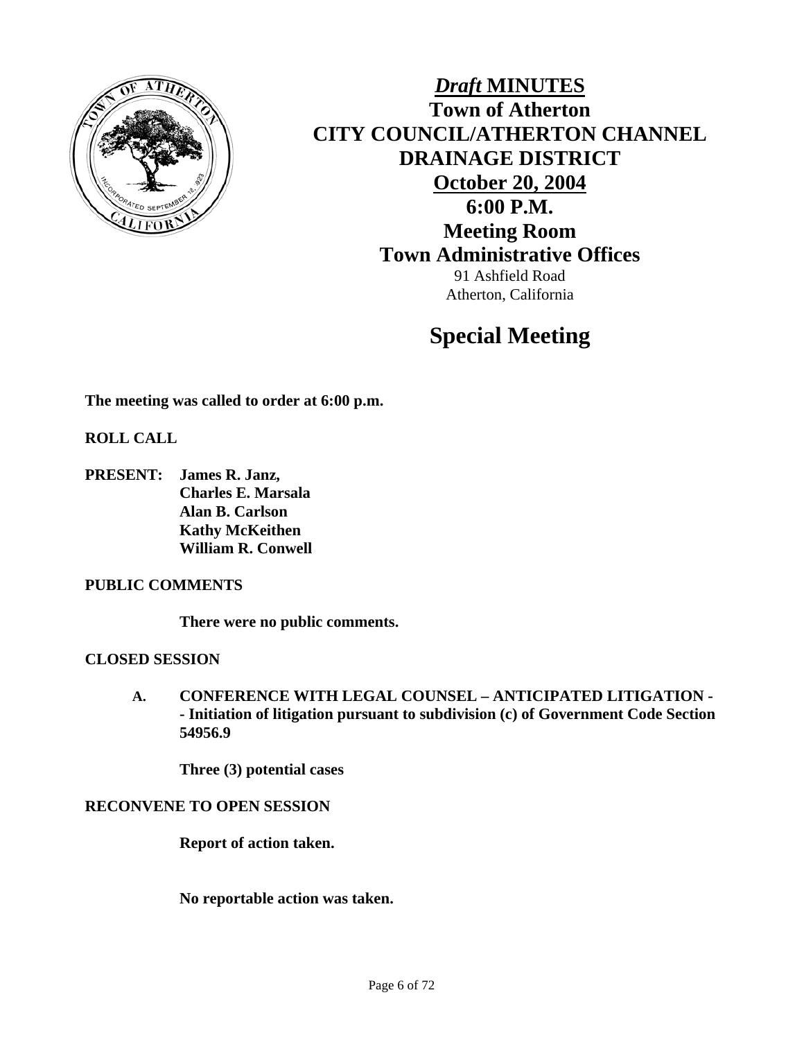# *Draft* MINUTES

## Town of Atherton
## CITY COUNCIL/ATHERTON CHANNEL DRAINAGE DISTRICT
## October 20, 2004
## 6:00 P.M.
## Meeting Room
## Town Administrative Offices

91 Ashfield Road
Atherton, California

# Special Meeting

**The meeting was called to order at 6:00 p.m.**

**ROLL CALL**

**PRESENT:** **James R. Janz,**
**Charles E. Marsala**
**Alan B. Carlson**
**Kathy McKeithen**
**William R. Conwell**

**PUBLIC COMMENTS**

**There were no public comments.**

**CLOSED SESSION**

**A. CONFERENCE WITH LEGAL COUNSEL – ANTICIPATED LITIGATION -- Initiation of litigation pursuant to subdivision (c) of Government Code Section 54956.9**

**Three (3) potential cases**

**RECONVENE TO OPEN SESSION**

**Report of action taken.**

**No reportable action was taken.**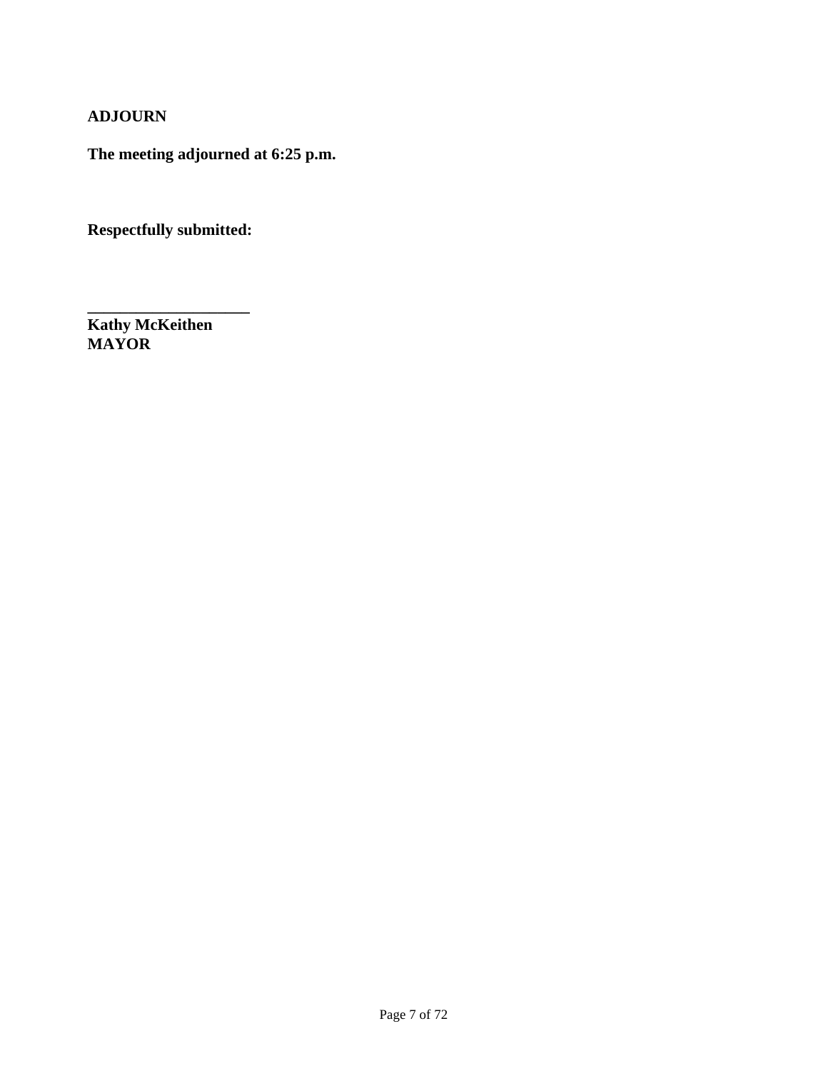**ADJOURN**

**The meeting adjourned at 6:25 p.m.**

**Respectfully submitted:**

**____________________**
**Kathy McKeithen**
**MAYOR**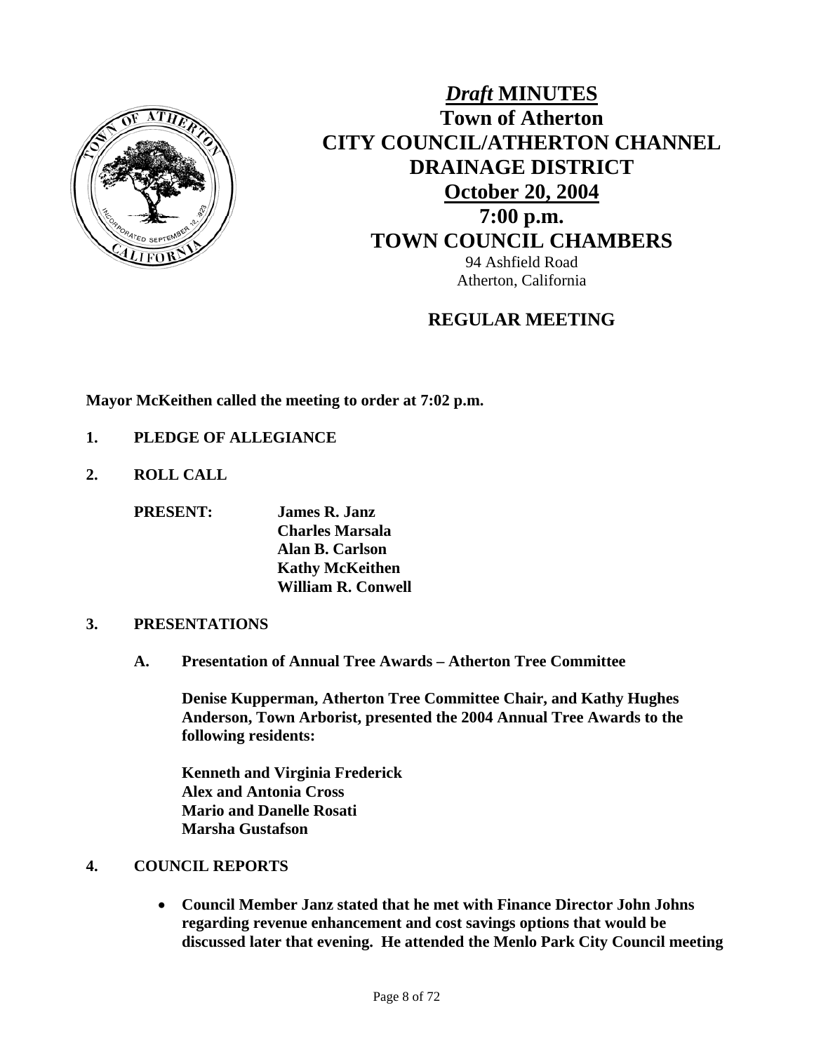# *Draft* MINUTES

## Town of Atherton

## CITY COUNCIL/ATHERTON CHANNEL DRAINAGE DISTRICT

## October 20, 2004

## 7:00 p.m.

## TOWN COUNCIL CHAMBERS

94 Ashfield Road
Atherton, California

### REGULAR MEETING

**Mayor McKeithen called the meeting to order at 7:02 p.m.**

**1. PLEDGE OF ALLEGIANCE**

**2. ROLL CALL**

**PRESENT:** **James R. Janz**
**Charles Marsala**
**Alan B. Carlson**
**Kathy McKeithen**
**William R. Conwell**

**3. PRESENTATIONS**

**A. Presentation of Annual Tree Awards – Atherton Tree Committee**

**Denise Kupperman, Atherton Tree Committee Chair, and Kathy Hughes Anderson, Town Arborist, presented the 2004 Annual Tree Awards to the following residents:**

**Kenneth and Virginia Frederick**
**Alex and Antonia Cross**
**Mario and Danelle Rosati**
**Marsha Gustafson**

**4. COUNCIL REPORTS**

- **Council Member Janz stated that he met with Finance Director John Johns regarding revenue enhancement and cost savings options that would be discussed later that evening. He attended the Menlo Park City Council meeting**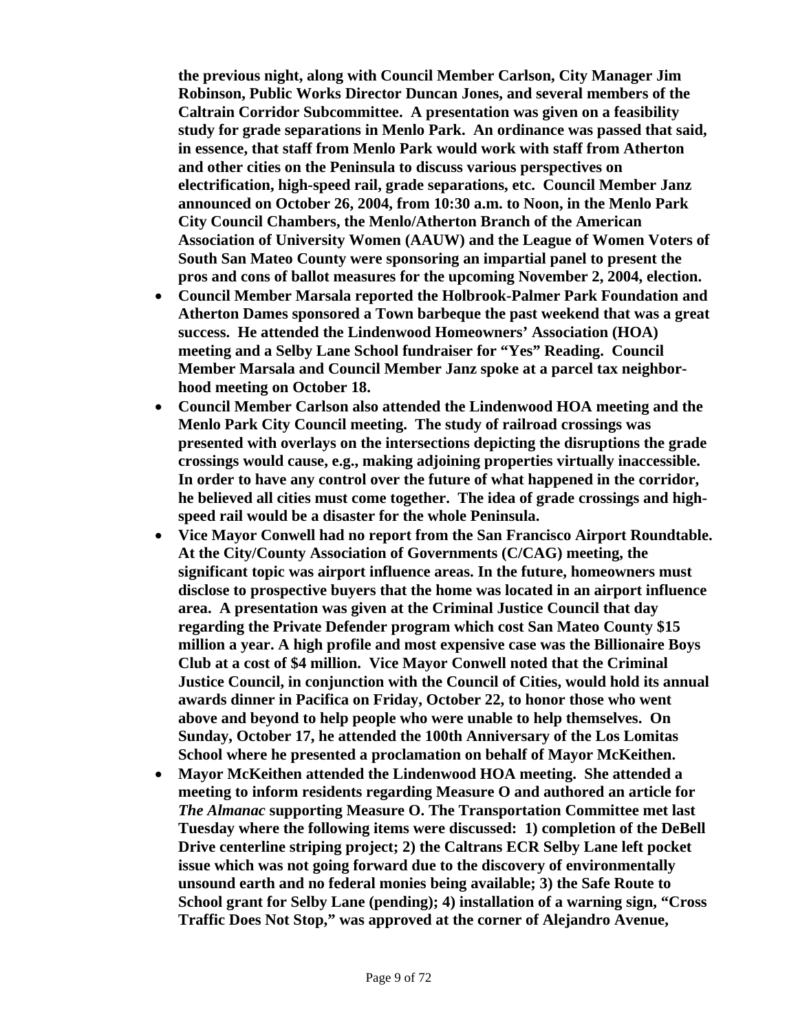**the previous night, along with Council Member Carlson, City Manager Jim Robinson, Public Works Director Duncan Jones, and several members of the Caltrain Corridor Subcommittee. A presentation was given on a feasibility study for grade separations in Menlo Park. An ordinance was passed that said, in essence, that staff from Menlo Park would work with staff from Atherton and other cities on the Peninsula to discuss various perspectives on electrification, high-speed rail, grade separations, etc. Council Member Janz announced on October 26, 2004, from 10:30 a.m. to Noon, in the Menlo Park City Council Chambers, the Menlo/Atherton Branch of the American Association of University Women (AAUW) and the League of Women Voters of South San Mateo County were sponsoring an impartial panel to present the pros and cons of ballot measures for the upcoming November 2, 2004, election.**

- **Council Member Marsala reported the Holbrook-Palmer Park Foundation and Atherton Dames sponsored a Town barbeque the past weekend that was a great success. He attended the Lindenwood Homeowners' Association (HOA) meeting and a Selby Lane School fundraiser for "Yes" Reading. Council Member Marsala and Council Member Janz spoke at a parcel tax neighborhood meeting on October 18.**
- **Council Member Carlson also attended the Lindenwood HOA meeting and the Menlo Park City Council meeting. The study of railroad crossings was presented with overlays on the intersections depicting the disruptions the grade crossings would cause, e.g., making adjoining properties virtually inaccessible. In order to have any control over the future of what happened in the corridor, he believed all cities must come together. The idea of grade crossings and high-speed rail would be a disaster for the whole Peninsula.**
- **Vice Mayor Conwell had no report from the San Francisco Airport Roundtable. At the City/County Association of Governments (C/CAG) meeting, the significant topic was airport influence areas. In the future, homeowners must disclose to prospective buyers that the home was located in an airport influence area. A presentation was given at the Criminal Justice Council that day regarding the Private Defender program which cost San Mateo County $15 million a year. A high profile and most expensive case was the Billionaire Boys Club at a cost of $4 million. Vice Mayor Conwell noted that the Criminal Justice Council, in conjunction with the Council of Cities, would hold its annual awards dinner in Pacifica on Friday, October 22, to honor those who went above and beyond to help people who were unable to help themselves. On Sunday, October 17, he attended the 100th Anniversary of the Los Lomitas School where he presented a proclamation on behalf of Mayor McKeithen.**
- **Mayor McKeithen attended the Lindenwood HOA meeting. She attended a meeting to inform residents regarding Measure O and authored an article for *The Almanac* supporting Measure O. The Transportation Committee met last Tuesday where the following items were discussed: 1) completion of the DeBell Drive centerline striping project; 2) the Caltrans ECR Selby Lane left pocket issue which was not going forward due to the discovery of environmentally unsound earth and no federal monies being available; 3) the Safe Route to School grant for Selby Lane (pending); 4) installation of a warning sign, "Cross Traffic Does Not Stop," was approved at the corner of Alejandro Avenue,**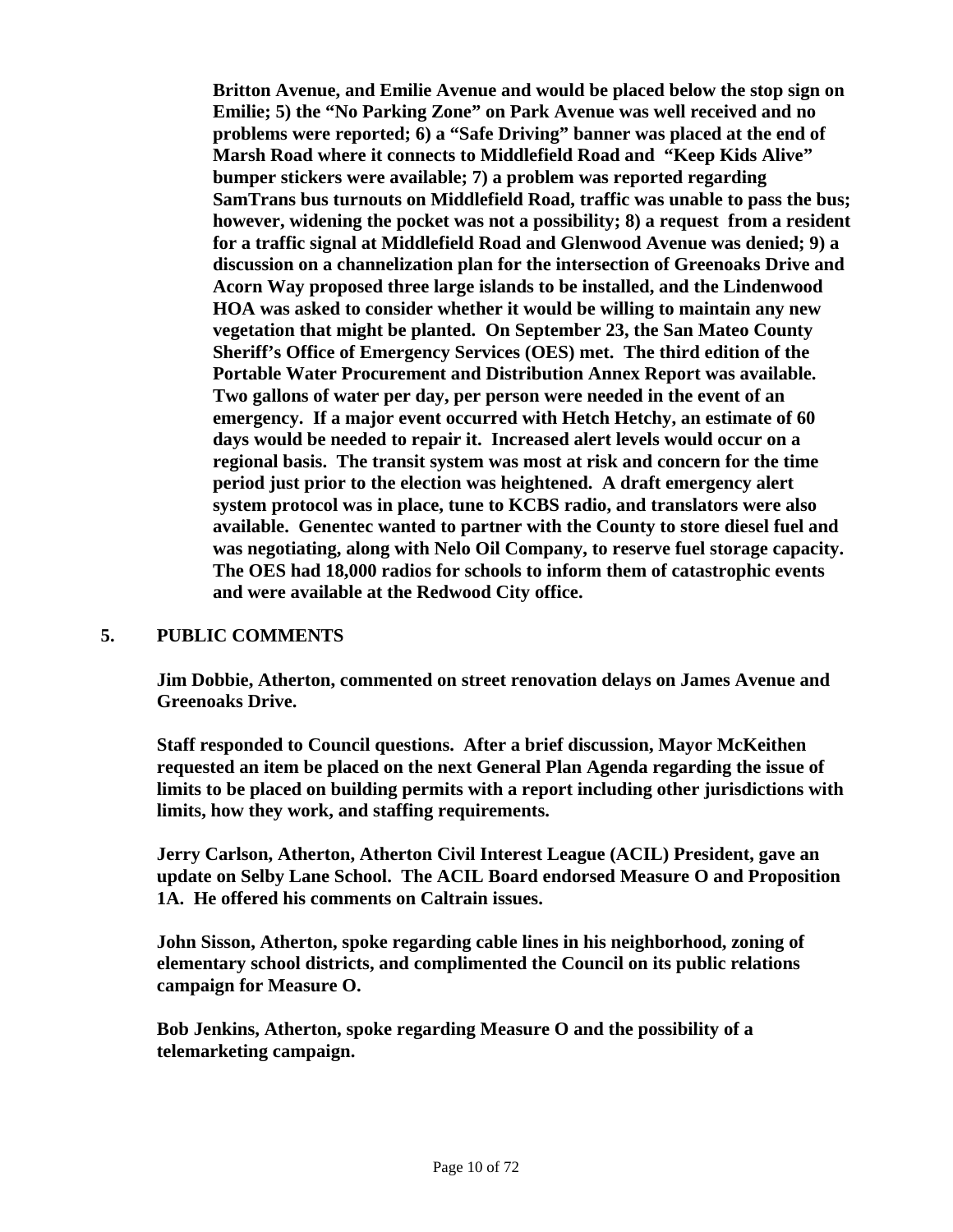**Britton Avenue, and Emilie Avenue and would be placed below the stop sign on Emilie; 5) the "No Parking Zone" on Park Avenue was well received and no problems were reported; 6) a "Safe Driving" banner was placed at the end of Marsh Road where it connects to Middlefield Road and "Keep Kids Alive" bumper stickers were available; 7) a problem was reported regarding SamTrans bus turnouts on Middlefield Road, traffic was unable to pass the bus; however, widening the pocket was not a possibility; 8) a request from a resident for a traffic signal at Middlefield Road and Glenwood Avenue was denied; 9) a discussion on a channelization plan for the intersection of Greenoaks Drive and Acorn Way proposed three large islands to be installed, and the Lindenwood HOA was asked to consider whether it would be willing to maintain any new vegetation that might be planted. On September 23, the San Mateo County Sheriff's Office of Emergency Services (OES) met. The third edition of the Portable Water Procurement and Distribution Annex Report was available. Two gallons of water per day, per person were needed in the event of an emergency. If a major event occurred with Hetch Hetchy, an estimate of 60 days would be needed to repair it. Increased alert levels would occur on a regional basis. The transit system was most at risk and concern for the time period just prior to the election was heightened. A draft emergency alert system protocol was in place, tune to KCBS radio, and translators were also available. Genentec wanted to partner with the County to store diesel fuel and was negotiating, along with Nelo Oil Company, to reserve fuel storage capacity. The OES had 18,000 radios for schools to inform them of catastrophic events and were available at the Redwood City office.**

## 5. PUBLIC COMMENTS

**Jim Dobbie, Atherton, commented on street renovation delays on James Avenue and Greenoaks Drive.**

**Staff responded to Council questions. After a brief discussion, Mayor McKeithen requested an item be placed on the next General Plan Agenda regarding the issue of limits to be placed on building permits with a report including other jurisdictions with limits, how they work, and staffing requirements.**

**Jerry Carlson, Atherton, Atherton Civil Interest League (ACIL) President, gave an update on Selby Lane School. The ACIL Board endorsed Measure O and Proposition 1A. He offered his comments on Caltrain issues.**

**John Sisson, Atherton, spoke regarding cable lines in his neighborhood, zoning of elementary school districts, and complimented the Council on its public relations campaign for Measure O.**

**Bob Jenkins, Atherton, spoke regarding Measure O and the possibility of a telemarketing campaign.**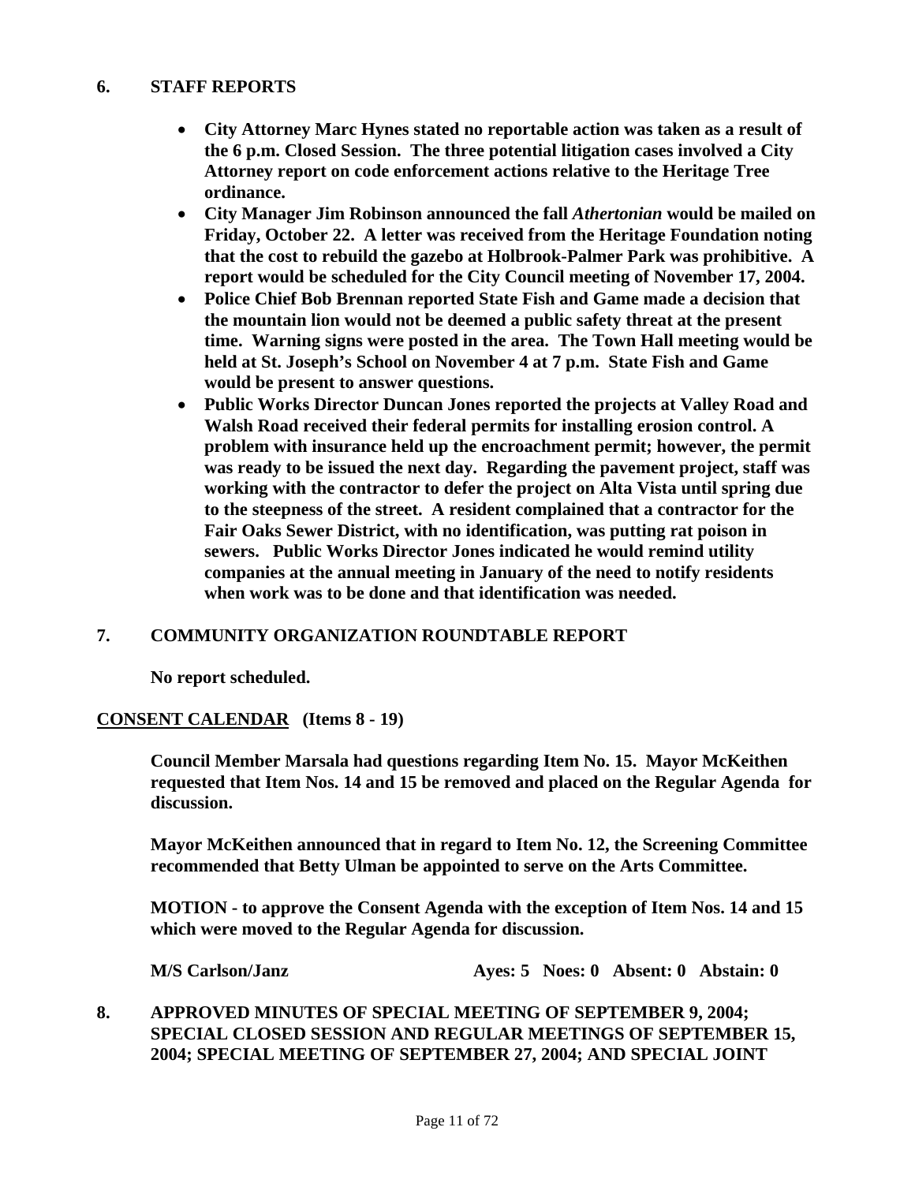## 6. STAFF REPORTS

- **City Attorney Marc Hynes stated no reportable action was taken as a result of the 6 p.m. Closed Session. The three potential litigation cases involved a City Attorney report on code enforcement actions relative to the Heritage Tree ordinance.**
- **City Manager Jim Robinson announced the fall *Athertonian* would be mailed on Friday, October 22. A letter was received from the Heritage Foundation noting that the cost to rebuild the gazebo at Holbrook-Palmer Park was prohibitive. A report would be scheduled for the City Council meeting of November 17, 2004.**
- **Police Chief Bob Brennan reported State Fish and Game made a decision that the mountain lion would not be deemed a public safety threat at the present time. Warning signs were posted in the area. The Town Hall meeting would be held at St. Joseph's School on November 4 at 7 p.m. State Fish and Game would be present to answer questions.**
- **Public Works Director Duncan Jones reported the projects at Valley Road and Walsh Road received their federal permits for installing erosion control. A problem with insurance held up the encroachment permit; however, the permit was ready to be issued the next day. Regarding the pavement project, staff was working with the contractor to defer the project on Alta Vista until spring due to the steepness of the street. A resident complained that a contractor for the Fair Oaks Sewer District, with no identification, was putting rat poison in sewers. Public Works Director Jones indicated he would remind utility companies at the annual meeting in January of the need to notify residents when work was to be done and that identification was needed.**

## 7. COMMUNITY ORGANIZATION ROUNDTABLE REPORT

**No report scheduled.**

## CONSENT CALENDAR (Items 8 - 19)

**Council Member Marsala had questions regarding Item No. 15. Mayor McKeithen requested that Item Nos. 14 and 15 be removed and placed on the Regular Agenda for discussion.**

**Mayor McKeithen announced that in regard to Item No. 12, the Screening Committee recommended that Betty Ulman be appointed to serve on the Arts Committee.**

**MOTION - to approve the Consent Agenda with the exception of Item Nos. 14 and 15 which were moved to the Regular Agenda for discussion.**

**M/S Carlson/Janz** **Ayes: 5 Noes: 0 Absent: 0 Abstain: 0**

## 8. APPROVED MINUTES OF SPECIAL MEETING OF SEPTEMBER 9, 2004; SPECIAL CLOSED SESSION AND REGULAR MEETINGS OF SEPTEMBER 15, 2004; SPECIAL MEETING OF SEPTEMBER 27, 2004; AND SPECIAL JOINT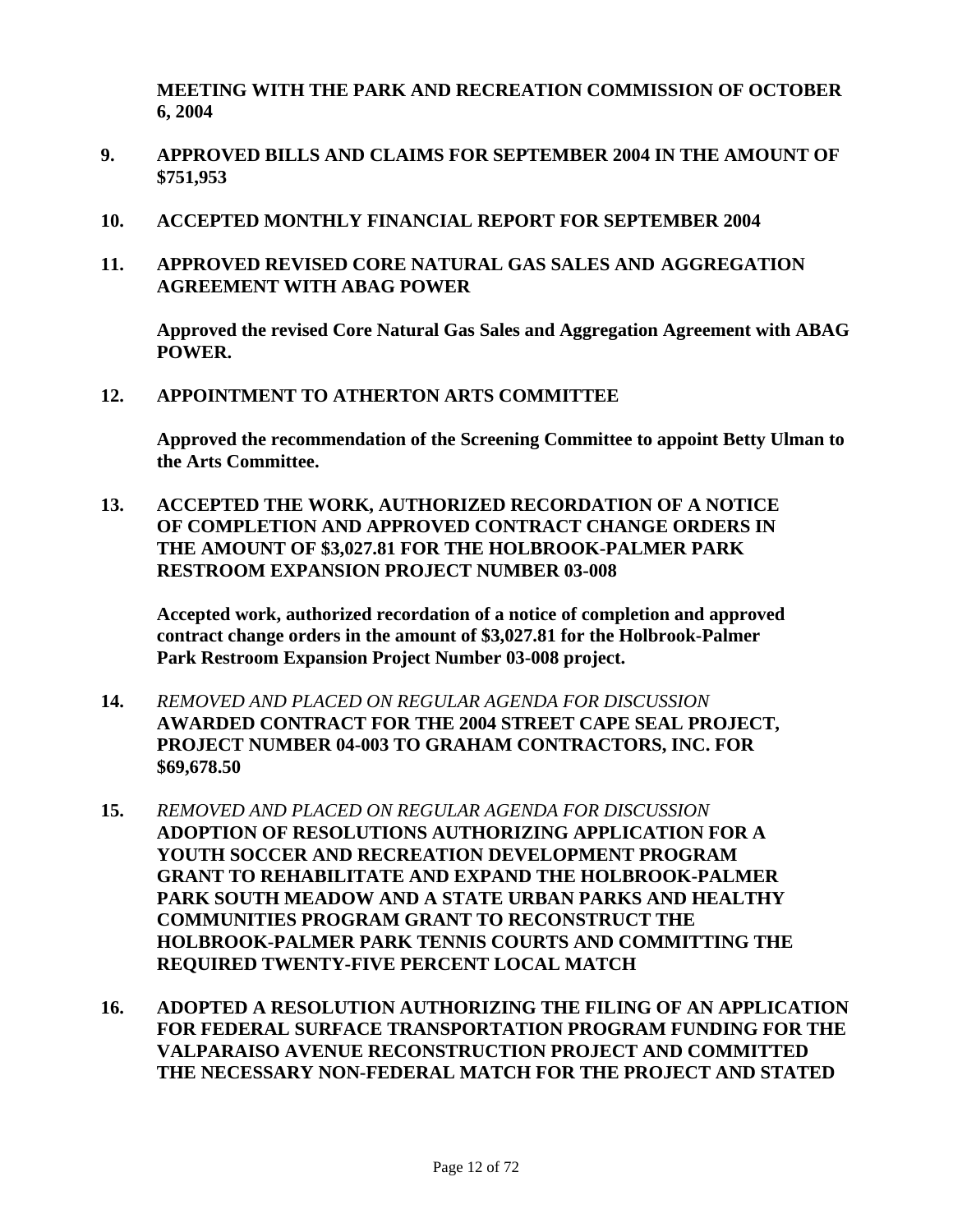**MEETING WITH THE PARK AND RECREATION COMMISSION OF OCTOBER 6, 2004**

**9. APPROVED BILLS AND CLAIMS FOR SEPTEMBER 2004 IN THE AMOUNT OF $751,953**

**10. ACCEPTED MONTHLY FINANCIAL REPORT FOR SEPTEMBER 2004**

**11. APPROVED REVISED CORE NATURAL GAS SALES AND AGGREGATION AGREEMENT WITH ABAG POWER**

**Approved the revised Core Natural Gas Sales and Aggregation Agreement with ABAG POWER.**

**12. APPOINTMENT TO ATHERTON ARTS COMMITTEE**

**Approved the recommendation of the Screening Committee to appoint Betty Ulman to the Arts Committee.**

**13. ACCEPTED THE WORK, AUTHORIZED RECORDATION OF A NOTICE OF COMPLETION AND APPROVED CONTRACT CHANGE ORDERS IN THE AMOUNT OF $3,027.81 FOR THE HOLBROOK-PALMER PARK RESTROOM EXPANSION PROJECT NUMBER 03-008**

**Accepted work, authorized recordation of a notice of completion and approved contract change orders in the amount of $3,027.81 for the Holbrook-Palmer Park Restroom Expansion Project Number 03-008 project.**

**14.** *REMOVED AND PLACED ON REGULAR AGENDA FOR DISCUSSION* **AWARDED CONTRACT FOR THE 2004 STREET CAPE SEAL PROJECT, PROJECT NUMBER 04-003 TO GRAHAM CONTRACTORS, INC. FOR $69,678.50**

**15.** *REMOVED AND PLACED ON REGULAR AGENDA FOR DISCUSSION* **ADOPTION OF RESOLUTIONS AUTHORIZING APPLICATION FOR A YOUTH SOCCER AND RECREATION DEVELOPMENT PROGRAM GRANT TO REHABILITATE AND EXPAND THE HOLBROOK-PALMER PARK SOUTH MEADOW AND A STATE URBAN PARKS AND HEALTHY COMMUNITIES PROGRAM GRANT TO RECONSTRUCT THE HOLBROOK-PALMER PARK TENNIS COURTS AND COMMITTING THE REQUIRED TWENTY-FIVE PERCENT LOCAL MATCH**

**16. ADOPTED A RESOLUTION AUTHORIZING THE FILING OF AN APPLICATION FOR FEDERAL SURFACE TRANSPORTATION PROGRAM FUNDING FOR THE VALPARAISO AVENUE RECONSTRUCTION PROJECT AND COMMITTED THE NECESSARY NON-FEDERAL MATCH FOR THE PROJECT AND STATED**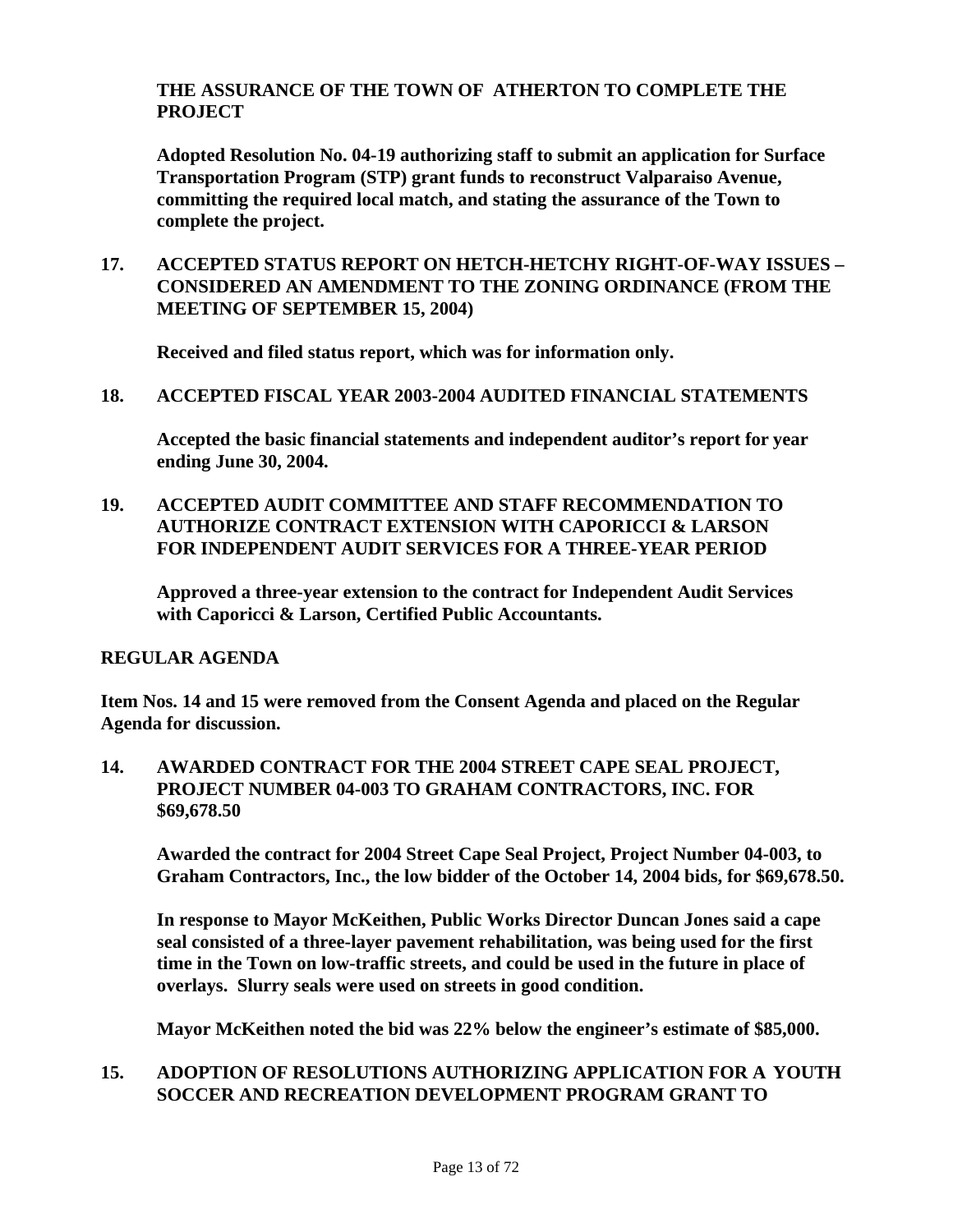**THE ASSURANCE OF THE TOWN OF ATHERTON TO COMPLETE THE PROJECT**

**Adopted Resolution No. 04-19 authorizing staff to submit an application for Surface Transportation Program (STP) grant funds to reconstruct Valparaiso Avenue, committing the required local match, and stating the assurance of the Town to complete the project.**

**17. ACCEPTED STATUS REPORT ON HETCH-HETCHY RIGHT-OF-WAY ISSUES – CONSIDERED AN AMENDMENT TO THE ZONING ORDINANCE (FROM THE MEETING OF SEPTEMBER 15, 2004)**

**Received and filed status report, which was for information only.**

**18. ACCEPTED FISCAL YEAR 2003-2004 AUDITED FINANCIAL STATEMENTS**

**Accepted the basic financial statements and independent auditor's report for year ending June 30, 2004.**

**19. ACCEPTED AUDIT COMMITTEE AND STAFF RECOMMENDATION TO AUTHORIZE CONTRACT EXTENSION WITH CAPORICCI & LARSON FOR INDEPENDENT AUDIT SERVICES FOR A THREE-YEAR PERIOD**

**Approved a three-year extension to the contract for Independent Audit Services with Caporicci & Larson, Certified Public Accountants.**

**REGULAR AGENDA**

**Item Nos. 14 and 15 were removed from the Consent Agenda and placed on the Regular Agenda for discussion.**

**14. AWARDED CONTRACT FOR THE 2004 STREET CAPE SEAL PROJECT, PROJECT NUMBER 04-003 TO GRAHAM CONTRACTORS, INC. FOR $69,678.50**

**Awarded the contract for 2004 Street Cape Seal Project, Project Number 04-003, to Graham Contractors, Inc., the low bidder of the October 14, 2004 bids, for $69,678.50.**

**In response to Mayor McKeithen, Public Works Director Duncan Jones said a cape seal consisted of a three-layer pavement rehabilitation, was being used for the first time in the Town on low-traffic streets, and could be used in the future in place of overlays. Slurry seals were used on streets in good condition.**

**Mayor McKeithen noted the bid was 22% below the engineer's estimate of $85,000.**

**15. ADOPTION OF RESOLUTIONS AUTHORIZING APPLICATION FOR A YOUTH SOCCER AND RECREATION DEVELOPMENT PROGRAM GRANT TO**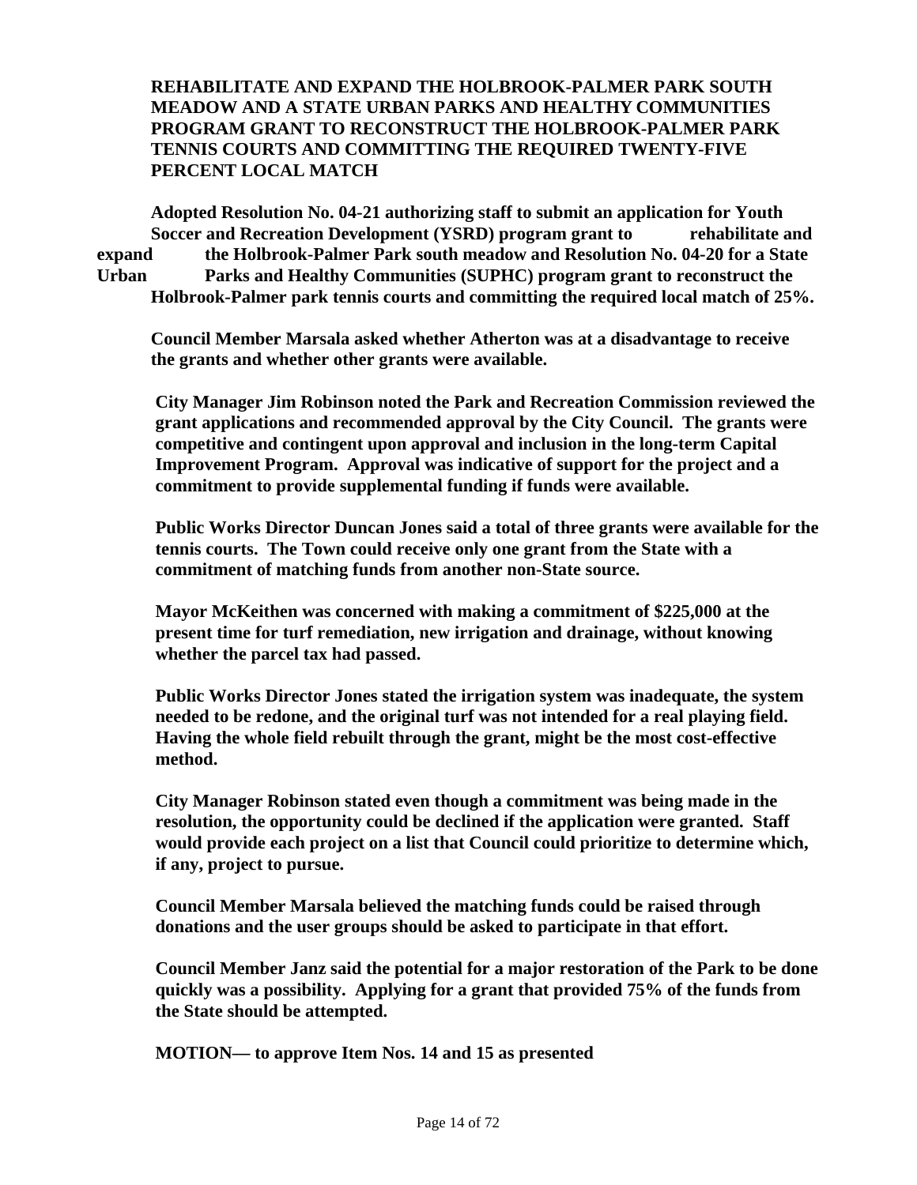**REHABILITATE AND EXPAND THE HOLBROOK-PALMER PARK SOUTH MEADOW AND A STATE URBAN PARKS AND HEALTHY COMMUNITIES PROGRAM GRANT TO RECONSTRUCT THE HOLBROOK-PALMER PARK TENNIS COURTS AND COMMITTING THE REQUIRED TWENTY-FIVE PERCENT LOCAL MATCH**

**Adopted Resolution No. 04-21 authorizing staff to submit an application for Youth Soccer and Recreation Development (YSRD) program grant to rehabilitate and expand the Holbrook-Palmer Park south meadow and Resolution No. 04-20 for a State Urban Parks and Healthy Communities (SUPHC) program grant to reconstruct the Holbrook-Palmer park tennis courts and committing the required local match of 25%.**

**Council Member Marsala asked whether Atherton was at a disadvantage to receive the grants and whether other grants were available.**

**City Manager Jim Robinson noted the Park and Recreation Commission reviewed the grant applications and recommended approval by the City Council. The grants were competitive and contingent upon approval and inclusion in the long-term Capital Improvement Program. Approval was indicative of support for the project and a commitment to provide supplemental funding if funds were available.**

**Public Works Director Duncan Jones said a total of three grants were available for the tennis courts. The Town could receive only one grant from the State with a commitment of matching funds from another non-State source.**

**Mayor McKeithen was concerned with making a commitment of $225,000 at the present time for turf remediation, new irrigation and drainage, without knowing whether the parcel tax had passed.**

**Public Works Director Jones stated the irrigation system was inadequate, the system needed to be redone, and the original turf was not intended for a real playing field. Having the whole field rebuilt through the grant, might be the most cost-effective method.**

**City Manager Robinson stated even though a commitment was being made in the resolution, the opportunity could be declined if the application were granted. Staff would provide each project on a list that Council could prioritize to determine which, if any, project to pursue.**

**Council Member Marsala believed the matching funds could be raised through donations and the user groups should be asked to participate in that effort.**

**Council Member Janz said the potential for a major restoration of the Park to be done quickly was a possibility. Applying for a grant that provided 75% of the funds from the State should be attempted.**

**MOTION— to approve Item Nos. 14 and 15 as presented**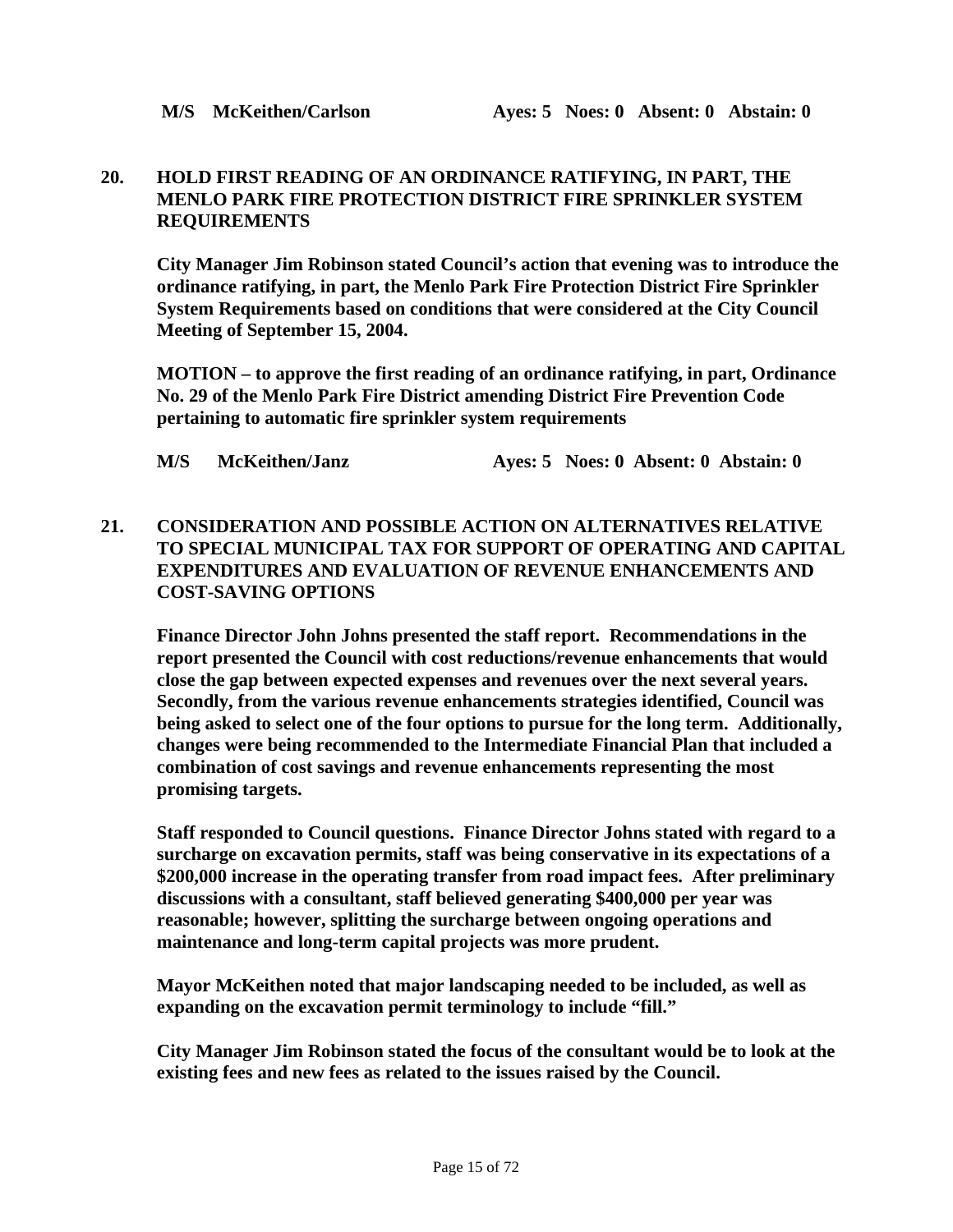**M/S McKeithen/Carlson Ayes: 5 Noes: 0 Absent: 0 Abstain: 0**

## 20. HOLD FIRST READING OF AN ORDINANCE RATIFYING, IN PART, THE MENLO PARK FIRE PROTECTION DISTRICT FIRE SPRINKLER SYSTEM REQUIREMENTS

**City Manager Jim Robinson stated Council's action that evening was to introduce the ordinance ratifying, in part, the Menlo Park Fire Protection District Fire Sprinkler System Requirements based on conditions that were considered at the City Council Meeting of September 15, 2004.**

**MOTION – to approve the first reading of an ordinance ratifying, in part, Ordinance No. 29 of the Menlo Park Fire District amending District Fire Prevention Code pertaining to automatic fire sprinkler system requirements**

**M/S McKeithen/Janz Ayes: 5 Noes: 0 Absent: 0 Abstain: 0**

## 21. CONSIDERATION AND POSSIBLE ACTION ON ALTERNATIVES RELATIVE TO SPECIAL MUNICIPAL TAX FOR SUPPORT OF OPERATING AND CAPITAL EXPENDITURES AND EVALUATION OF REVENUE ENHANCEMENTS AND COST-SAVING OPTIONS

**Finance Director John Johns presented the staff report. Recommendations in the report presented the Council with cost reductions/revenue enhancements that would close the gap between expected expenses and revenues over the next several years. Secondly, from the various revenue enhancements strategies identified, Council was being asked to select one of the four options to pursue for the long term. Additionally, changes were being recommended to the Intermediate Financial Plan that included a combination of cost savings and revenue enhancements representing the most promising targets.**

**Staff responded to Council questions. Finance Director Johns stated with regard to a surcharge on excavation permits, staff was being conservative in its expectations of a $200,000 increase in the operating transfer from road impact fees. After preliminary discussions with a consultant, staff believed generating $400,000 per year was reasonable; however, splitting the surcharge between ongoing operations and maintenance and long-term capital projects was more prudent.**

**Mayor McKeithen noted that major landscaping needed to be included, as well as expanding on the excavation permit terminology to include "fill."**

**City Manager Jim Robinson stated the focus of the consultant would be to look at the existing fees and new fees as related to the issues raised by the Council.**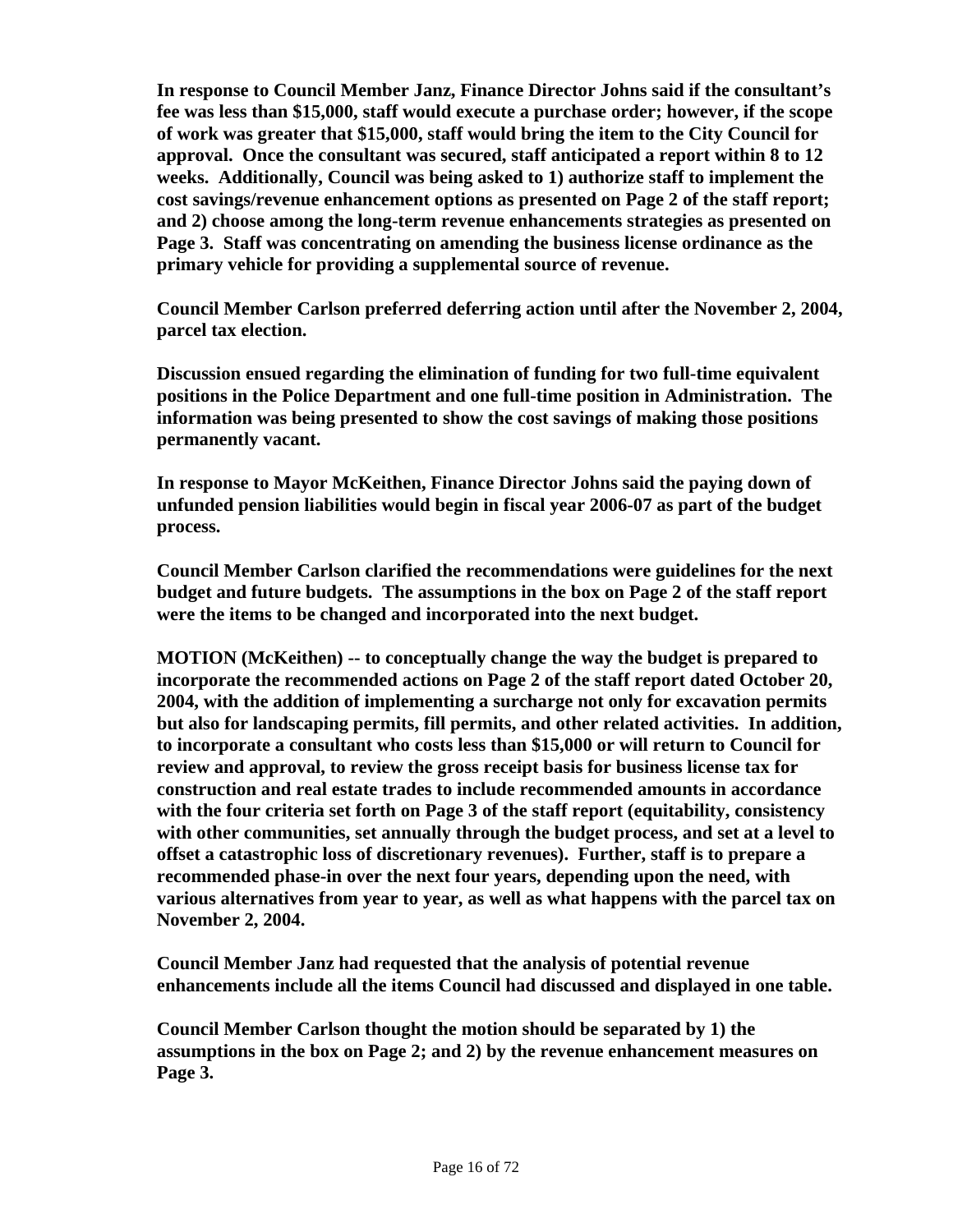**In response to Council Member Janz, Finance Director Johns said if the consultant's fee was less than $15,000, staff would execute a purchase order; however, if the scope of work was greater that $15,000, staff would bring the item to the City Council for approval. Once the consultant was secured, staff anticipated a report within 8 to 12 weeks. Additionally, Council was being asked to 1) authorize staff to implement the cost savings/revenue enhancement options as presented on Page 2 of the staff report; and 2) choose among the long-term revenue enhancements strategies as presented on Page 3. Staff was concentrating on amending the business license ordinance as the primary vehicle for providing a supplemental source of revenue.**

**Council Member Carlson preferred deferring action until after the November 2, 2004, parcel tax election.**

**Discussion ensued regarding the elimination of funding for two full-time equivalent positions in the Police Department and one full-time position in Administration. The information was being presented to show the cost savings of making those positions permanently vacant.**

**In response to Mayor McKeithen, Finance Director Johns said the paying down of unfunded pension liabilities would begin in fiscal year 2006-07 as part of the budget process.**

**Council Member Carlson clarified the recommendations were guidelines for the next budget and future budgets. The assumptions in the box on Page 2 of the staff report were the items to be changed and incorporated into the next budget.**

**MOTION (McKeithen) -- to conceptually change the way the budget is prepared to incorporate the recommended actions on Page 2 of the staff report dated October 20, 2004, with the addition of implementing a surcharge not only for excavation permits but also for landscaping permits, fill permits, and other related activities. In addition, to incorporate a consultant who costs less than $15,000 or will return to Council for review and approval, to review the gross receipt basis for business license tax for construction and real estate trades to include recommended amounts in accordance with the four criteria set forth on Page 3 of the staff report (equitability, consistency with other communities, set annually through the budget process, and set at a level to offset a catastrophic loss of discretionary revenues). Further, staff is to prepare a recommended phase-in over the next four years, depending upon the need, with various alternatives from year to year, as well as what happens with the parcel tax on November 2, 2004.**

**Council Member Janz had requested that the analysis of potential revenue enhancements include all the items Council had discussed and displayed in one table.**

**Council Member Carlson thought the motion should be separated by 1) the assumptions in the box on Page 2; and 2) by the revenue enhancement measures on Page 3.**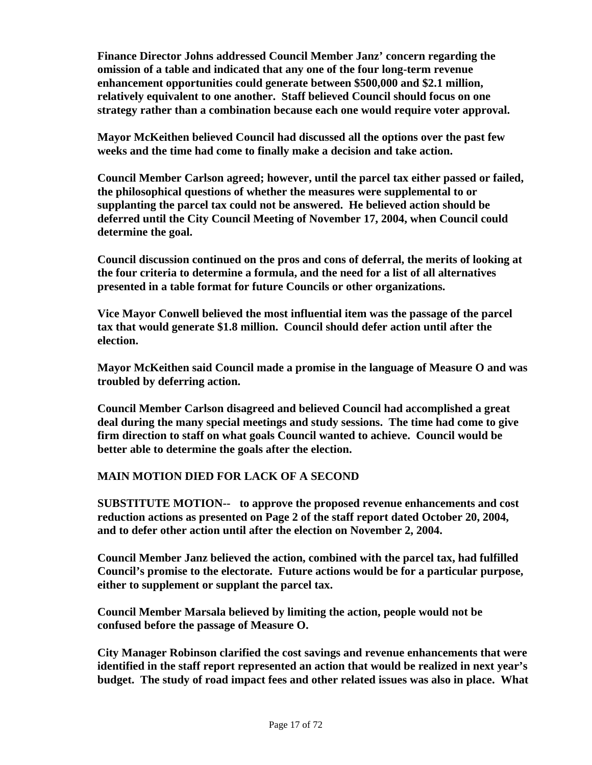**Finance Director Johns addressed Council Member Janz' concern regarding the omission of a table and indicated that any one of the four long-term revenue enhancement opportunities could generate between $500,000 and $2.1 million, relatively equivalent to one another. Staff believed Council should focus on one strategy rather than a combination because each one would require voter approval.**

**Mayor McKeithen believed Council had discussed all the options over the past few weeks and the time had come to finally make a decision and take action.**

**Council Member Carlson agreed; however, until the parcel tax either passed or failed, the philosophical questions of whether the measures were supplemental to or supplanting the parcel tax could not be answered. He believed action should be deferred until the City Council Meeting of November 17, 2004, when Council could determine the goal.**

**Council discussion continued on the pros and cons of deferral, the merits of looking at the four criteria to determine a formula, and the need for a list of all alternatives presented in a table format for future Councils or other organizations.**

**Vice Mayor Conwell believed the most influential item was the passage of the parcel tax that would generate $1.8 million. Council should defer action until after the election.**

**Mayor McKeithen said Council made a promise in the language of Measure O and was troubled by deferring action.**

**Council Member Carlson disagreed and believed Council had accomplished a great deal during the many special meetings and study sessions. The time had come to give firm direction to staff on what goals Council wanted to achieve. Council would be better able to determine the goals after the election.**

**MAIN MOTION DIED FOR LACK OF A SECOND**

**SUBSTITUTE MOTION-- to approve the proposed revenue enhancements and cost reduction actions as presented on Page 2 of the staff report dated October 20, 2004, and to defer other action until after the election on November 2, 2004.**

**Council Member Janz believed the action, combined with the parcel tax, had fulfilled Council's promise to the electorate. Future actions would be for a particular purpose, either to supplement or supplant the parcel tax.**

**Council Member Marsala believed by limiting the action, people would not be confused before the passage of Measure O.**

**City Manager Robinson clarified the cost savings and revenue enhancements that were identified in the staff report represented an action that would be realized in next year's budget. The study of road impact fees and other related issues was also in place. What**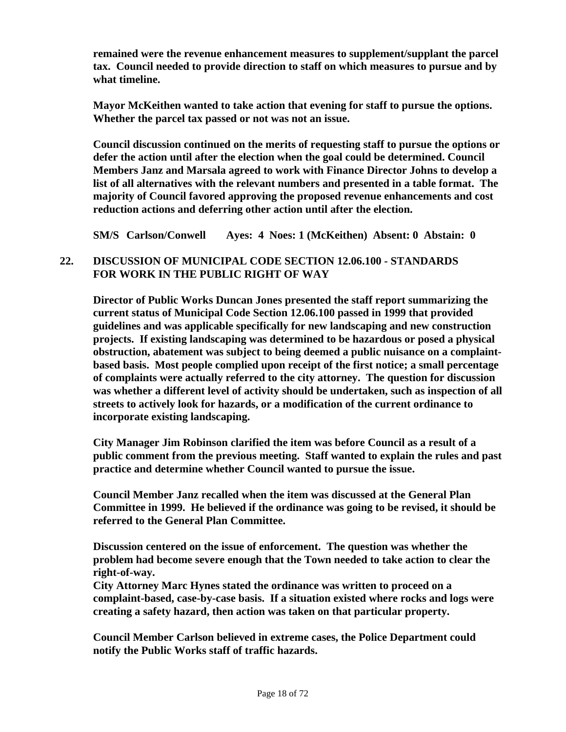**remained were the revenue enhancement measures to supplement/supplant the parcel tax. Council needed to provide direction to staff on which measures to pursue and by what timeline.**

**Mayor McKeithen wanted to take action that evening for staff to pursue the options. Whether the parcel tax passed or not was not an issue.**

**Council discussion continued on the merits of requesting staff to pursue the options or defer the action until after the election when the goal could be determined. Council Members Janz and Marsala agreed to work with Finance Director Johns to develop a list of all alternatives with the relevant numbers and presented in a table format. The majority of Council favored approving the proposed revenue enhancements and cost reduction actions and deferring other action until after the election.**

**SM/S Carlson/Conwell Ayes: 4 Noes: 1 (McKeithen) Absent: 0 Abstain: 0**

## 22. DISCUSSION OF MUNICIPAL CODE SECTION 12.06.100 - STANDARDS FOR WORK IN THE PUBLIC RIGHT OF WAY

**Director of Public Works Duncan Jones presented the staff report summarizing the current status of Municipal Code Section 12.06.100 passed in 1999 that provided guidelines and was applicable specifically for new landscaping and new construction projects. If existing landscaping was determined to be hazardous or posed a physical obstruction, abatement was subject to being deemed a public nuisance on a complaint-based basis. Most people complied upon receipt of the first notice; a small percentage of complaints were actually referred to the city attorney. The question for discussion was whether a different level of activity should be undertaken, such as inspection of all streets to actively look for hazards, or a modification of the current ordinance to incorporate existing landscaping.**

**City Manager Jim Robinson clarified the item was before Council as a result of a public comment from the previous meeting. Staff wanted to explain the rules and past practice and determine whether Council wanted to pursue the issue.**

**Council Member Janz recalled when the item was discussed at the General Plan Committee in 1999. He believed if the ordinance was going to be revised, it should be referred to the General Plan Committee.**

**Discussion centered on the issue of enforcement. The question was whether the problem had become severe enough that the Town needed to take action to clear the right-of-way.**
**City Attorney Marc Hynes stated the ordinance was written to proceed on a complaint-based, case-by-case basis. If a situation existed where rocks and logs were creating a safety hazard, then action was taken on that particular property.**

**Council Member Carlson believed in extreme cases, the Police Department could notify the Public Works staff of traffic hazards.**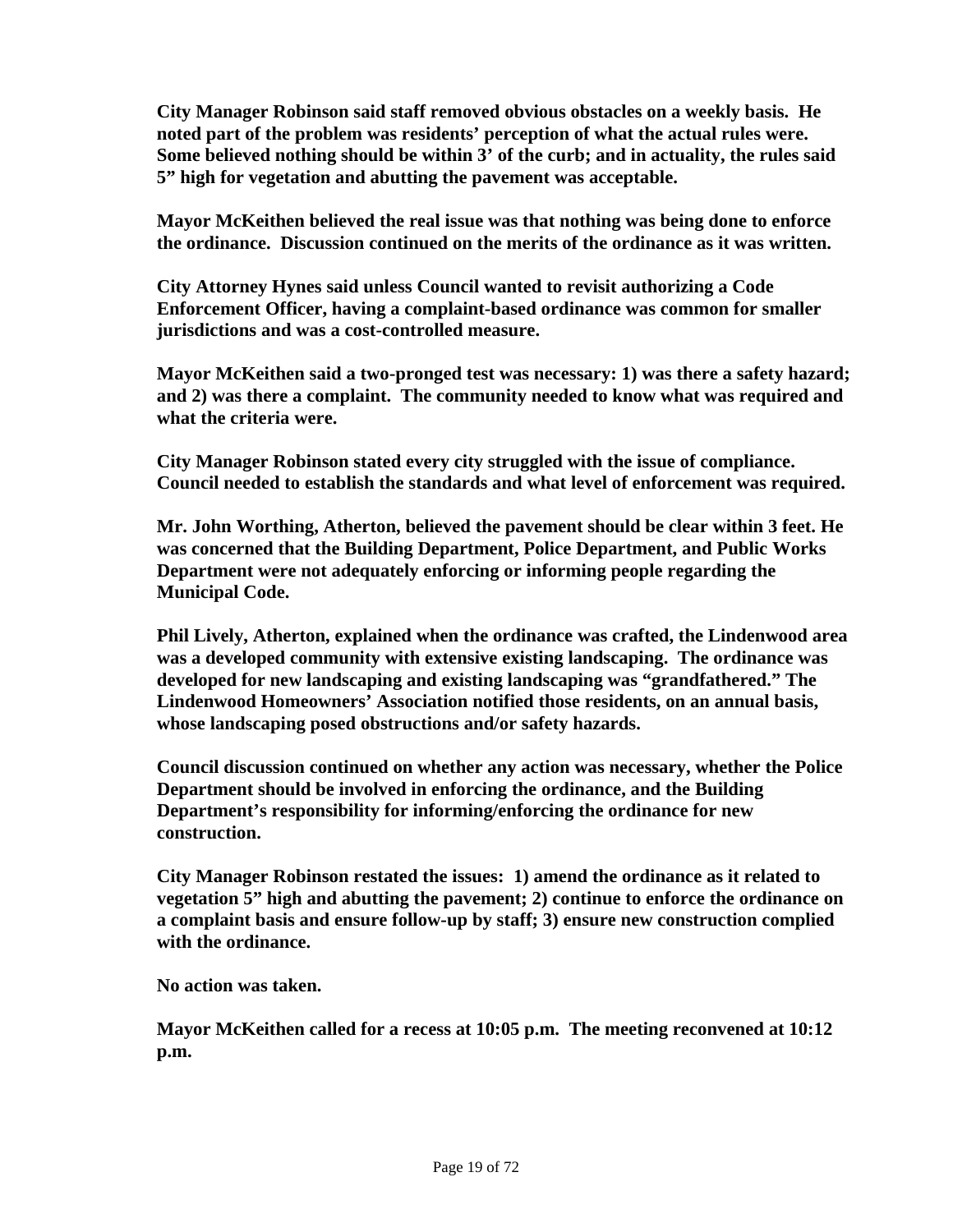**City Manager Robinson said staff removed obvious obstacles on a weekly basis. He noted part of the problem was residents' perception of what the actual rules were. Some believed nothing should be within 3' of the curb; and in actuality, the rules said 5" high for vegetation and abutting the pavement was acceptable.**

**Mayor McKeithen believed the real issue was that nothing was being done to enforce the ordinance. Discussion continued on the merits of the ordinance as it was written.**

**City Attorney Hynes said unless Council wanted to revisit authorizing a Code Enforcement Officer, having a complaint-based ordinance was common for smaller jurisdictions and was a cost-controlled measure.**

**Mayor McKeithen said a two-pronged test was necessary: 1) was there a safety hazard; and 2) was there a complaint. The community needed to know what was required and what the criteria were.**

**City Manager Robinson stated every city struggled with the issue of compliance. Council needed to establish the standards and what level of enforcement was required.**

**Mr. John Worthing, Atherton, believed the pavement should be clear within 3 feet. He was concerned that the Building Department, Police Department, and Public Works Department were not adequately enforcing or informing people regarding the Municipal Code.**

**Phil Lively, Atherton, explained when the ordinance was crafted, the Lindenwood area was a developed community with extensive existing landscaping. The ordinance was developed for new landscaping and existing landscaping was "grandfathered." The Lindenwood Homeowners' Association notified those residents, on an annual basis, whose landscaping posed obstructions and/or safety hazards.**

**Council discussion continued on whether any action was necessary, whether the Police Department should be involved in enforcing the ordinance, and the Building Department's responsibility for informing/enforcing the ordinance for new construction.**

**City Manager Robinson restated the issues: 1) amend the ordinance as it related to vegetation 5" high and abutting the pavement; 2) continue to enforce the ordinance on a complaint basis and ensure follow-up by staff; 3) ensure new construction complied with the ordinance.**

**No action was taken.**

**Mayor McKeithen called for a recess at 10:05 p.m. The meeting reconvened at 10:12 p.m.**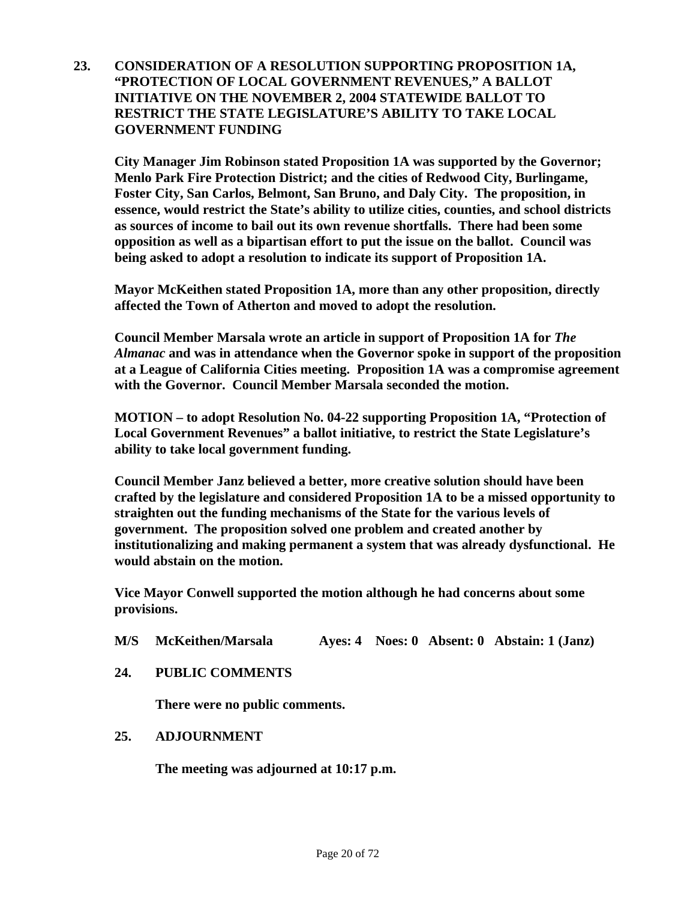**23. CONSIDERATION OF A RESOLUTION SUPPORTING PROPOSITION 1A, "PROTECTION OF LOCAL GOVERNMENT REVENUES," A BALLOT INITIATIVE ON THE NOVEMBER 2, 2004 STATEWIDE BALLOT TO RESTRICT THE STATE LEGISLATURE'S ABILITY TO TAKE LOCAL GOVERNMENT FUNDING**

**City Manager Jim Robinson stated Proposition 1A was supported by the Governor; Menlo Park Fire Protection District; and the cities of Redwood City, Burlingame, Foster City, San Carlos, Belmont, San Bruno, and Daly City. The proposition, in essence, would restrict the State's ability to utilize cities, counties, and school districts as sources of income to bail out its own revenue shortfalls. There had been some opposition as well as a bipartisan effort to put the issue on the ballot. Council was being asked to adopt a resolution to indicate its support of Proposition 1A.**

**Mayor McKeithen stated Proposition 1A, more than any other proposition, directly affected the Town of Atherton and moved to adopt the resolution.**

**Council Member Marsala wrote an article in support of Proposition 1A for *The Almanac* and was in attendance when the Governor spoke in support of the proposition at a League of California Cities meeting. Proposition 1A was a compromise agreement with the Governor. Council Member Marsala seconded the motion.**

**MOTION – to adopt Resolution No. 04-22 supporting Proposition 1A, "Protection of Local Government Revenues" a ballot initiative, to restrict the State Legislature's ability to take local government funding.**

**Council Member Janz believed a better, more creative solution should have been crafted by the legislature and considered Proposition 1A to be a missed opportunity to straighten out the funding mechanisms of the State for the various levels of government. The proposition solved one problem and created another by institutionalizing and making permanent a system that was already dysfunctional. He would abstain on the motion.**

**Vice Mayor Conwell supported the motion although he had concerns about some provisions.**

**M/S McKeithen/Marsala Ayes: 4 Noes: 0 Absent: 0 Abstain: 1 (Janz)**

**24. PUBLIC COMMENTS**

**There were no public comments.**

**25. ADJOURNMENT**

**The meeting was adjourned at 10:17 p.m.**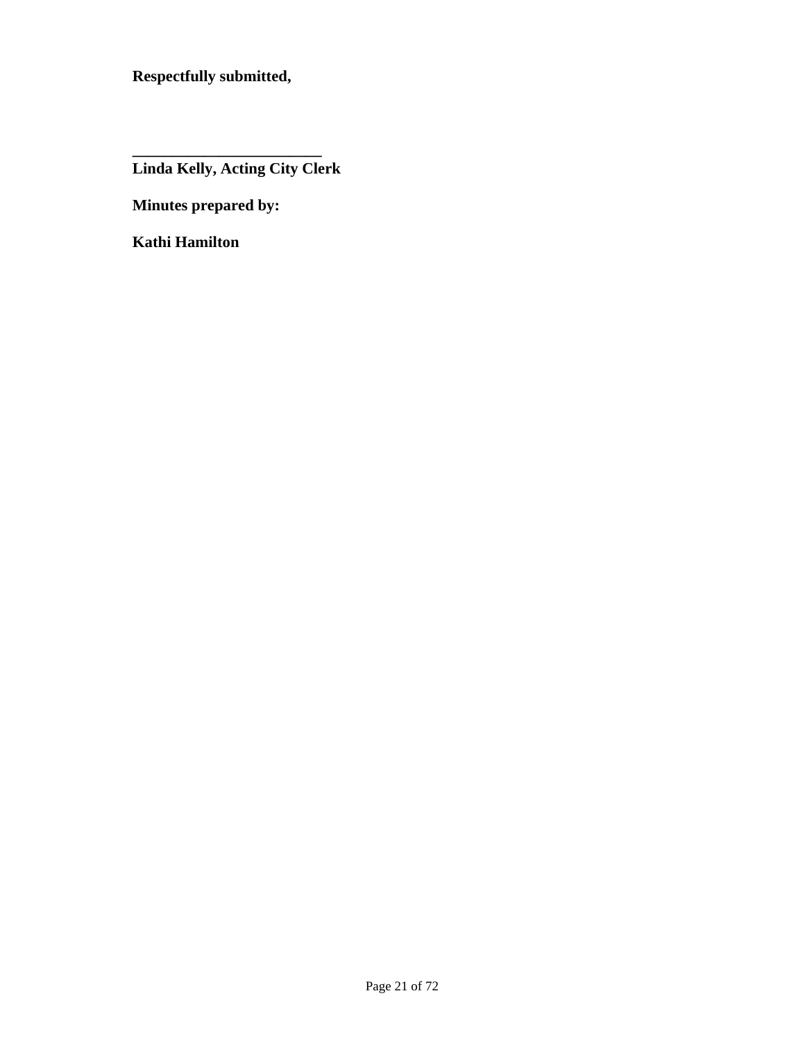**Respectfully submitted,**

________________________

**Linda Kelly, Acting City Clerk**

**Minutes prepared by:**

**Kathi Hamilton**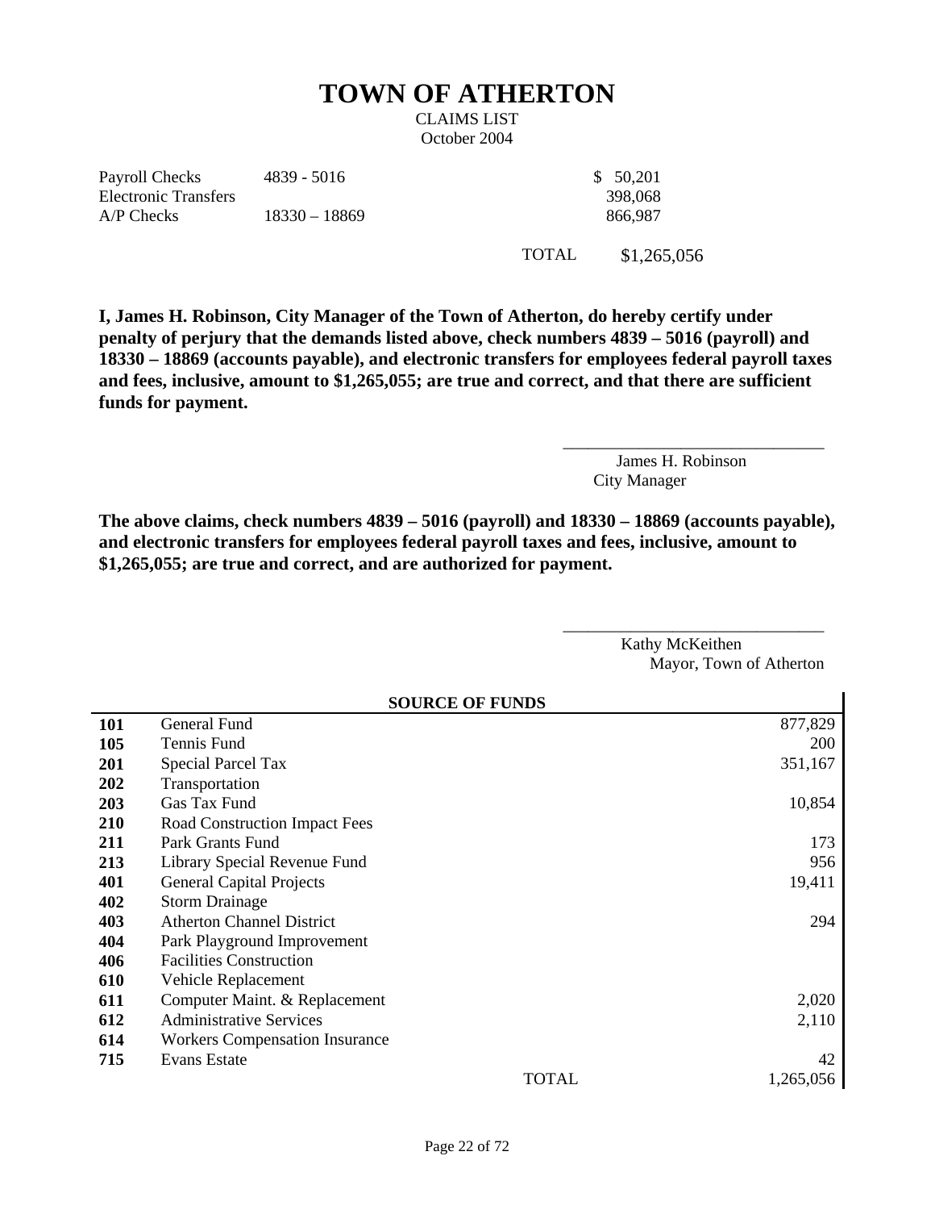# TOWN OF ATHERTON

CLAIMS LIST
October 2004

| | | |
|---|---|---|
| Payroll Checks | 4839 - 5016 | $ 50,201 |
| Electronic Transfers | | 398,068 |
| A/P Checks | 18330 – 18869 | 866,987 |
| | TOTAL | $1,265,056 |

**I, James H. Robinson, City Manager of the Town of Atherton, do hereby certify under penalty of perjury that the demands listed above, check numbers 4839 – 5016 (payroll) and 18330 – 18869 (accounts payable), and electronic transfers for employees federal payroll taxes and fees, inclusive, amount to $1,265,055; are true and correct, and that there are sufficient funds for payment.**

\_\_\_\_\_\_\_\_\_\_\_\_\_\_\_\_\_\_\_\_\_\_\_\_\_\_\_\_\_\_
James H. Robinson
City Manager

**The above claims, check numbers 4839 – 5016 (payroll) and 18330 – 18869 (accounts payable), and electronic transfers for employees federal payroll taxes and fees, inclusive, amount to $1,265,055; are true and correct, and are authorized for payment.**

\_\_\_\_\_\_\_\_\_\_\_\_\_\_\_\_\_\_\_\_\_\_\_\_\_\_\_\_\_\_
Kathy McKeithen
Mayor, Town of Atherton

| | SOURCE OF FUNDS | |
|---|---|---|
| **101** | General Fund | 877,829 |
| **105** | Tennis Fund | 200 |
| **201** | Special Parcel Tax | 351,167 |
| **202** | Transportation | |
| **203** | Gas Tax Fund | 10,854 |
| **210** | Road Construction Impact Fees | |
| **211** | Park Grants Fund | 173 |
| **213** | Library Special Revenue Fund | 956 |
| **401** | General Capital Projects | 19,411 |
| **402** | Storm Drainage | |
| **403** | Atherton Channel District | 294 |
| **404** | Park Playground Improvement | |
| **406** | Facilities Construction | |
| **610** | Vehicle Replacement | |
| **611** | Computer Maint. & Replacement | 2,020 |
| **612** | Administrative Services | 2,110 |
| **614** | Workers Compensation Insurance | |
| **715** | Evans Estate | 42 |
| | TOTAL | 1,265,056 |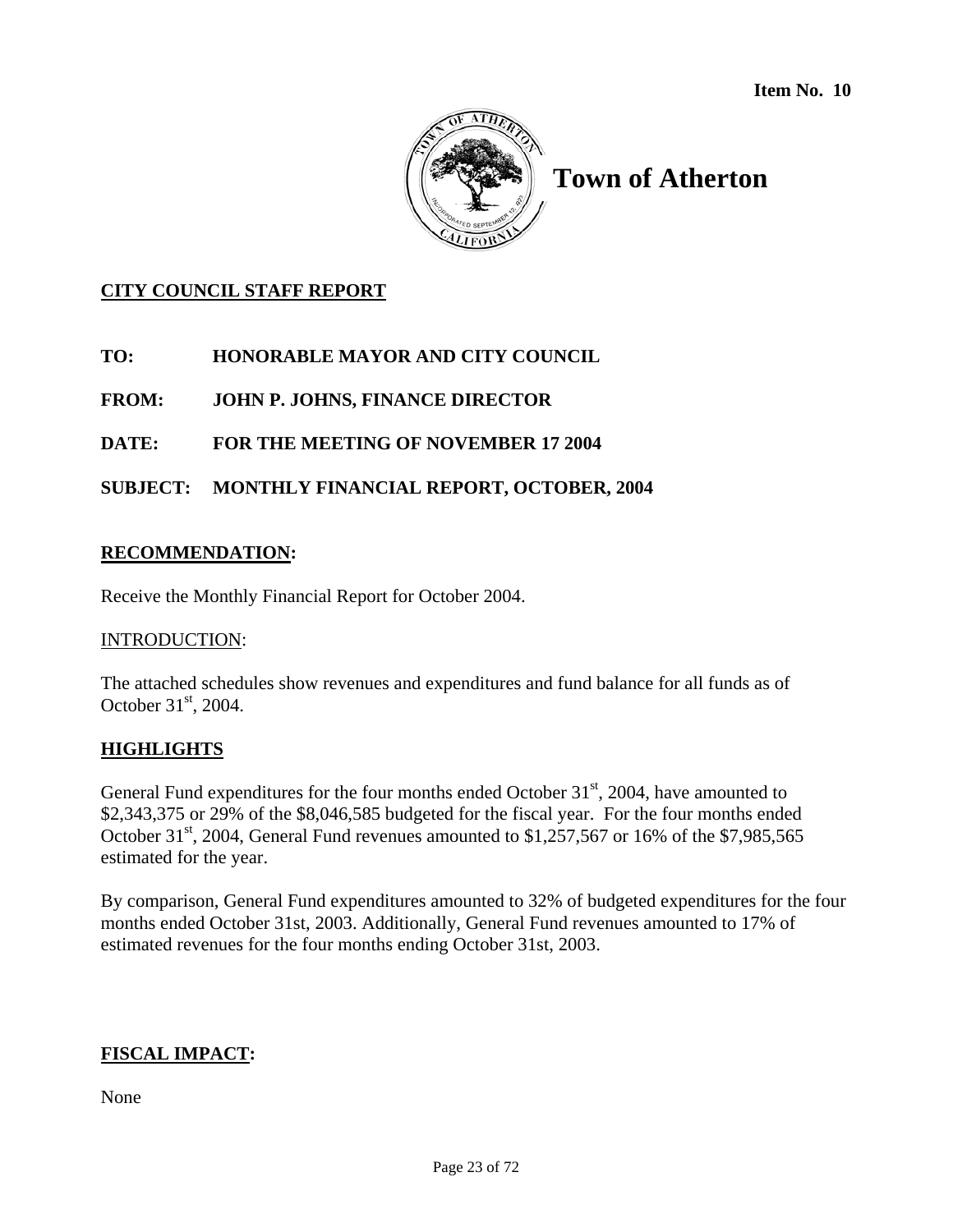**Item No. 10**

# Town of Atherton

## CITY COUNCIL STAFF REPORT

**TO: HONORABLE MAYOR AND CITY COUNCIL**

**FROM: JOHN P. JOHNS, FINANCE DIRECTOR**

**DATE: FOR THE MEETING OF NOVEMBER 17 2004**

**SUBJECT: MONTHLY FINANCIAL REPORT, OCTOBER, 2004**

**RECOMMENDATION:**

Receive the Monthly Financial Report for October 2004.

INTRODUCTION:

The attached schedules show revenues and expenditures and fund balance for all funds as of October 31st, 2004.

**HIGHLIGHTS**

General Fund expenditures for the four months ended October 31st, 2004, have amounted to $2,343,375 or 29% of the $8,046,585 budgeted for the fiscal year. For the four months ended October 31st, 2004, General Fund revenues amounted to $1,257,567 or 16% of the $7,985,565 estimated for the year.

By comparison, General Fund expenditures amounted to 32% of budgeted expenditures for the four months ended October 31st, 2003. Additionally, General Fund revenues amounted to 17% of estimated revenues for the four months ending October 31st, 2003.

**FISCAL IMPACT:**

None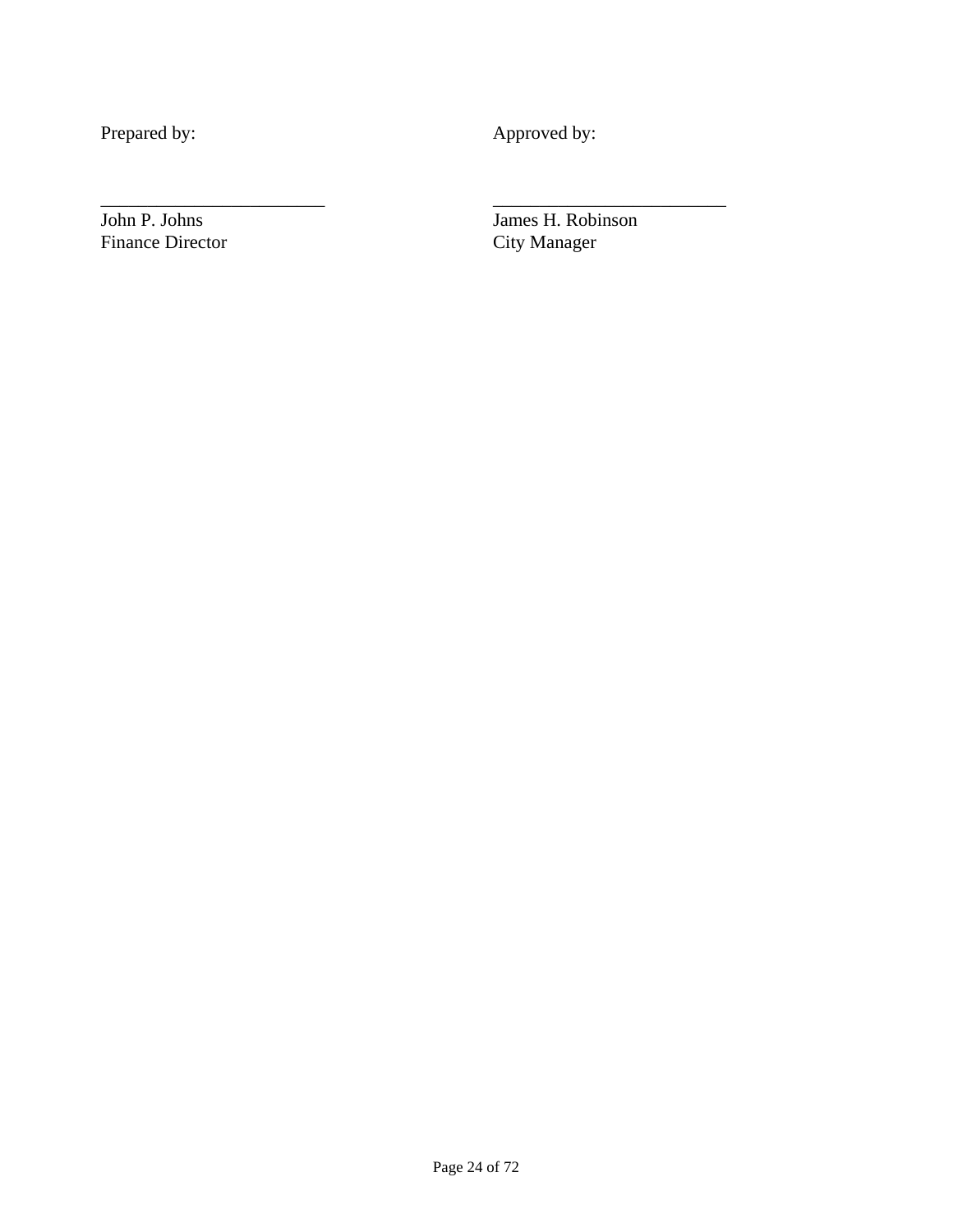| Prepared by: | Approved by: |
| --- | --- |
| ________________________ | _________________________ |
| John P. Johns | James H. Robinson |
| Finance Director | City Manager |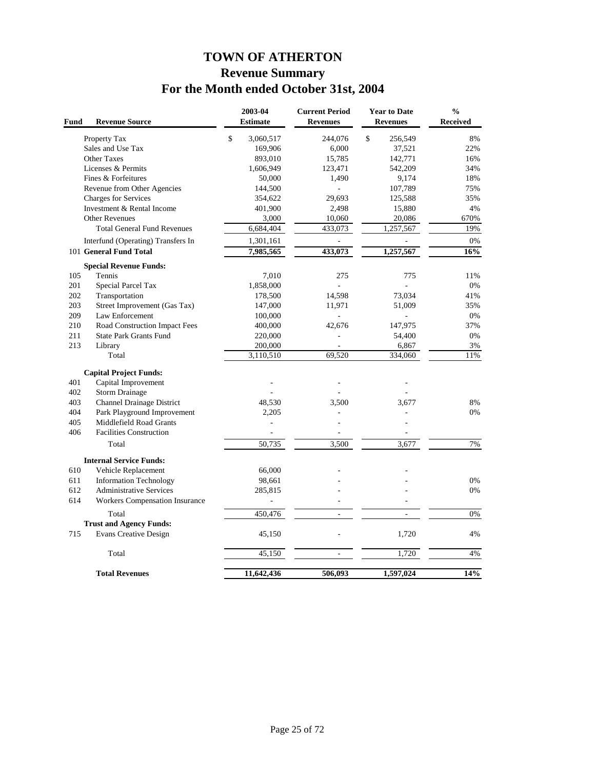# TOWN OF ATHERTON

## Revenue Summary

## For the Month ended October 31st, 2004

| Fund | Revenue Source | 2003-04 Estimate | Current Period Revenues | Year to Date Revenues | % Received |
|---|---|---|---|---|---|
| | Property Tax | $ 3,060,517 | 244,076 | $ 256,549 | 8% |
| | Sales and Use Tax | 169,906 | 6,000 | 37,521 | 22% |
| | Other Taxes | 893,010 | 15,785 | 142,771 | 16% |
| | Licenses & Permits | 1,606,949 | 123,471 | 542,209 | 34% |
| | Fines & Forfeitures | 50,000 | 1,490 | 9,174 | 18% |
| | Revenue from Other Agencies | 144,500 | - | 107,789 | 75% |
| | Charges for Services | 354,622 | 29,693 | 125,588 | 35% |
| | Investment & Rental Income | 401,900 | 2,498 | 15,880 | 4% |
| | Other Revenues | 3,000 | 10,060 | 20,086 | 670% |
| | Total General Fund Revenues | 6,684,404 | 433,073 | 1,257,567 | 19% |
| | Interfund (Operating) Transfers In | 1,301,161 | - | - | 0% |
| 101 | **General Fund Total** | **7,985,565** | **433,073** | **1,257,567** | **16%** |
| | **Special Revenue Funds:** | | | | |
| 105 | Tennis | 7,010 | 275 | 775 | 11% |
| 201 | Special Parcel Tax | 1,858,000 | - | - | 0% |
| 202 | Transportation | 178,500 | 14,598 | 73,034 | 41% |
| 203 | Street Improvement (Gas Tax) | 147,000 | 11,971 | 51,009 | 35% |
| 209 | Law Enforcement | 100,000 | - | - | 0% |
| 210 | Road Construction Impact Fees | 400,000 | 42,676 | 147,975 | 37% |
| 211 | State Park Grants Fund | 220,000 | - | 54,400 | 0% |
| 213 | Library | 200,000 | - | 6,867 | 3% |
| | Total | 3,110,510 | 69,520 | 334,060 | 11% |
| | **Capital Project Funds:** | | | | |
| 401 | Capital Improvement | - | - | - | |
| 402 | Storm Drainage | - | - | - | |
| 403 | Channel Drainage District | 48,530 | 3,500 | 3,677 | 8% |
| 404 | Park Playground Improvement | 2,205 | - | - | 0% |
| 405 | Middlefield Road Grants | - | - | - | |
| 406 | Facilities Construction | - | - | - | |
| | Total | 50,735 | 3,500 | 3,677 | 7% |
| | **Internal Service Funds:** | | | | |
| 610 | Vehicle Replacement | 66,000 | - | - | |
| 611 | Information Technology | 98,661 | - | - | 0% |
| 612 | Administrative Services | 285,815 | - | - | 0% |
| 614 | Workers Compensation Insurance | - | - | - | |
| | Total | 450,476 | - | - | 0% |
| | **Trust and Agency Funds:** | | | | |
| 715 | Evans Creative Design | 45,150 | - | 1,720 | 4% |
| | Total | 45,150 | - | 1,720 | 4% |
| | **Total Revenues** | **11,642,436** | **506,093** | **1,597,024** | **14%** |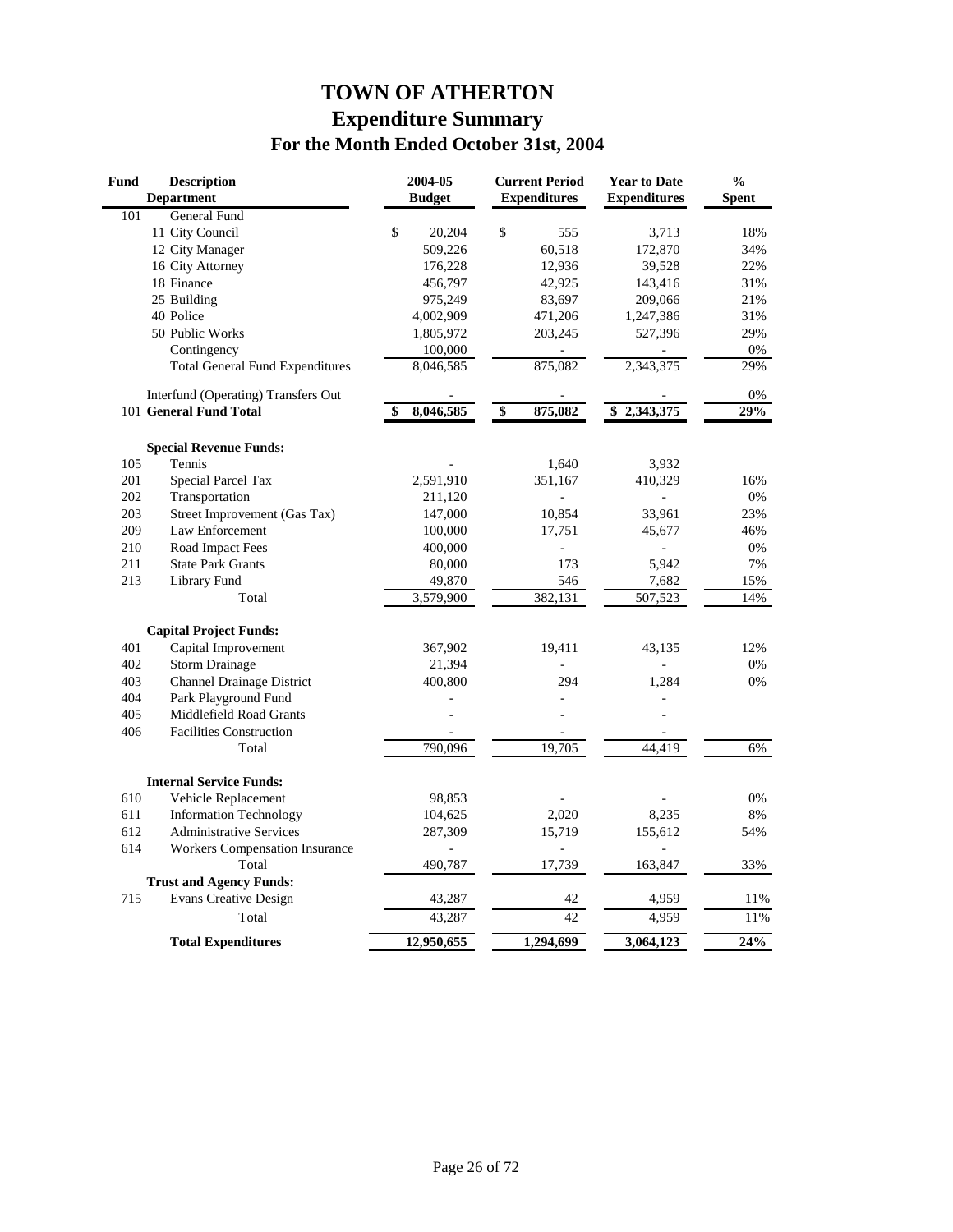# TOWN OF ATHERTON
## Expenditure Summary
### For the Month Ended October 31st, 2004

| Fund | Description / Department | 2004-05 Budget | Current Period Expenditures | Year to Date Expenditures | % Spent |
|---|---|---|---|---|---|
| 101 | General Fund | | | | |
| | 11 City Council | $ 20,204 | $ 555 | 3,713 | 18% |
| | 12 City Manager | 509,226 | 60,518 | 172,870 | 34% |
| | 16 City Attorney | 176,228 | 12,936 | 39,528 | 22% |
| | 18 Finance | 456,797 | 42,925 | 143,416 | 31% |
| | 25 Building | 975,249 | 83,697 | 209,066 | 21% |
| | 40 Police | 4,002,909 | 471,206 | 1,247,386 | 31% |
| | 50 Public Works | 1,805,972 | 203,245 | 527,396 | 29% |
| | Contingency | 100,000 | - | - | 0% |
| | Total General Fund Expenditures | 8,046,585 | 875,082 | 2,343,375 | 29% |
| | Interfund (Operating) Transfers Out | - | - | - | 0% |
| 101 | **General Fund Total** | **$ 8,046,585** | **$ 875,082** | **$ 2,343,375** | **29%** |
| | **Special Revenue Funds:** | | | | |
| 105 | Tennis | - | 1,640 | 3,932 | |
| 201 | Special Parcel Tax | 2,591,910 | 351,167 | 410,329 | 16% |
| 202 | Transportation | 211,120 | - | - | 0% |
| 203 | Street Improvement (Gas Tax) | 147,000 | 10,854 | 33,961 | 23% |
| 209 | Law Enforcement | 100,000 | 17,751 | 45,677 | 46% |
| 210 | Road Impact Fees | 400,000 | - | - | 0% |
| 211 | State Park Grants | 80,000 | 173 | 5,942 | 7% |
| 213 | Library Fund | 49,870 | 546 | 7,682 | 15% |
| | Total | 3,579,900 | 382,131 | 507,523 | 14% |
| | **Capital Project Funds:** | | | | |
| 401 | Capital Improvement | 367,902 | 19,411 | 43,135 | 12% |
| 402 | Storm Drainage | 21,394 | - | - | 0% |
| 403 | Channel Drainage District | 400,800 | 294 | 1,284 | 0% |
| 404 | Park Playground Fund | - | - | - | |
| 405 | Middlefield Road Grants | - | - | - | |
| 406 | Facilities Construction | - | - | - | |
| | Total | 790,096 | 19,705 | 44,419 | 6% |
| | **Internal Service Funds:** | | | | |
| 610 | Vehicle Replacement | 98,853 | - | - | 0% |
| 611 | Information Technology | 104,625 | 2,020 | 8,235 | 8% |
| 612 | Administrative Services | 287,309 | 15,719 | 155,612 | 54% |
| 614 | Workers Compensation Insurance | - | - | - | |
| | Total | 490,787 | 17,739 | 163,847 | 33% |
| | **Trust and Agency Funds:** | | | | |
| 715 | Evans Creative Design | 43,287 | 42 | 4,959 | 11% |
| | Total | 43,287 | 42 | 4,959 | 11% |
| | **Total Expenditures** | **12,950,655** | **1,294,699** | **3,064,123** | **24%** |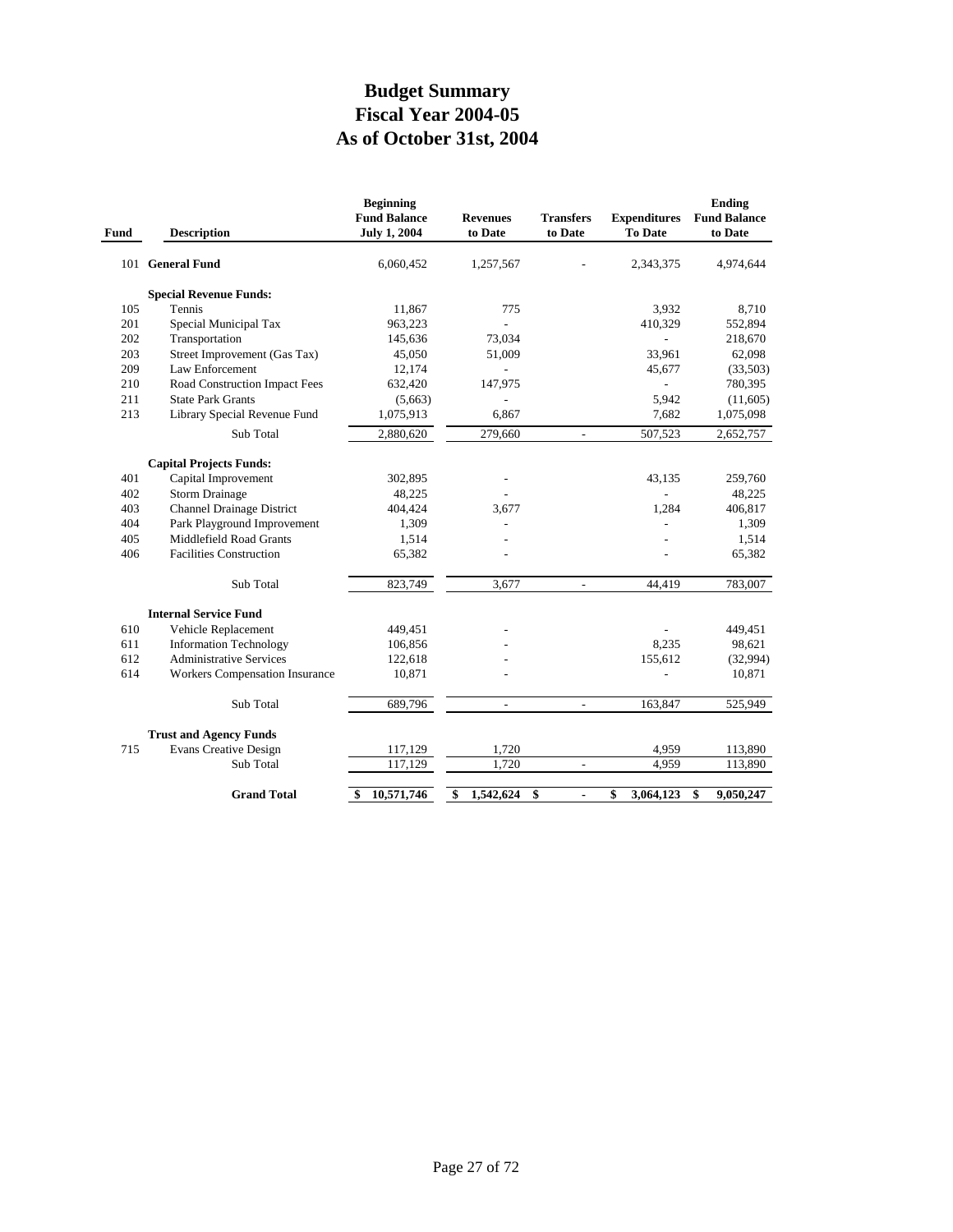# Budget Summary
# Fiscal Year 2004-05
# As of October 31st, 2004

| Fund | Description | Beginning Fund Balance July 1, 2004 | Revenues to Date | Transfers to Date | Expenditures To Date | Ending Fund Balance to Date |
|---|---|---|---|---|---|---|
| 101 | **General Fund** | 6,060,452 | 1,257,567 | - | 2,343,375 | 4,974,644 |
| | **Special Revenue Funds:** | | | | | |
| 105 | Tennis | 11,867 | 775 | | 3,932 | 8,710 |
| 201 | Special Municipal Tax | 963,223 | - | | 410,329 | 552,894 |
| 202 | Transportation | 145,636 | 73,034 | | - | 218,670 |
| 203 | Street Improvement (Gas Tax) | 45,050 | 51,009 | | 33,961 | 62,098 |
| 209 | Law Enforcement | 12,174 | - | | 45,677 | (33,503) |
| 210 | Road Construction Impact Fees | 632,420 | 147,975 | | - | 780,395 |
| 211 | State Park Grants | (5,663) | - | | 5,942 | (11,605) |
| 213 | Library Special Revenue Fund | 1,075,913 | 6,867 | | 7,682 | 1,075,098 |
| | Sub Total | 2,880,620 | 279,660 | - | 507,523 | 2,652,757 |
| | **Capital Projects Funds:** | | | | | |
| 401 | Capital Improvement | 302,895 | - | | 43,135 | 259,760 |
| 402 | Storm Drainage | 48,225 | - | | - | 48,225 |
| 403 | Channel Drainage District | 404,424 | 3,677 | | 1,284 | 406,817 |
| 404 | Park Playground Improvement | 1,309 | - | | - | 1,309 |
| 405 | Middlefield Road Grants | 1,514 | - | | - | 1,514 |
| 406 | Facilities Construction | 65,382 | - | | - | 65,382 |
| | Sub Total | 823,749 | 3,677 | - | 44,419 | 783,007 |
| | **Internal Service Fund** | | | | | |
| 610 | Vehicle Replacement | 449,451 | - | | - | 449,451 |
| 611 | Information Technology | 106,856 | - | | 8,235 | 98,621 |
| 612 | Administrative Services | 122,618 | - | | 155,612 | (32,994) |
| 614 | Workers Compensation Insurance | 10,871 | - | | - | 10,871 |
| | Sub Total | 689,796 | - | - | 163,847 | 525,949 |
| | **Trust and Agency Funds** | | | | | |
| 715 | Evans Creative Design | 117,129 | 1,720 | | 4,959 | 113,890 |
| | Sub Total | 117,129 | 1,720 | - | 4,959 | 113,890 |
| | **Grand Total** | **$ 10,571,746** | **$ 1,542,624** | **$ -** | **$ 3,064,123** | **$ 9,050,247** |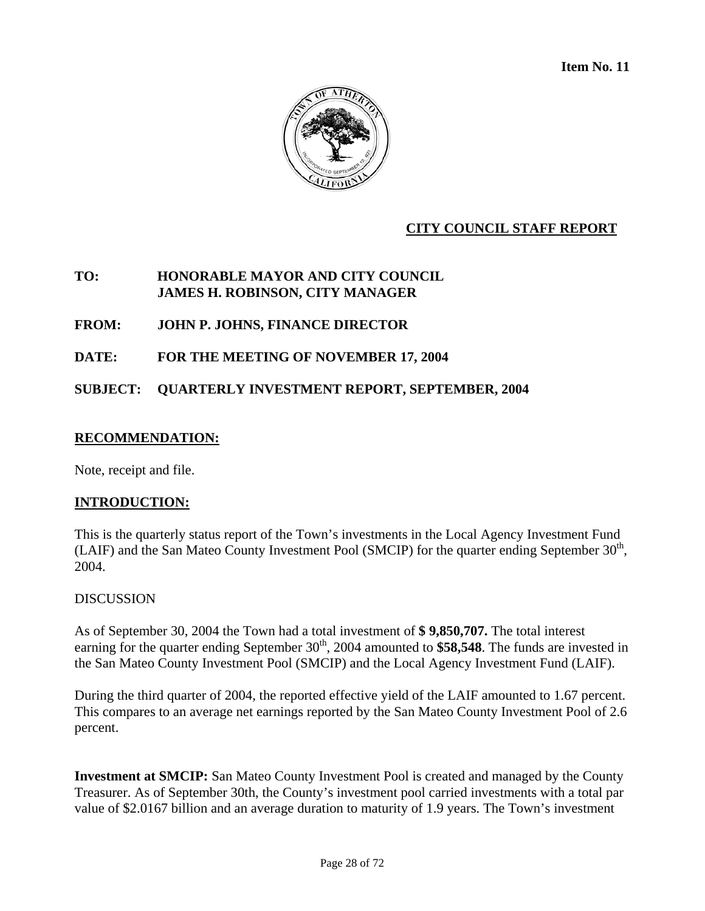**Item No. 11**

## CITY COUNCIL STAFF REPORT

**TO:** **HONORABLE MAYOR AND CITY COUNCIL**
**JAMES H. ROBINSON, CITY MANAGER**

**FROM:** **JOHN P. JOHNS, FINANCE DIRECTOR**

**DATE:** **FOR THE MEETING OF NOVEMBER 17, 2004**

**SUBJECT:** **QUARTERLY INVESTMENT REPORT, SEPTEMBER, 2004**

## RECOMMENDATION:

Note, receipt and file.

## INTRODUCTION:

This is the quarterly status report of the Town's investments in the Local Agency Investment Fund (LAIF) and the San Mateo County Investment Pool (SMCIP) for the quarter ending September 30th, 2004.

DISCUSSION

As of September 30, 2004 the Town had a total investment of **$ 9,850,707.** The total interest earning for the quarter ending September 30th, 2004 amounted to **$58,548**. The funds are invested in the San Mateo County Investment Pool (SMCIP) and the Local Agency Investment Fund (LAIF).

During the third quarter of 2004, the reported effective yield of the LAIF amounted to 1.67 percent. This compares to an average net earnings reported by the San Mateo County Investment Pool of 2.6 percent.

**Investment at SMCIP:** San Mateo County Investment Pool is created and managed by the County Treasurer. As of September 30th, the County's investment pool carried investments with a total par value of $2.0167 billion and an average duration to maturity of 1.9 years. The Town's investment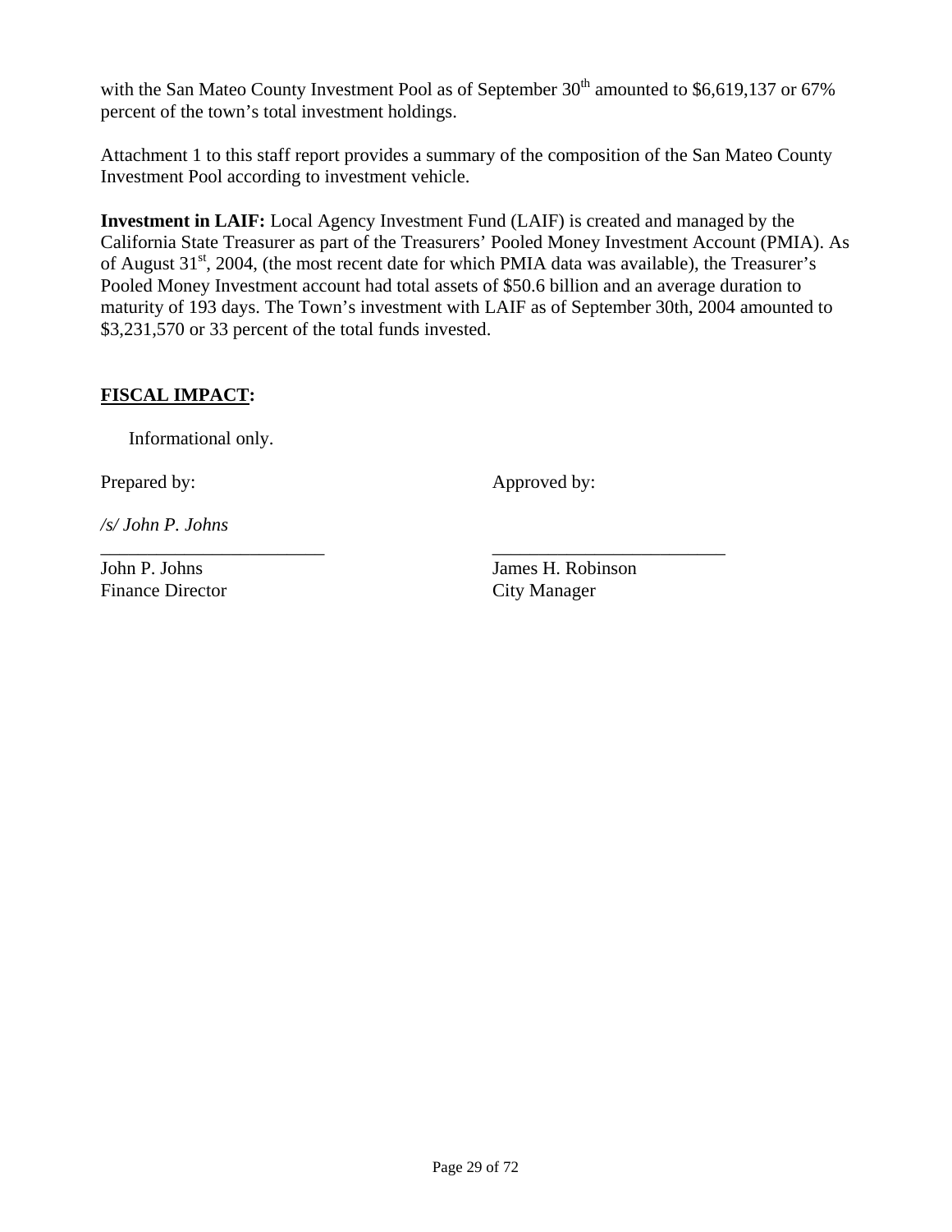with the San Mateo County Investment Pool as of September 30th amounted to $6,619,137 or 67% percent of the town's total investment holdings.

Attachment 1 to this staff report provides a summary of the composition of the San Mateo County Investment Pool according to investment vehicle.

**Investment in LAIF:** Local Agency Investment Fund (LAIF) is created and managed by the California State Treasurer as part of the Treasurers' Pooled Money Investment Account (PMIA). As of August 31st, 2004, (the most recent date for which PMIA data was available), the Treasurer's Pooled Money Investment account had total assets of $50.6 billion and an average duration to maturity of 193 days. The Town's investment with LAIF as of September 30th, 2004 amounted to $3,231,570 or 33 percent of the total funds invested.

**FISCAL IMPACT:**

Informational only.

Prepared by:

*/s/ John P. Johns*

John P. Johns
Finance Director

Approved by:

James H. Robinson
City Manager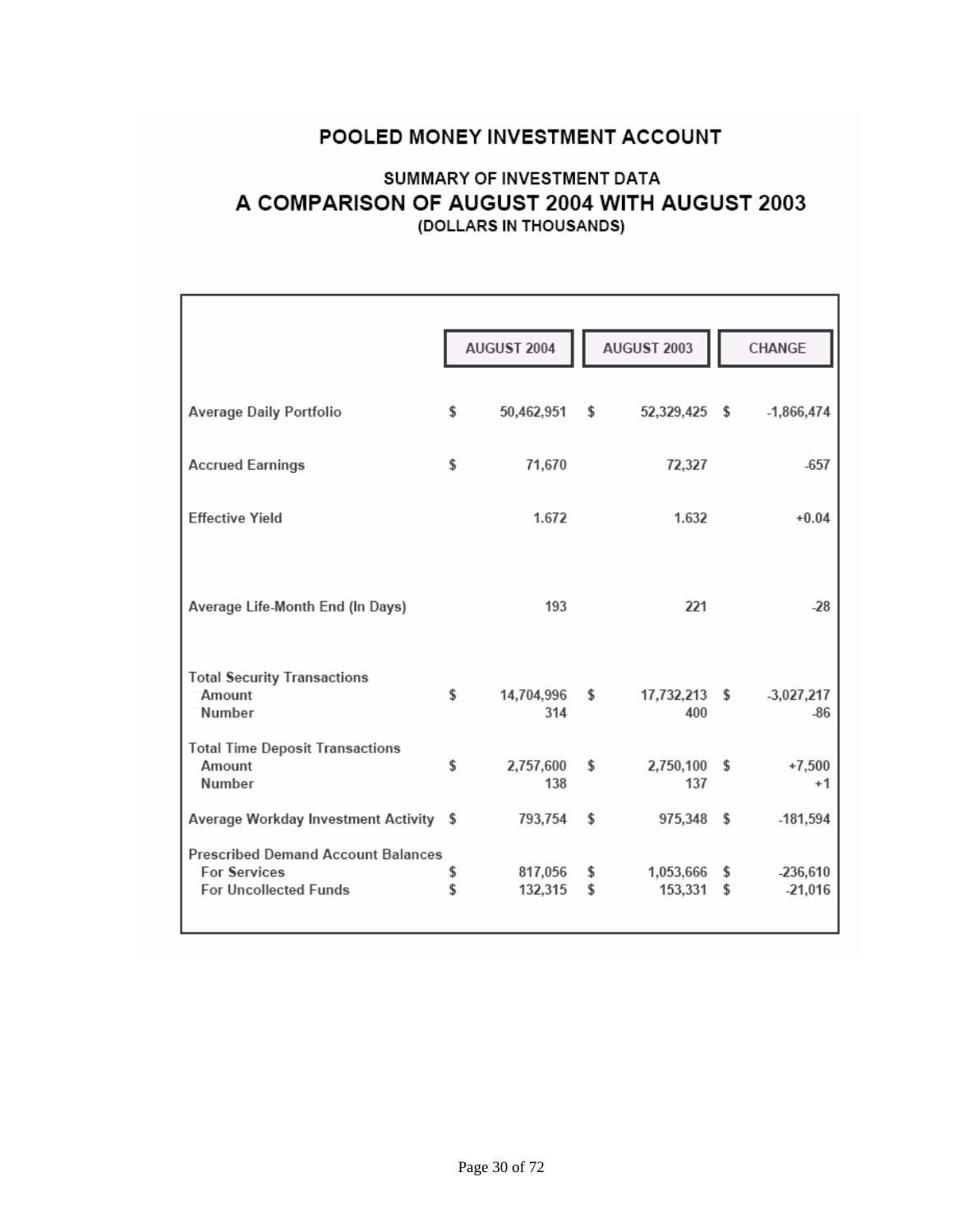# POOLED MONEY INVESTMENT ACCOUNT

## SUMMARY OF INVESTMENT DATA
## A COMPARISON OF AUGUST 2004 WITH AUGUST 2003
### (DOLLARS IN THOUSANDS)

| | AUGUST 2004 | AUGUST 2003 | CHANGE |
|---|---|---|---|
| **Average Daily Portfolio** | $ 50,462,951 | $ 52,329,425 | $ -1,866,474 |
| **Accrued Earnings** | $ 71,670 | 72,327 | -657 |
| **Effective Yield** | 1.672 | 1.632 | +0.04 |
| **Average Life-Month End (In Days)** | 193 | 221 | -28 |
| **Total Security Transactions** | | | |
| Amount | $ 14,704,996 | $ 17,732,213 | $ -3,027,217 |
| Number | 314 | 400 | -86 |
| **Total Time Deposit Transactions** | | | |
| Amount | $ 2,757,600 | $ 2,750,100 | $ +7,500 |
| Number | 138 | 137 | +1 |
| **Average Workday Investment Activity** | $ 793,754 | $ 975,348 | $ -181,594 |
| **Prescribed Demand Account Balances** | | | |
| For Services | $ 817,056 | $ 1,053,666 | $ -236,610 |
| For Uncollected Funds | $ 132,315 | $ 153,331 | $ -21,016 |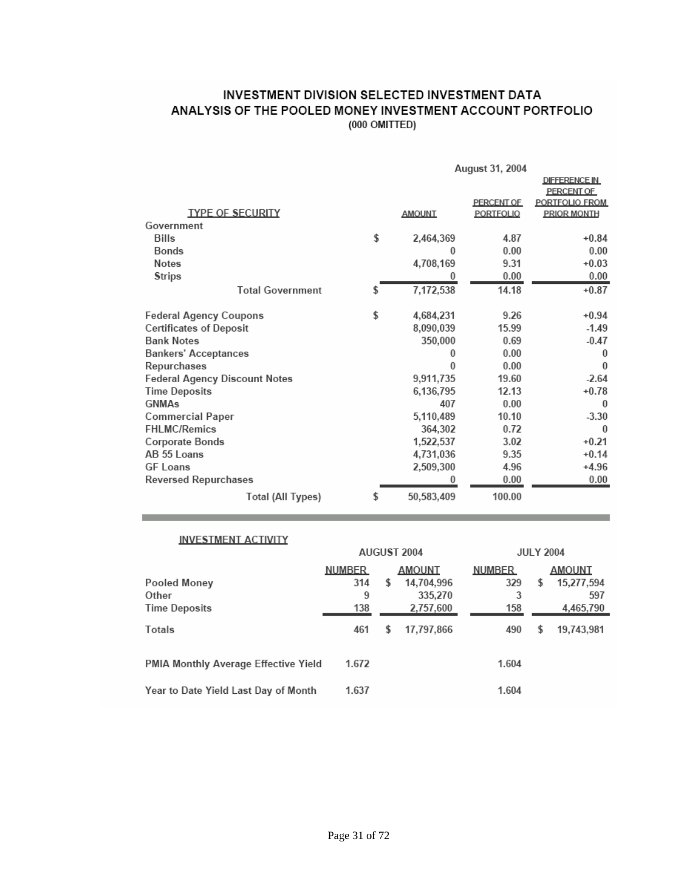# INVESTMENT DIVISION SELECTED INVESTMENT DATA
## ANALYSIS OF THE POOLED MONEY INVESTMENT ACCOUNT PORTFOLIO
(000 OMITTED)

| TYPE OF SECURITY | August 31, 2004 AMOUNT | PERCENT OF PORTFOLIO | DIFFERENCE IN PERCENT OF PORTFOLIO FROM PRIOR MONTH |
|---|---|---|---|
| Government | | | |
| Bills | $ 2,464,369 | 4.87 | +0.84 |
| Bonds | 0 | 0.00 | 0.00 |
| Notes | 4,708,169 | 9.31 | +0.03 |
| Strips | 0 | 0.00 | 0.00 |
| Total Government | $ 7,172,538 | 14.18 | +0.87 |
| Federal Agency Coupons | $ 4,684,231 | 9.26 | +0.94 |
| Certificates of Deposit | 8,090,039 | 15.99 | -1.49 |
| Bank Notes | 350,000 | 0.69 | -0.47 |
| Bankers' Acceptances | 0 | 0.00 | 0 |
| Repurchases | 0 | 0.00 | 0 |
| Federal Agency Discount Notes | 9,911,735 | 19.60 | -2.64 |
| Time Deposits | 6,136,795 | 12.13 | +0.78 |
| GNMAs | 407 | 0.00 | 0 |
| Commercial Paper | 5,110,489 | 10.10 | -3.30 |
| FHLMC/Remics | 364,302 | 0.72 | 0 |
| Corporate Bonds | 1,522,537 | 3.02 | +0.21 |
| AB 55 Loans | 4,731,036 | 9.35 | +0.14 |
| GF Loans | 2,509,300 | 4.96 | +4.96 |
| Reversed Repurchases | 0 | 0.00 | 0.00 |
| Total (All Types) | $ 50,583,409 | 100.00 | |

### INVESTMENT ACTIVITY

| | AUGUST 2004 NUMBER | AUGUST 2004 AMOUNT | JULY 2004 NUMBER | JULY 2004 AMOUNT |
|---|---|---|---|---|
| Pooled Money | 314 | $ 14,704,996 | 329 | $ 15,277,594 |
| Other | 9 | 335,270 | 3 | 597 |
| Time Deposits | 138 | 2,757,600 | 158 | 4,465,790 |
| Totals | 461 | $ 17,797,866 | 490 | $ 19,743,981 |
| PMIA Monthly Average Effective Yield | 1.672 | | 1.604 | |
| Year to Date Yield Last Day of Month | 1.637 | | 1.604 | |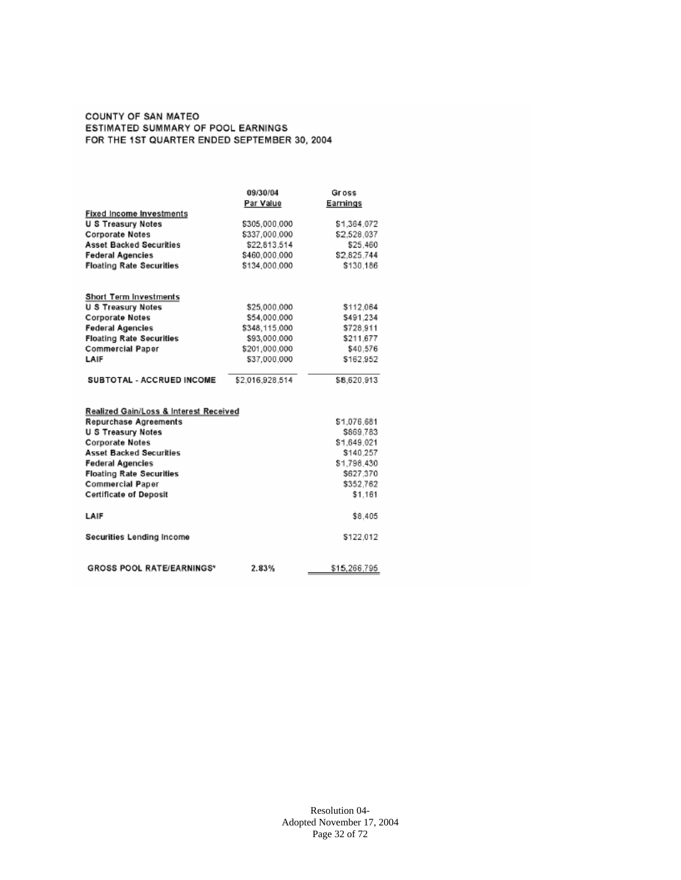COUNTY OF SAN MATEO
ESTIMATED SUMMARY OF POOL EARNINGS
FOR THE 1ST QUARTER ENDED SEPTEMBER 30, 2004

| | 09/30/04 Par Value | Gross Earnings |
|---|---|---|
| **Fixed Income Investments** | | |
| U S Treasury Notes | $305,000,000 | $1,364,072 |
| Corporate Notes | $337,000,000 | $2,528,037 |
| Asset Backed Securities | $22,813,514 | $25,460 |
| Federal Agencies | $460,000,000 | $2,825,744 |
| Floating Rate Securities | $134,000,000 | $130,186 |
| **Short Term Investments** | | |
| U S Treasury Notes | $25,000,000 | $112,064 |
| Corporate Notes | $54,000,000 | $491,234 |
| Federal Agencies | $348,115,000 | $728,911 |
| Floating Rate Securities | $93,000,000 | $211,677 |
| Commercial Paper | $201,000,000 | $40,576 |
| LAIF | $37,000,000 | $162,952 |
| SUBTOTAL - ACCRUED INCOME | $2,016,928,514 | $8,620,913 |
| **Realized Gain/Loss & Interest Received** | | |
| Repurchase Agreements | | $1,076,681 |
| U S Treasury Notes | | $869,783 |
| Corporate Notes | | $1,649,021 |
| Asset Backed Securities | | $140,257 |
| Federal Agencies | | $1,798,430 |
| Floating Rate Securities | | $627,370 |
| Commercial Paper | | $352,762 |
| Certificate of Deposit | | $1,161 |
| LAIF | | $8,405 |
| Securities Lending Income | | $122,012 |
| GROSS POOL RATE/EARNINGS* | 2.83% | $15,266,795 |

Resolution 04-
Adopted November 17, 2004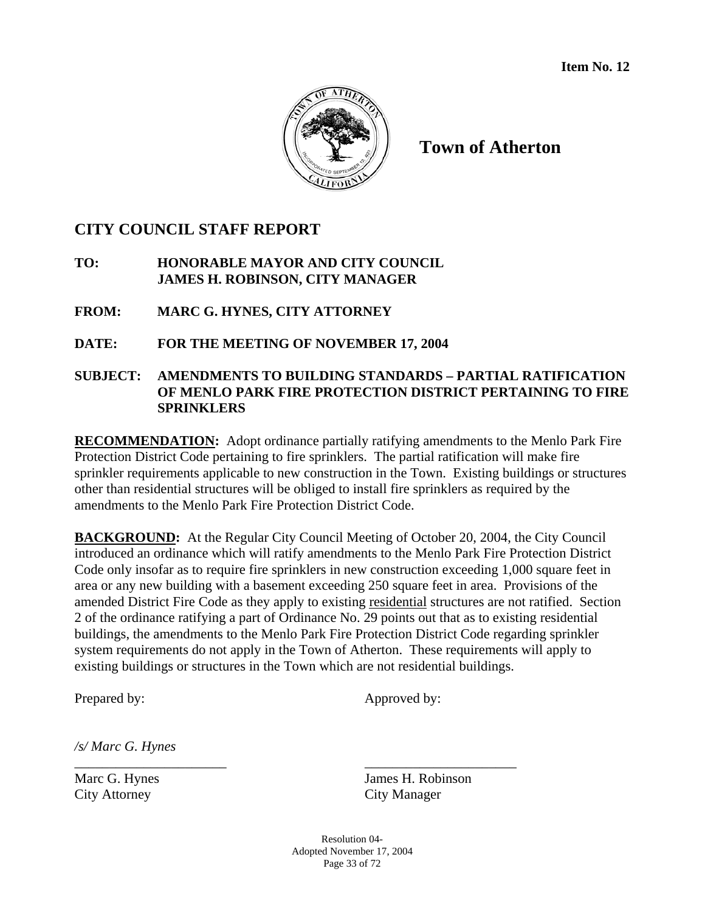**Item No. 12**

# Town of Atherton

## CITY COUNCIL STAFF REPORT

**TO:** **HONORABLE MAYOR AND CITY COUNCIL**
**JAMES H. ROBINSON, CITY MANAGER**

**FROM:** **MARC G. HYNES, CITY ATTORNEY**

**DATE:** **FOR THE MEETING OF NOVEMBER 17, 2004**

**SUBJECT:** **AMENDMENTS TO BUILDING STANDARDS – PARTIAL RATIFICATION OF MENLO PARK FIRE PROTECTION DISTRICT PERTAINING TO FIRE SPRINKLERS**

**RECOMMENDATION:** Adopt ordinance partially ratifying amendments to the Menlo Park Fire Protection District Code pertaining to fire sprinklers. The partial ratification will make fire sprinkler requirements applicable to new construction in the Town. Existing buildings or structures other than residential structures will be obliged to install fire sprinklers as required by the amendments to the Menlo Park Fire Protection District Code.

**BACKGROUND:** At the Regular City Council Meeting of October 20, 2004, the City Council introduced an ordinance which will ratify amendments to the Menlo Park Fire Protection District Code only insofar as to require fire sprinklers in new construction exceeding 1,000 square feet in area or any new building with a basement exceeding 250 square feet in area. Provisions of the amended District Fire Code as they apply to existing residential structures are not ratified. Section 2 of the ordinance ratifying a part of Ordinance No. 29 points out that as to existing residential buildings, the amendments to the Menlo Park Fire Protection District Code regarding sprinkler system requirements do not apply in the Town of Atherton. These requirements will apply to existing buildings or structures in the Town which are not residential buildings.

Prepared by: Approved by:

*/s/ Marc G. Hynes*

Marc G. Hynes
City Attorney

James H. Robinson
City Manager

Resolution 04-
Adopted November 17, 2004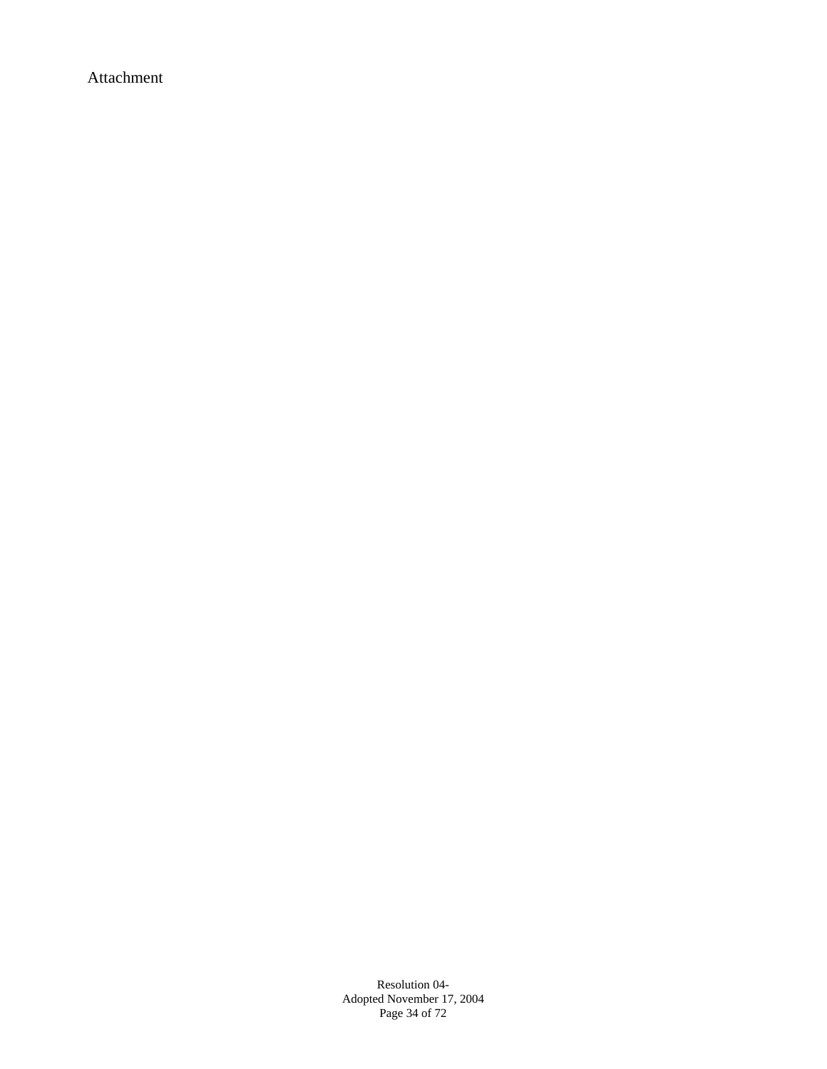Attachment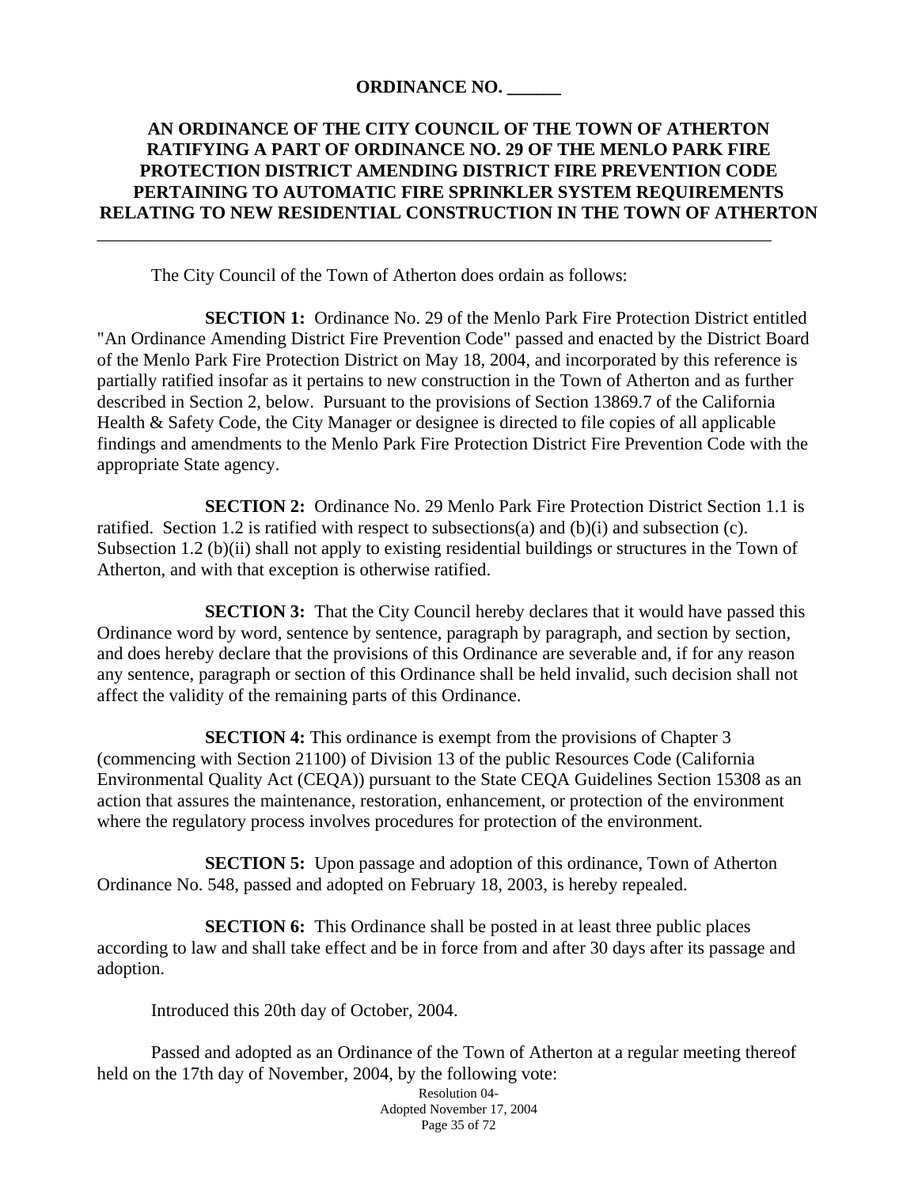**ORDINANCE NO. \_\_\_\_\_\_**

**AN ORDINANCE OF THE CITY COUNCIL OF THE TOWN OF ATHERTON RATIFYING A PART OF ORDINANCE NO. 29 OF THE MENLO PARK FIRE PROTECTION DISTRICT AMENDING DISTRICT FIRE PREVENTION CODE PERTAINING TO AUTOMATIC FIRE SPRINKLER SYSTEM REQUIREMENTS RELATING TO NEW RESIDENTIAL CONSTRUCTION IN THE TOWN OF ATHERTON**

---

The City Council of the Town of Atherton does ordain as follows:

**SECTION 1:** Ordinance No. 29 of the Menlo Park Fire Protection District entitled "An Ordinance Amending District Fire Prevention Code" passed and enacted by the District Board of the Menlo Park Fire Protection District on May 18, 2004, and incorporated by this reference is partially ratified insofar as it pertains to new construction in the Town of Atherton and as further described in Section 2, below. Pursuant to the provisions of Section 13869.7 of the California Health & Safety Code, the City Manager or designee is directed to file copies of all applicable findings and amendments to the Menlo Park Fire Protection District Fire Prevention Code with the appropriate State agency.

**SECTION 2:** Ordinance No. 29 Menlo Park Fire Protection District Section 1.1 is ratified. Section 1.2 is ratified with respect to subsections(a) and (b)(i) and subsection (c). Subsection 1.2 (b)(ii) shall not apply to existing residential buildings or structures in the Town of Atherton, and with that exception is otherwise ratified.

**SECTION 3:** That the City Council hereby declares that it would have passed this Ordinance word by word, sentence by sentence, paragraph by paragraph, and section by section, and does hereby declare that the provisions of this Ordinance are severable and, if for any reason any sentence, paragraph or section of this Ordinance shall be held invalid, such decision shall not affect the validity of the remaining parts of this Ordinance.

**SECTION 4:** This ordinance is exempt from the provisions of Chapter 3 (commencing with Section 21100) of Division 13 of the public Resources Code (California Environmental Quality Act (CEQA)) pursuant to the State CEQA Guidelines Section 15308 as an action that assures the maintenance, restoration, enhancement, or protection of the environment where the regulatory process involves procedures for protection of the environment.

**SECTION 5:** Upon passage and adoption of this ordinance, Town of Atherton Ordinance No. 548, passed and adopted on February 18, 2003, is hereby repealed.

**SECTION 6:** This Ordinance shall be posted in at least three public places according to law and shall take effect and be in force from and after 30 days after its passage and adoption.

Introduced this 20th day of October, 2004.

Passed and adopted as an Ordinance of the Town of Atherton at a regular meeting thereof held on the 17th day of November, 2004, by the following vote: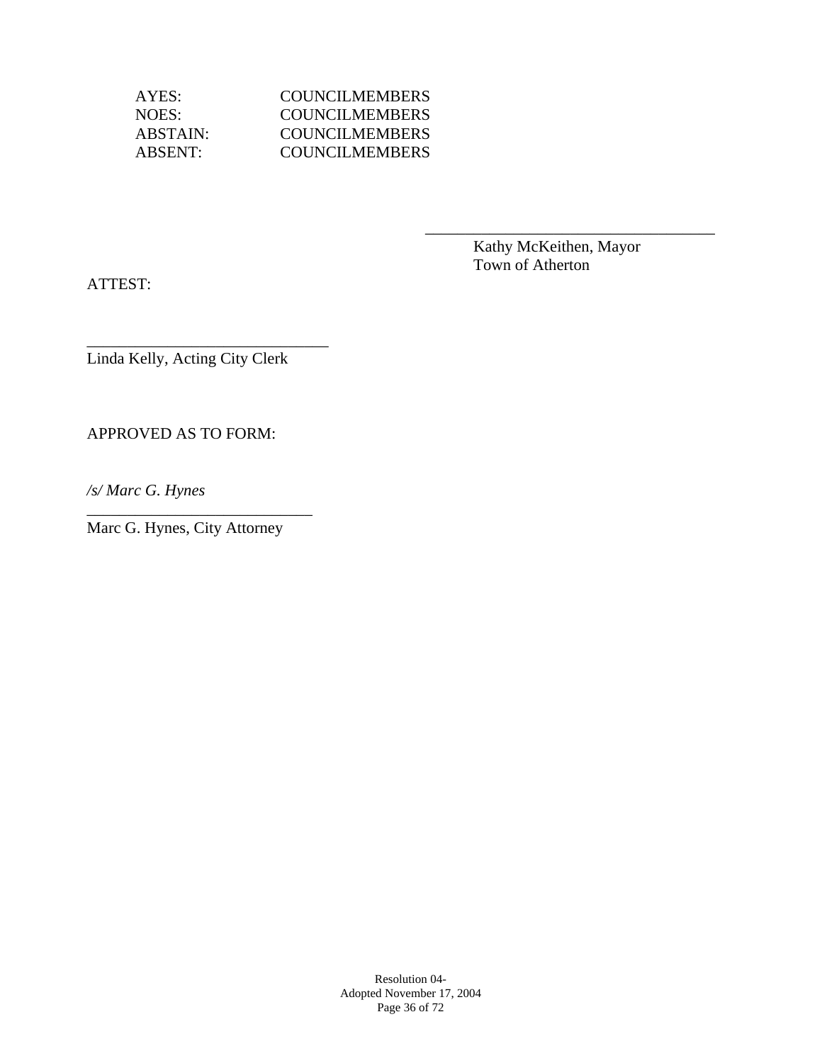AYES: COUNCILMEMBERS
NOES: COUNCILMEMBERS
ABSTAIN: COUNCILMEMBERS
ABSENT: COUNCILMEMBERS

\_\_\_\_\_\_\_\_\_\_\_\_\_\_\_\_\_\_\_\_\_\_\_\_\_\_\_\_\_\_\_\_\_\_\_\_
Kathy McKeithen, Mayor
Town of Atherton

ATTEST:

\_\_\_\_\_\_\_\_\_\_\_\_\_\_\_\_\_\_\_\_\_\_\_\_\_\_\_\_\_\_
Linda Kelly, Acting City Clerk

APPROVED AS TO FORM:

*/s/ Marc G. Hynes*
\_\_\_\_\_\_\_\_\_\_\_\_\_\_\_\_\_\_\_\_\_\_\_\_\_\_\_\_
Marc G. Hynes, City Attorney

Resolution 04-
Adopted November 17, 2004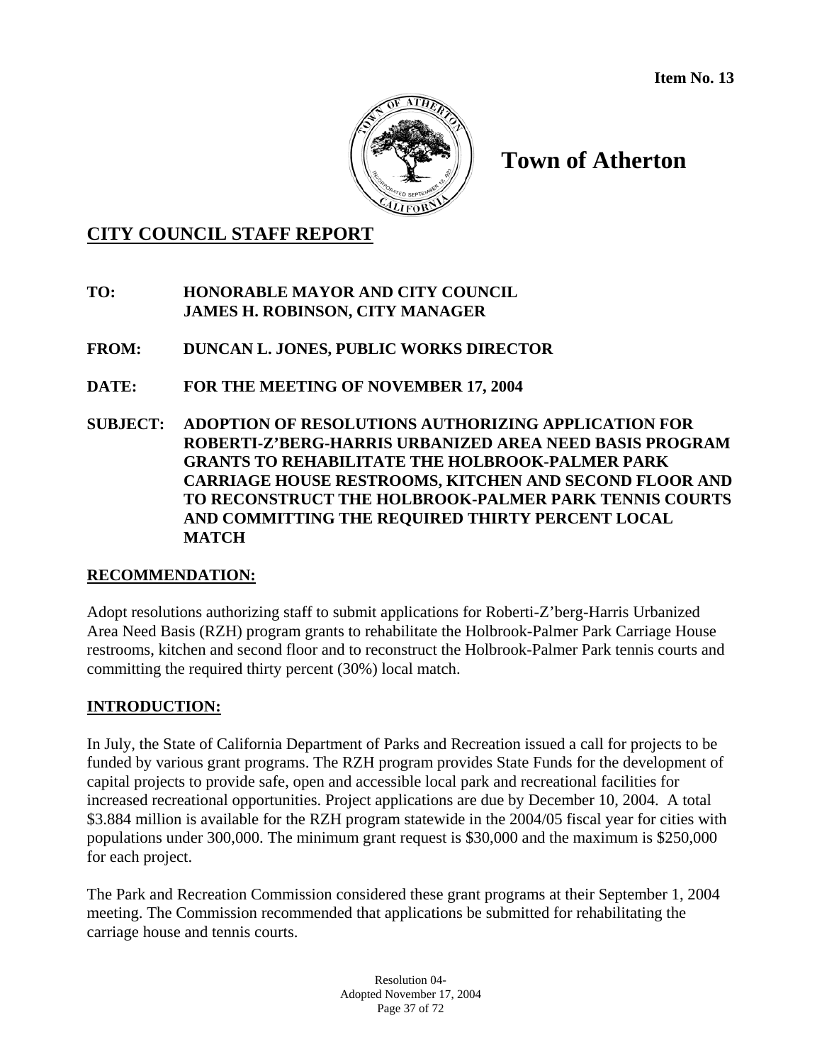Item No. 13

# Town of Atherton

## CITY COUNCIL STAFF REPORT

**TO:** **HONORABLE MAYOR AND CITY COUNCIL**
**JAMES H. ROBINSON, CITY MANAGER**

**FROM:** **DUNCAN L. JONES, PUBLIC WORKS DIRECTOR**

**DATE:** **FOR THE MEETING OF NOVEMBER 17, 2004**

**SUBJECT:** **ADOPTION OF RESOLUTIONS AUTHORIZING APPLICATION FOR ROBERTI-Z'BERG-HARRIS URBANIZED AREA NEED BASIS PROGRAM GRANTS TO REHABILITATE THE HOLBROOK-PALMER PARK CARRIAGE HOUSE RESTROOMS, KITCHEN AND SECOND FLOOR AND TO RECONSTRUCT THE HOLBROOK-PALMER PARK TENNIS COURTS AND COMMITTING THE REQUIRED THIRTY PERCENT LOCAL MATCH**

## RECOMMENDATION:

Adopt resolutions authorizing staff to submit applications for Roberti-Z'berg-Harris Urbanized Area Need Basis (RZH) program grants to rehabilitate the Holbrook-Palmer Park Carriage House restrooms, kitchen and second floor and to reconstruct the Holbrook-Palmer Park tennis courts and committing the required thirty percent (30%) local match.

## INTRODUCTION:

In July, the State of California Department of Parks and Recreation issued a call for projects to be funded by various grant programs. The RZH program provides State Funds for the development of capital projects to provide safe, open and accessible local park and recreational facilities for increased recreational opportunities. Project applications are due by December 10, 2004. A total $3.884 million is available for the RZH program statewide in the 2004/05 fiscal year for cities with populations under 300,000. The minimum grant request is $30,000 and the maximum is $250,000 for each project.

The Park and Recreation Commission considered these grant programs at their September 1, 2004 meeting. The Commission recommended that applications be submitted for rehabilitating the carriage house and tennis courts.

Resolution 04-
Adopted November 17, 2004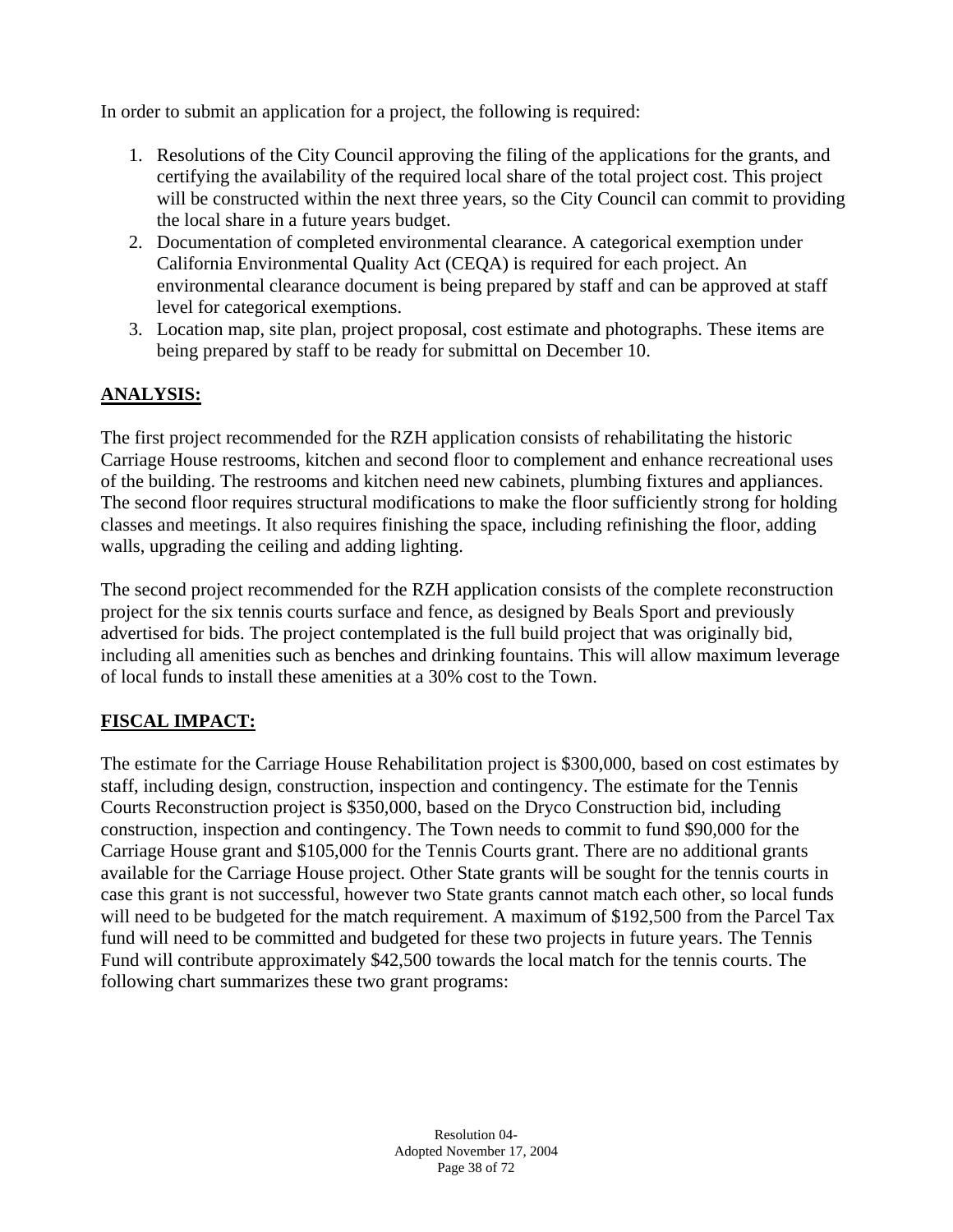In order to submit an application for a project, the following is required:

1. Resolutions of the City Council approving the filing of the applications for the grants, and certifying the availability of the required local share of the total project cost. This project will be constructed within the next three years, so the City Council can commit to providing the local share in a future years budget.
2. Documentation of completed environmental clearance. A categorical exemption under California Environmental Quality Act (CEQA) is required for each project. An environmental clearance document is being prepared by staff and can be approved at staff level for categorical exemptions.
3. Location map, site plan, project proposal, cost estimate and photographs. These items are being prepared by staff to be ready for submittal on December 10.

## ANALYSIS:

The first project recommended for the RZH application consists of rehabilitating the historic Carriage House restrooms, kitchen and second floor to complement and enhance recreational uses of the building. The restrooms and kitchen need new cabinets, plumbing fixtures and appliances. The second floor requires structural modifications to make the floor sufficiently strong for holding classes and meetings. It also requires finishing the space, including refinishing the floor, adding walls, upgrading the ceiling and adding lighting.

The second project recommended for the RZH application consists of the complete reconstruction project for the six tennis courts surface and fence, as designed by Beals Sport and previously advertised for bids. The project contemplated is the full build project that was originally bid, including all amenities such as benches and drinking fountains. This will allow maximum leverage of local funds to install these amenities at a 30% cost to the Town.

## FISCAL IMPACT:

The estimate for the Carriage House Rehabilitation project is $300,000, based on cost estimates by staff, including design, construction, inspection and contingency. The estimate for the Tennis Courts Reconstruction project is $350,000, based on the Dryco Construction bid, including construction, inspection and contingency. The Town needs to commit to fund $90,000 for the Carriage House grant and $105,000 for the Tennis Courts grant. There are no additional grants available for the Carriage House project. Other State grants will be sought for the tennis courts in case this grant is not successful, however two State grants cannot match each other, so local funds will need to be budgeted for the match requirement. A maximum of $192,500 from the Parcel Tax fund will need to be committed and budgeted for these two projects in future years. The Tennis Fund will contribute approximately $42,500 towards the local match for the tennis courts. The following chart summarizes these two grant programs: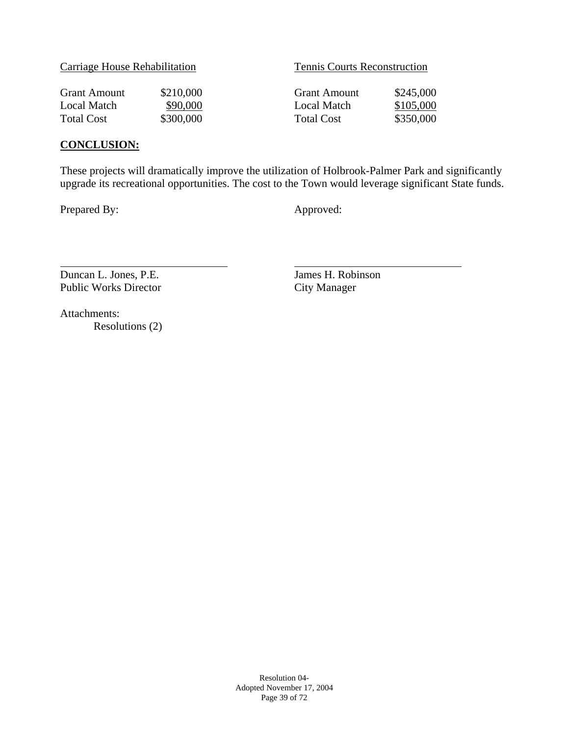Carriage House Rehabilitation

| | |
|---|---|
| Grant Amount | \$210,000 |
| Local Match | \$90,000 |
| Total Cost | \$300,000 |

Tennis Courts Reconstruction

| | |
|---|---|
| Grant Amount | \$245,000 |
| Local Match | \$105,000 |
| Total Cost | \$350,000 |

**CONCLUSION:**

These projects will dramatically improve the utilization of Holbrook-Palmer Park and significantly upgrade its recreational opportunities. The cost to the Town would leverage significant State funds.

Prepared By:

Duncan L. Jones, P.E.
Public Works Director

Approved:

James H. Robinson
City Manager

Attachments:
Resolutions (2)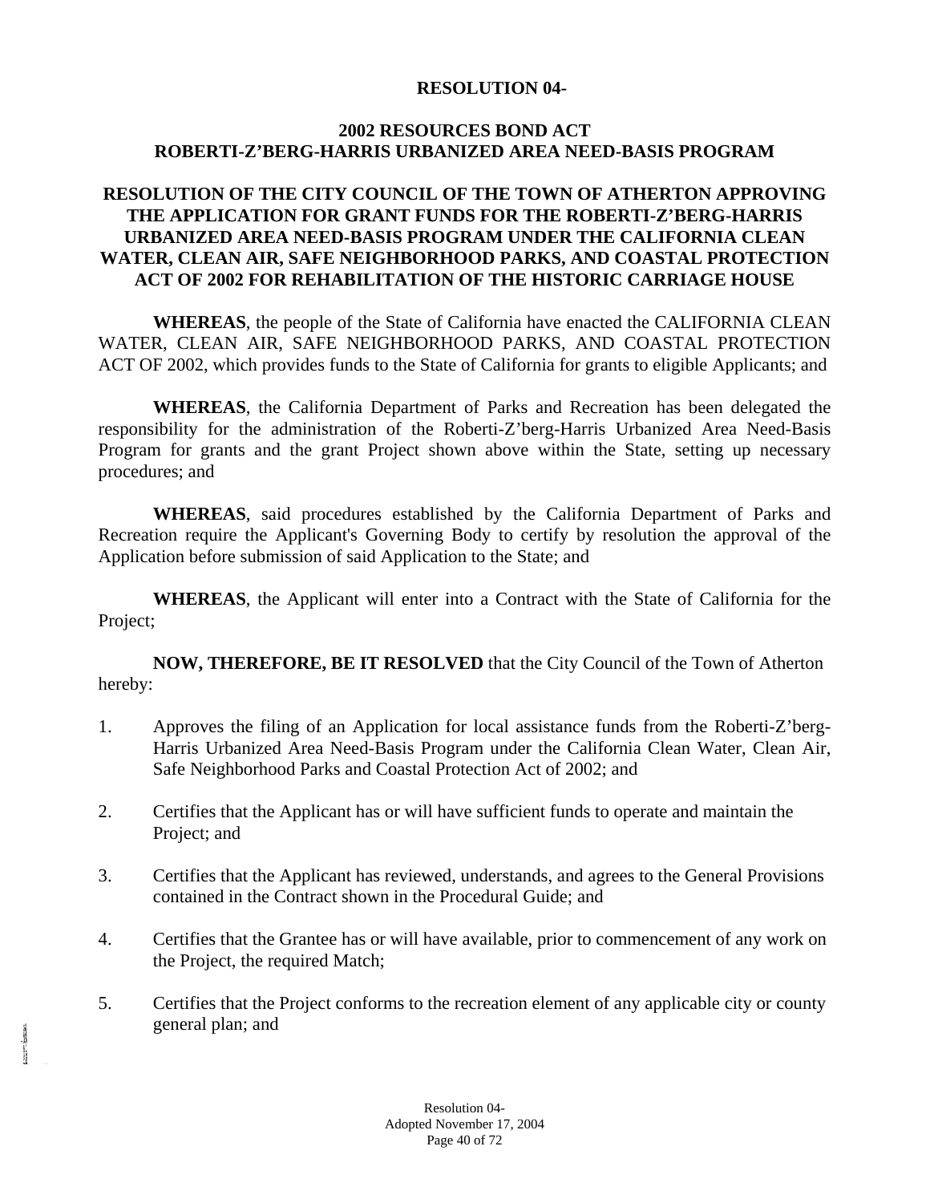**RESOLUTION 04-**

**2002 RESOURCES BOND ACT**
**ROBERTI-Z'BERG-HARRIS URBANIZED AREA NEED-BASIS PROGRAM**

**RESOLUTION OF THE CITY COUNCIL OF THE TOWN OF ATHERTON APPROVING THE APPLICATION FOR GRANT FUNDS FOR THE ROBERTI-Z'BERG-HARRIS URBANIZED AREA NEED-BASIS PROGRAM UNDER THE CALIFORNIA CLEAN WATER, CLEAN AIR, SAFE NEIGHBORHOOD PARKS, AND COASTAL PROTECTION ACT OF 2002 FOR REHABILITATION OF THE HISTORIC CARRIAGE HOUSE**

**WHEREAS**, the people of the State of California have enacted the CALIFORNIA CLEAN WATER, CLEAN AIR, SAFE NEIGHBORHOOD PARKS, AND COASTAL PROTECTION ACT OF 2002, which provides funds to the State of California for grants to eligible Applicants; and

**WHEREAS**, the California Department of Parks and Recreation has been delegated the responsibility for the administration of the Roberti-Z'berg-Harris Urbanized Area Need-Basis Program for grants and the grant Project shown above within the State, setting up necessary procedures; and

**WHEREAS**, said procedures established by the California Department of Parks and Recreation require the Applicant's Governing Body to certify by resolution the approval of the Application before submission of said Application to the State; and

**WHEREAS**, the Applicant will enter into a Contract with the State of California for the Project;

**NOW, THEREFORE, BE IT RESOLVED** that the City Council of the Town of Atherton hereby:

1. Approves the filing of an Application for local assistance funds from the Roberti-Z'berg-Harris Urbanized Area Need-Basis Program under the California Clean Water, Clean Air, Safe Neighborhood Parks and Coastal Protection Act of 2002; and

2. Certifies that the Applicant has or will have sufficient funds to operate and maintain the Project; and

3. Certifies that the Applicant has reviewed, understands, and agrees to the General Provisions contained in the Contract shown in the Procedural Guide; and

4. Certifies that the Grantee has or will have available, prior to commencement of any work on the Project, the required Match;

5. Certifies that the Project conforms to the recreation element of any applicable city or county general plan; and

Resolution 04-
Adopted November 17, 2004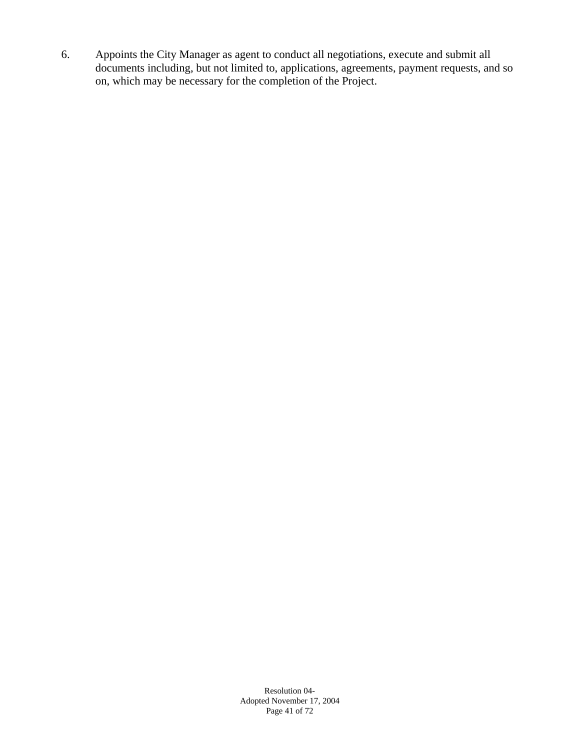6. Appoints the City Manager as agent to conduct all negotiations, execute and submit all documents including, but not limited to, applications, agreements, payment requests, and so on, which may be necessary for the completion of the Project.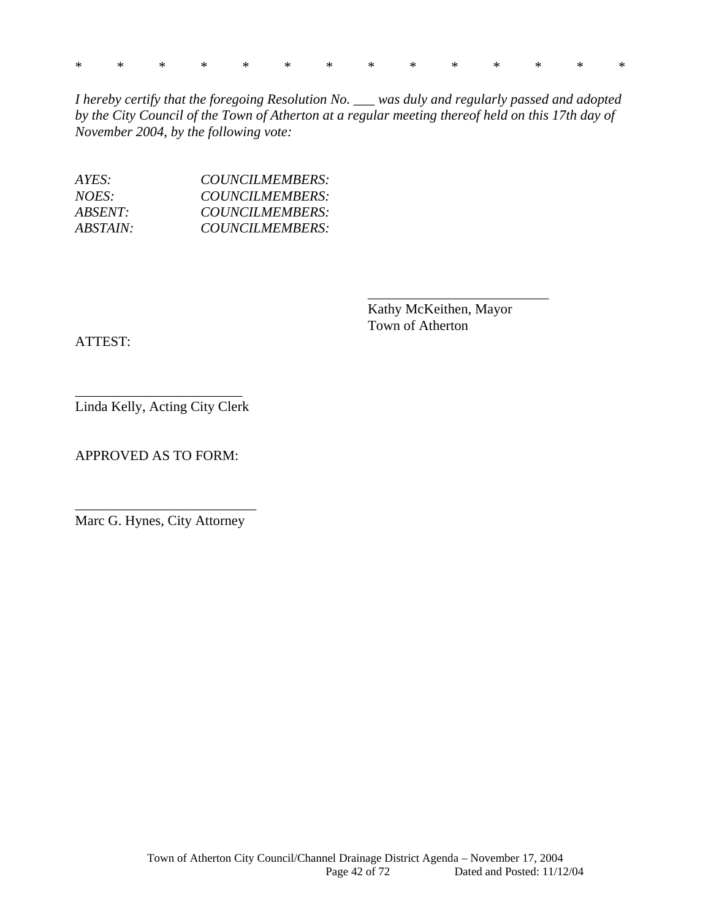*      *      *      *      *      *      *      *      *      *      *      *      *      *

*I hereby certify that the foregoing Resolution No. ___ was duly and regularly passed and adopted by the City Council of the Town of Atherton at a regular meeting thereof held on this 17th day of November 2004, by the following vote:*

*AYES:* *COUNCILMEMBERS:*
*NOES:* *COUNCILMEMBERS:*
*ABSENT:* *COUNCILMEMBERS:*
*ABSTAIN:* *COUNCILMEMBERS:*

___________________________
Kathy McKeithen, Mayor
Town of Atherton

ATTEST:

________________________
Linda Kelly, Acting City Clerk

APPROVED AS TO FORM:

__________________________
Marc G. Hynes, City Attorney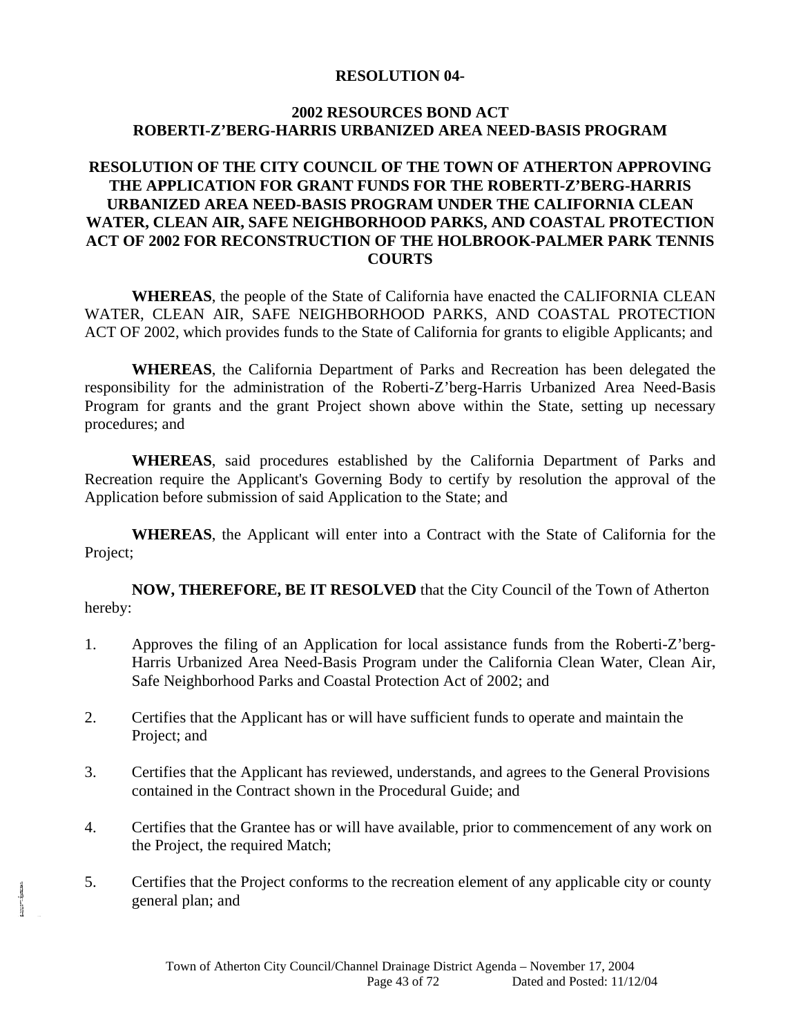**RESOLUTION 04-**

**2002 RESOURCES BOND ACT**
**ROBERTI-Z'BERG-HARRIS URBANIZED AREA NEED-BASIS PROGRAM**

**RESOLUTION OF THE CITY COUNCIL OF THE TOWN OF ATHERTON APPROVING THE APPLICATION FOR GRANT FUNDS FOR THE ROBERTI-Z'BERG-HARRIS URBANIZED AREA NEED-BASIS PROGRAM UNDER THE CALIFORNIA CLEAN WATER, CLEAN AIR, SAFE NEIGHBORHOOD PARKS, AND COASTAL PROTECTION ACT OF 2002 FOR RECONSTRUCTION OF THE HOLBROOK-PALMER PARK TENNIS COURTS**

**WHEREAS**, the people of the State of California have enacted the CALIFORNIA CLEAN WATER, CLEAN AIR, SAFE NEIGHBORHOOD PARKS, AND COASTAL PROTECTION ACT OF 2002, which provides funds to the State of California for grants to eligible Applicants; and

**WHEREAS**, the California Department of Parks and Recreation has been delegated the responsibility for the administration of the Roberti-Z'berg-Harris Urbanized Area Need-Basis Program for grants and the grant Project shown above within the State, setting up necessary procedures; and

**WHEREAS**, said procedures established by the California Department of Parks and Recreation require the Applicant's Governing Body to certify by resolution the approval of the Application before submission of said Application to the State; and

**WHEREAS**, the Applicant will enter into a Contract with the State of California for the Project;

**NOW, THEREFORE, BE IT RESOLVED** that the City Council of the Town of Atherton hereby:

1. Approves the filing of an Application for local assistance funds from the Roberti-Z'berg-Harris Urbanized Area Need-Basis Program under the California Clean Water, Clean Air, Safe Neighborhood Parks and Coastal Protection Act of 2002; and

2. Certifies that the Applicant has or will have sufficient funds to operate and maintain the Project; and

3. Certifies that the Applicant has reviewed, understands, and agrees to the General Provisions contained in the Contract shown in the Procedural Guide; and

4. Certifies that the Grantee has or will have available, prior to commencement of any work on the Project, the required Match;

5. Certifies that the Project conforms to the recreation element of any applicable city or county general plan; and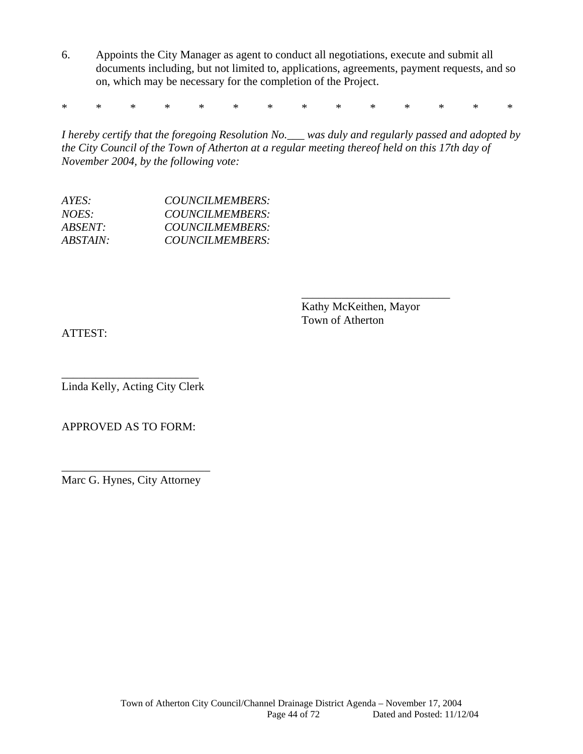6. Appoints the City Manager as agent to conduct all negotiations, execute and submit all documents including, but not limited to, applications, agreements, payment requests, and so on, which may be necessary for the completion of the Project.

\*  \*  \*  \*  \*  \*  \*  \*  \*  \*  \*  \*  \*  \*

*I hereby certify that the foregoing Resolution No.___ was duly and regularly passed and adopted by the City Council of the Town of Atherton at a regular meeting thereof held on this 17th day of November 2004, by the following vote:*

*AYES:* *COUNCILMEMBERS:*
*NOES:* *COUNCILMEMBERS:*
*ABSENT:* *COUNCILMEMBERS:*
*ABSTAIN:* *COUNCILMEMBERS:*

___________________________
Kathy McKeithen, Mayor
Town of Atherton

ATTEST:

_________________________
Linda Kelly, Acting City Clerk

APPROVED AS TO FORM:

___________________________
Marc G. Hynes, City Attorney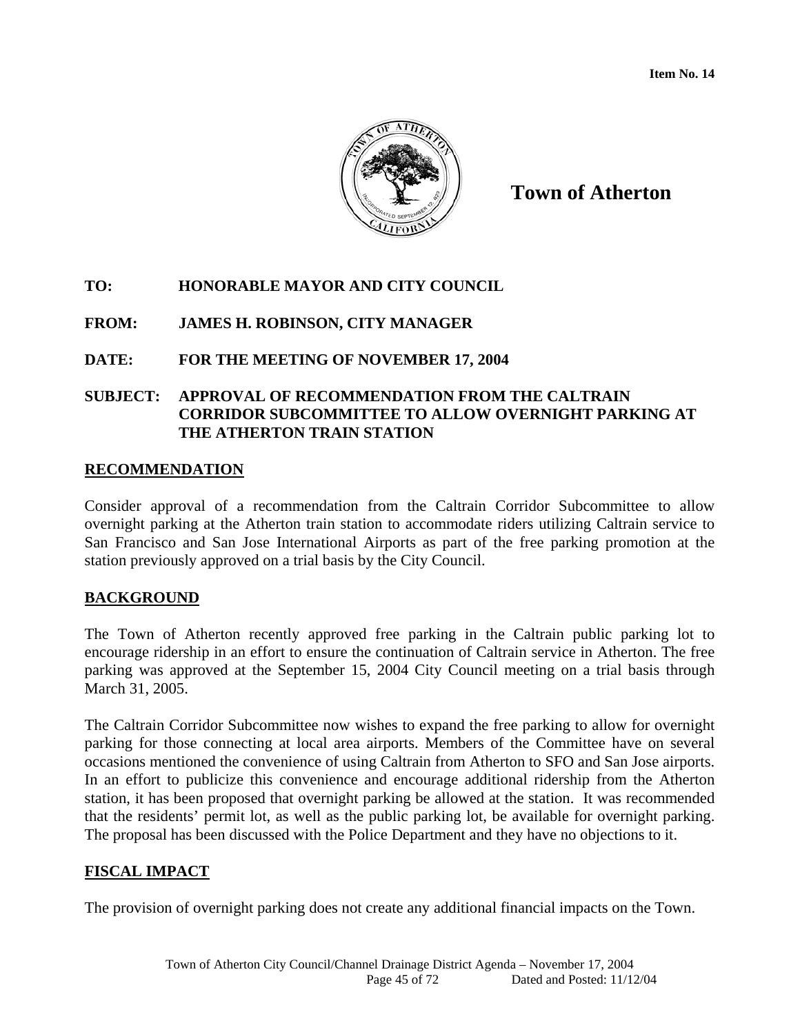**Item No. 14**

# Town of Atherton

**TO:** HONORABLE MAYOR AND CITY COUNCIL

**FROM:** JAMES H. ROBINSON, CITY MANAGER

**DATE:** FOR THE MEETING OF NOVEMBER 17, 2004

**SUBJECT:** APPROVAL OF RECOMMENDATION FROM THE CALTRAIN CORRIDOR SUBCOMMITTEE TO ALLOW OVERNIGHT PARKING AT THE ATHERTON TRAIN STATION

## RECOMMENDATION

Consider approval of a recommendation from the Caltrain Corridor Subcommittee to allow overnight parking at the Atherton train station to accommodate riders utilizing Caltrain service to San Francisco and San Jose International Airports as part of the free parking promotion at the station previously approved on a trial basis by the City Council.

## BACKGROUND

The Town of Atherton recently approved free parking in the Caltrain public parking lot to encourage ridership in an effort to ensure the continuation of Caltrain service in Atherton. The free parking was approved at the September 15, 2004 City Council meeting on a trial basis through March 31, 2005.

The Caltrain Corridor Subcommittee now wishes to expand the free parking to allow for overnight parking for those connecting at local area airports. Members of the Committee have on several occasions mentioned the convenience of using Caltrain from Atherton to SFO and San Jose airports. In an effort to publicize this convenience and encourage additional ridership from the Atherton station, it has been proposed that overnight parking be allowed at the station. It was recommended that the residents' permit lot, as well as the public parking lot, be available for overnight parking. The proposal has been discussed with the Police Department and they have no objections to it.

## FISCAL IMPACT

The provision of overnight parking does not create any additional financial impacts on the Town.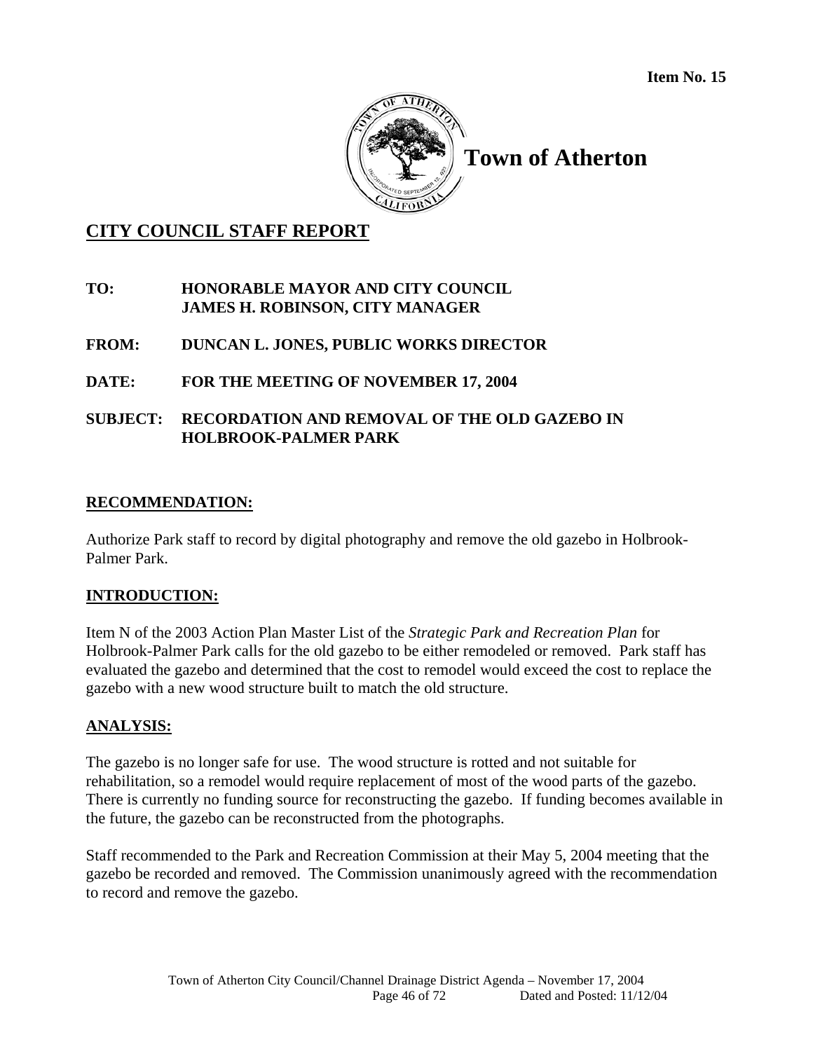Item No. 15

**Town of Atherton**

## CITY COUNCIL STAFF REPORT

**TO:** **HONORABLE MAYOR AND CITY COUNCIL**
**JAMES H. ROBINSON, CITY MANAGER**

**FROM:** **DUNCAN L. JONES, PUBLIC WORKS DIRECTOR**

**DATE:** **FOR THE MEETING OF NOVEMBER 17, 2004**

**SUBJECT:** **RECORDATION AND REMOVAL OF THE OLD GAZEBO IN HOLBROOK-PALMER PARK**

### RECOMMENDATION:

Authorize Park staff to record by digital photography and remove the old gazebo in Holbrook-Palmer Park.

### INTRODUCTION:

Item N of the 2003 Action Plan Master List of the *Strategic Park and Recreation Plan* for Holbrook-Palmer Park calls for the old gazebo to be either remodeled or removed. Park staff has evaluated the gazebo and determined that the cost to remodel would exceed the cost to replace the gazebo with a new wood structure built to match the old structure.

### ANALYSIS:

The gazebo is no longer safe for use. The wood structure is rotted and not suitable for rehabilitation, so a remodel would require replacement of most of the wood parts of the gazebo. There is currently no funding source for reconstructing the gazebo. If funding becomes available in the future, the gazebo can be reconstructed from the photographs.

Staff recommended to the Park and Recreation Commission at their May 5, 2004 meeting that the gazebo be recorded and removed. The Commission unanimously agreed with the recommendation to record and remove the gazebo.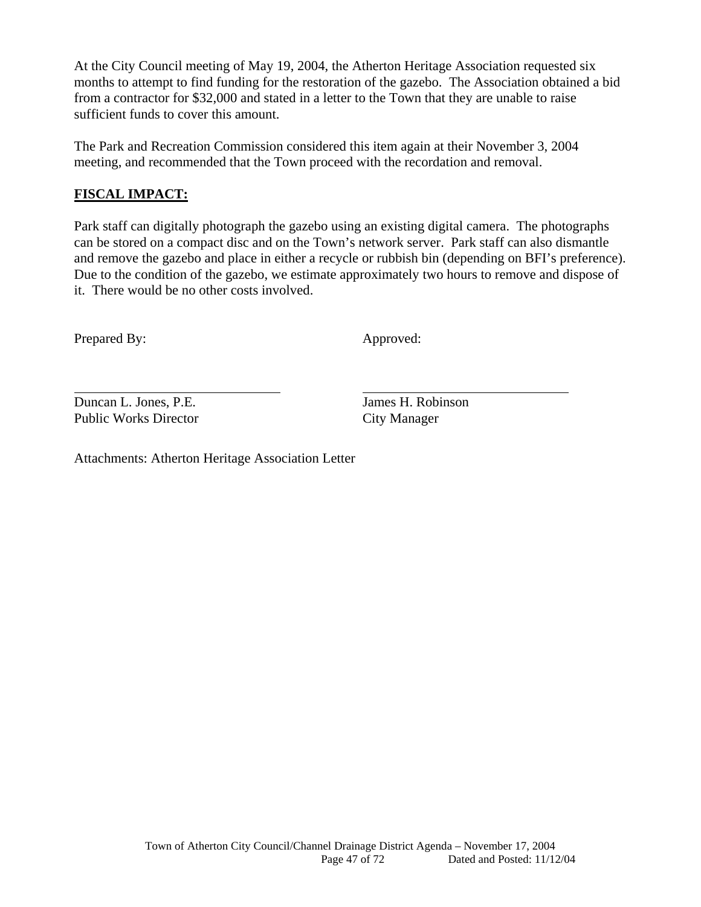At the City Council meeting of May 19, 2004, the Atherton Heritage Association requested six months to attempt to find funding for the restoration of the gazebo. The Association obtained a bid from a contractor for $32,000 and stated in a letter to the Town that they are unable to raise sufficient funds to cover this amount.

The Park and Recreation Commission considered this item again at their November 3, 2004 meeting, and recommended that the Town proceed with the recordation and removal.

## FISCAL IMPACT:

Park staff can digitally photograph the gazebo using an existing digital camera. The photographs can be stored on a compact disc and on the Town's network server. Park staff can also dismantle and remove the gazebo and place in either a recycle or rubbish bin (depending on BFI's preference). Due to the condition of the gazebo, we estimate approximately two hours to remove and dispose of it. There would be no other costs involved.

| Prepared By: | Approved: |
|---|---|
| | |
| Duncan L. Jones, P.E.<br>Public Works Director | James H. Robinson<br>City Manager |

Attachments: Atherton Heritage Association Letter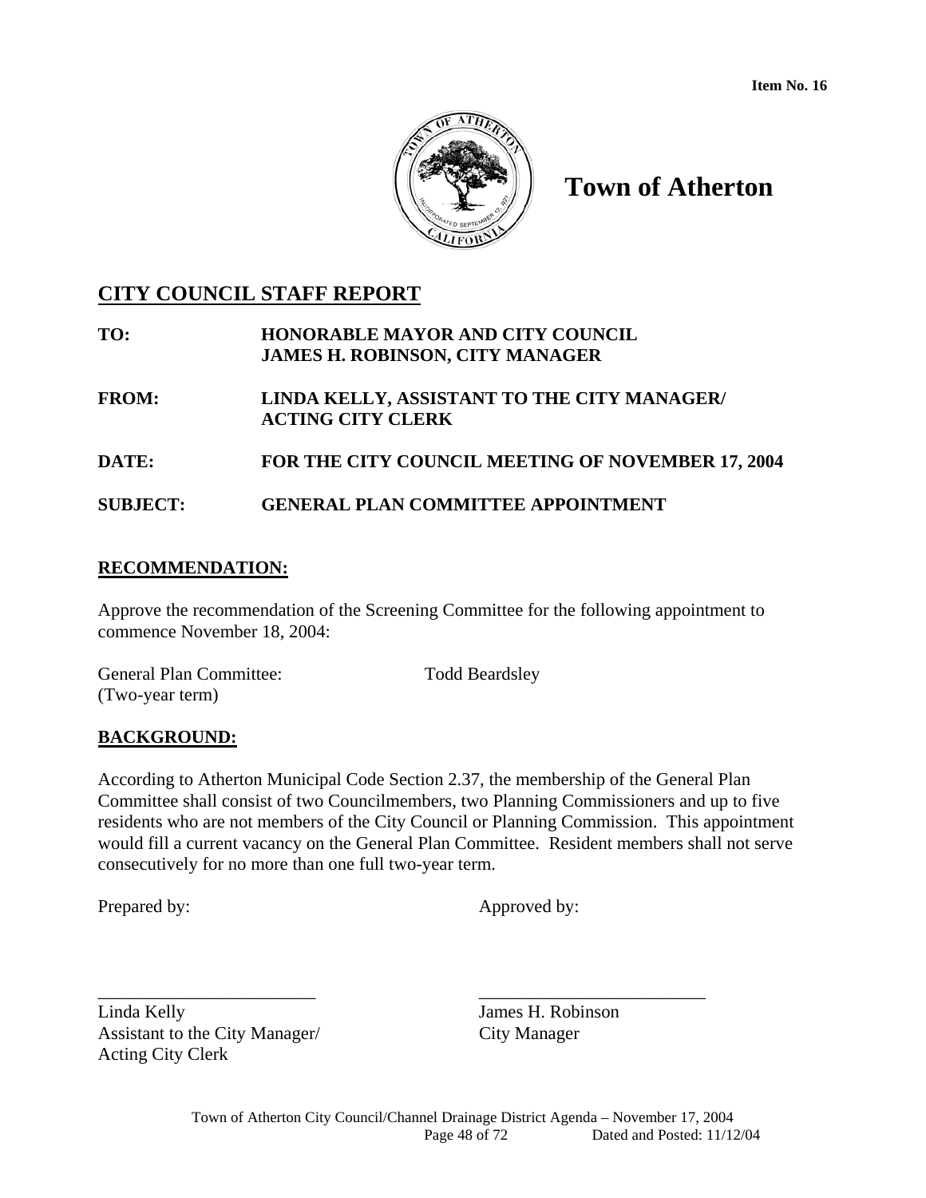**Item No. 16**

# Town of Atherton

## CITY COUNCIL STAFF REPORT

**TO:** HONORABLE MAYOR AND CITY COUNCIL
JAMES H. ROBINSON, CITY MANAGER

**FROM:** LINDA KELLY, ASSISTANT TO THE CITY MANAGER/ ACTING CITY CLERK

**DATE:** FOR THE CITY COUNCIL MEETING OF NOVEMBER 17, 2004

**SUBJECT:** GENERAL PLAN COMMITTEE APPOINTMENT

### RECOMMENDATION:

Approve the recommendation of the Screening Committee for the following appointment to commence November 18, 2004:

General Plan Committee: Todd Beardsley
(Two-year term)

### BACKGROUND:

According to Atherton Municipal Code Section 2.37, the membership of the General Plan Committee shall consist of two Councilmembers, two Planning Commissioners and up to five residents who are not members of the City Council or Planning Commission. This appointment would fill a current vacancy on the General Plan Committee. Resident members shall not serve consecutively for no more than one full two-year term.

Prepared by:

\_\_\_\_\_\_\_\_\_\_\_\_\_\_\_\_\_\_\_\_\_\_\_\_
Linda Kelly
Assistant to the City Manager/
Acting City Clerk

Approved by:

\_\_\_\_\_\_\_\_\_\_\_\_\_\_\_\_\_\_\_\_\_\_\_\_
James H. Robinson
City Manager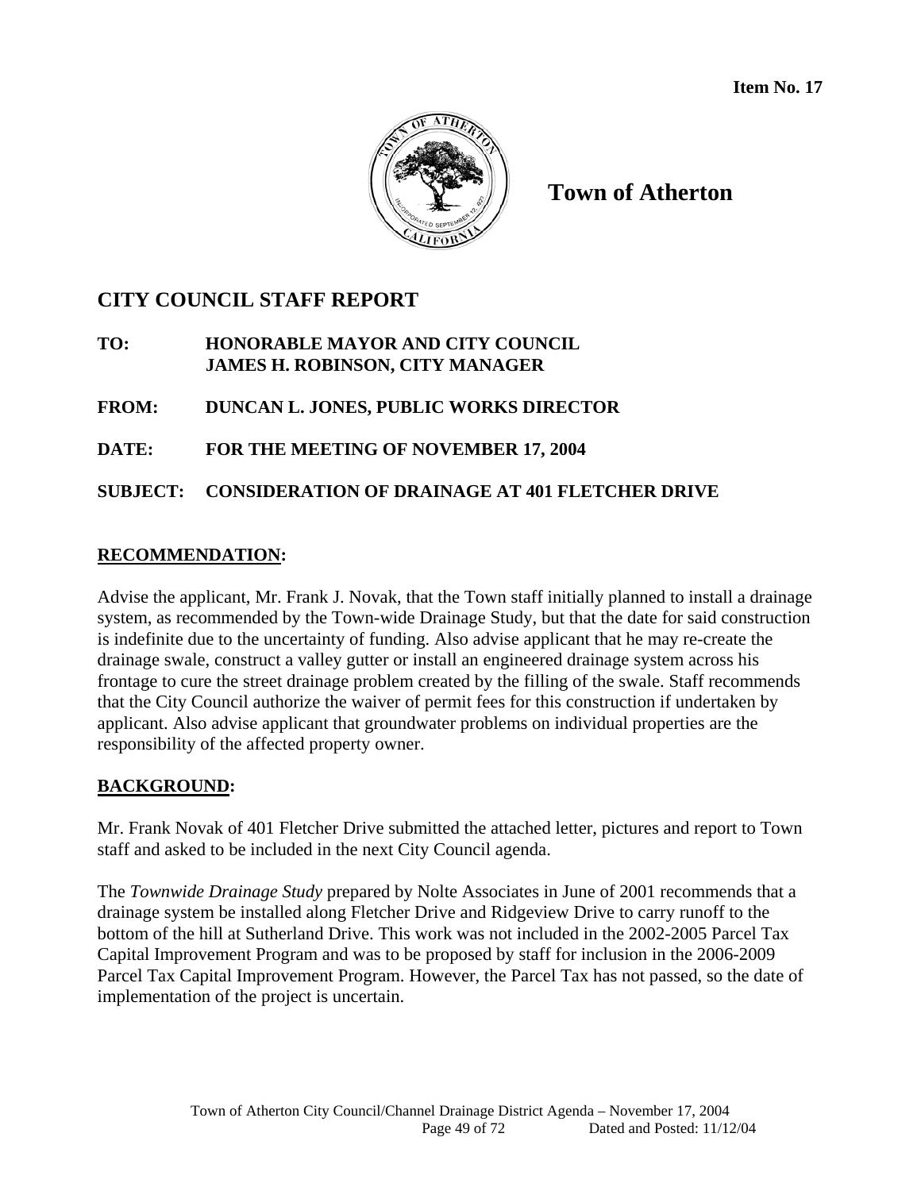**Item No. 17**

**Town of Atherton**

## CITY COUNCIL STAFF REPORT

**TO:** **HONORABLE MAYOR AND CITY COUNCIL**
**JAMES H. ROBINSON, CITY MANAGER**

**FROM:** **DUNCAN L. JONES, PUBLIC WORKS DIRECTOR**

**DATE:** **FOR THE MEETING OF NOVEMBER 17, 2004**

**SUBJECT:** **CONSIDERATION OF DRAINAGE AT 401 FLETCHER DRIVE**

### RECOMMENDATION:

Advise the applicant, Mr. Frank J. Novak, that the Town staff initially planned to install a drainage system, as recommended by the Town-wide Drainage Study, but that the date for said construction is indefinite due to the uncertainty of funding. Also advise applicant that he may re-create the drainage swale, construct a valley gutter or install an engineered drainage system across his frontage to cure the street drainage problem created by the filling of the swale. Staff recommends that the City Council authorize the waiver of permit fees for this construction if undertaken by applicant. Also advise applicant that groundwater problems on individual properties are the responsibility of the affected property owner.

### BACKGROUND:

Mr. Frank Novak of 401 Fletcher Drive submitted the attached letter, pictures and report to Town staff and asked to be included in the next City Council agenda.

The *Townwide Drainage Study* prepared by Nolte Associates in June of 2001 recommends that a drainage system be installed along Fletcher Drive and Ridgeview Drive to carry runoff to the bottom of the hill at Sutherland Drive. This work was not included in the 2002-2005 Parcel Tax Capital Improvement Program and was to be proposed by staff for inclusion in the 2006-2009 Parcel Tax Capital Improvement Program. However, the Parcel Tax has not passed, so the date of implementation of the project is uncertain.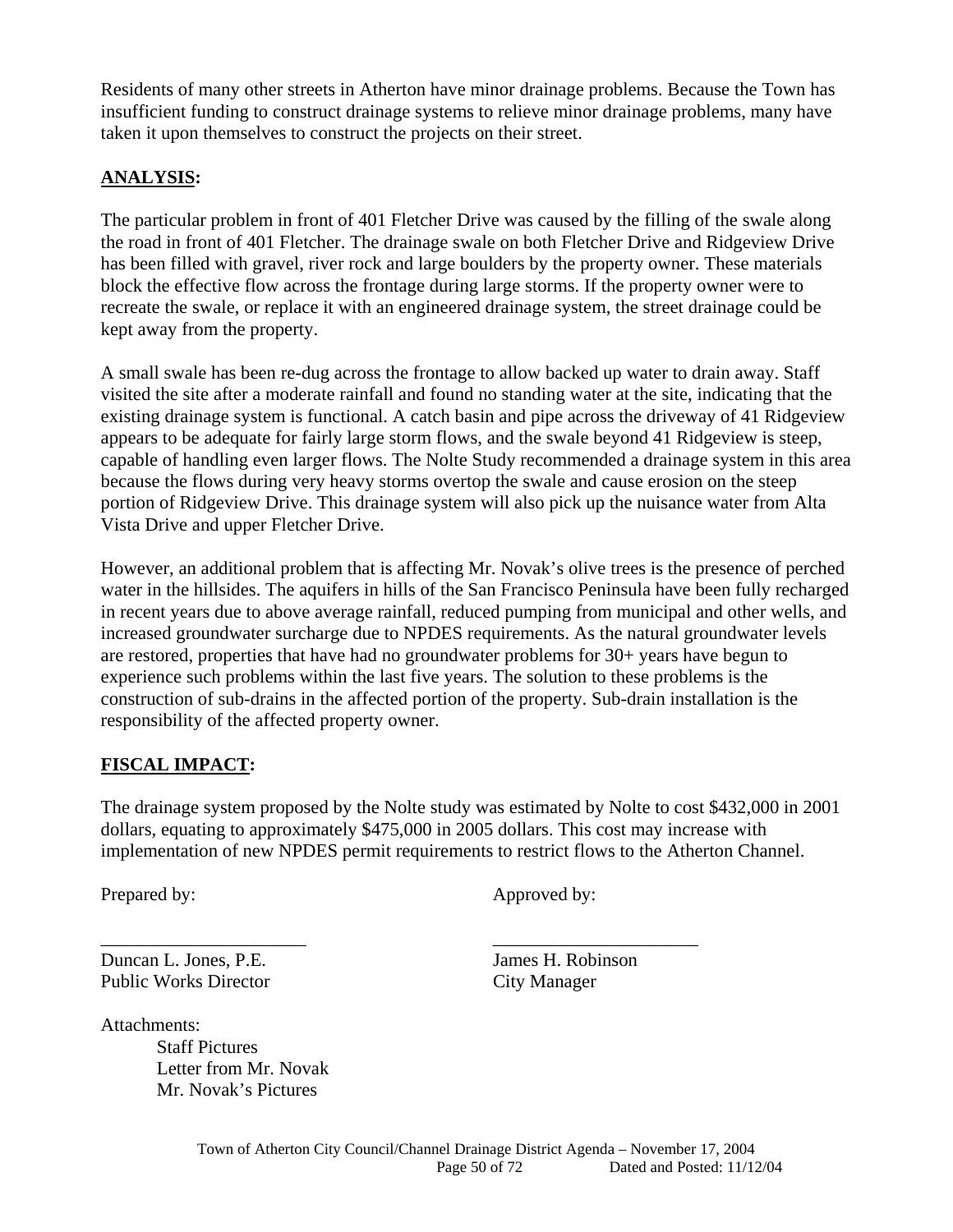Residents of many other streets in Atherton have minor drainage problems. Because the Town has insufficient funding to construct drainage systems to relieve minor drainage problems, many have taken it upon themselves to construct the projects on their street.

## ANALYSIS:

The particular problem in front of 401 Fletcher Drive was caused by the filling of the swale along the road in front of 401 Fletcher. The drainage swale on both Fletcher Drive and Ridgeview Drive has been filled with gravel, river rock and large boulders by the property owner. These materials block the effective flow across the frontage during large storms. If the property owner were to recreate the swale, or replace it with an engineered drainage system, the street drainage could be kept away from the property.

A small swale has been re-dug across the frontage to allow backed up water to drain away. Staff visited the site after a moderate rainfall and found no standing water at the site, indicating that the existing drainage system is functional. A catch basin and pipe across the driveway of 41 Ridgeview appears to be adequate for fairly large storm flows, and the swale beyond 41 Ridgeview is steep, capable of handling even larger flows. The Nolte Study recommended a drainage system in this area because the flows during very heavy storms overtop the swale and cause erosion on the steep portion of Ridgeview Drive. This drainage system will also pick up the nuisance water from Alta Vista Drive and upper Fletcher Drive.

However, an additional problem that is affecting Mr. Novak's olive trees is the presence of perched water in the hillsides. The aquifers in hills of the San Francisco Peninsula have been fully recharged in recent years due to above average rainfall, reduced pumping from municipal and other wells, and increased groundwater surcharge due to NPDES requirements. As the natural groundwater levels are restored, properties that have had no groundwater problems for 30+ years have begun to experience such problems within the last five years. The solution to these problems is the construction of sub-drains in the affected portion of the property. Sub-drain installation is the responsibility of the affected property owner.

## FISCAL IMPACT:

The drainage system proposed by the Nolte study was estimated by Nolte to cost $432,000 in 2001 dollars, equating to approximately $475,000 in 2005 dollars. This cost may increase with implementation of new NPDES permit requirements to restrict flows to the Atherton Channel.

Prepared by: Approved by:

______________________ ______________________

Duncan L. Jones, P.E.
Public Works Director

James H. Robinson
City Manager

Attachments:

- Staff Pictures
- Letter from Mr. Novak
- Mr. Novak's Pictures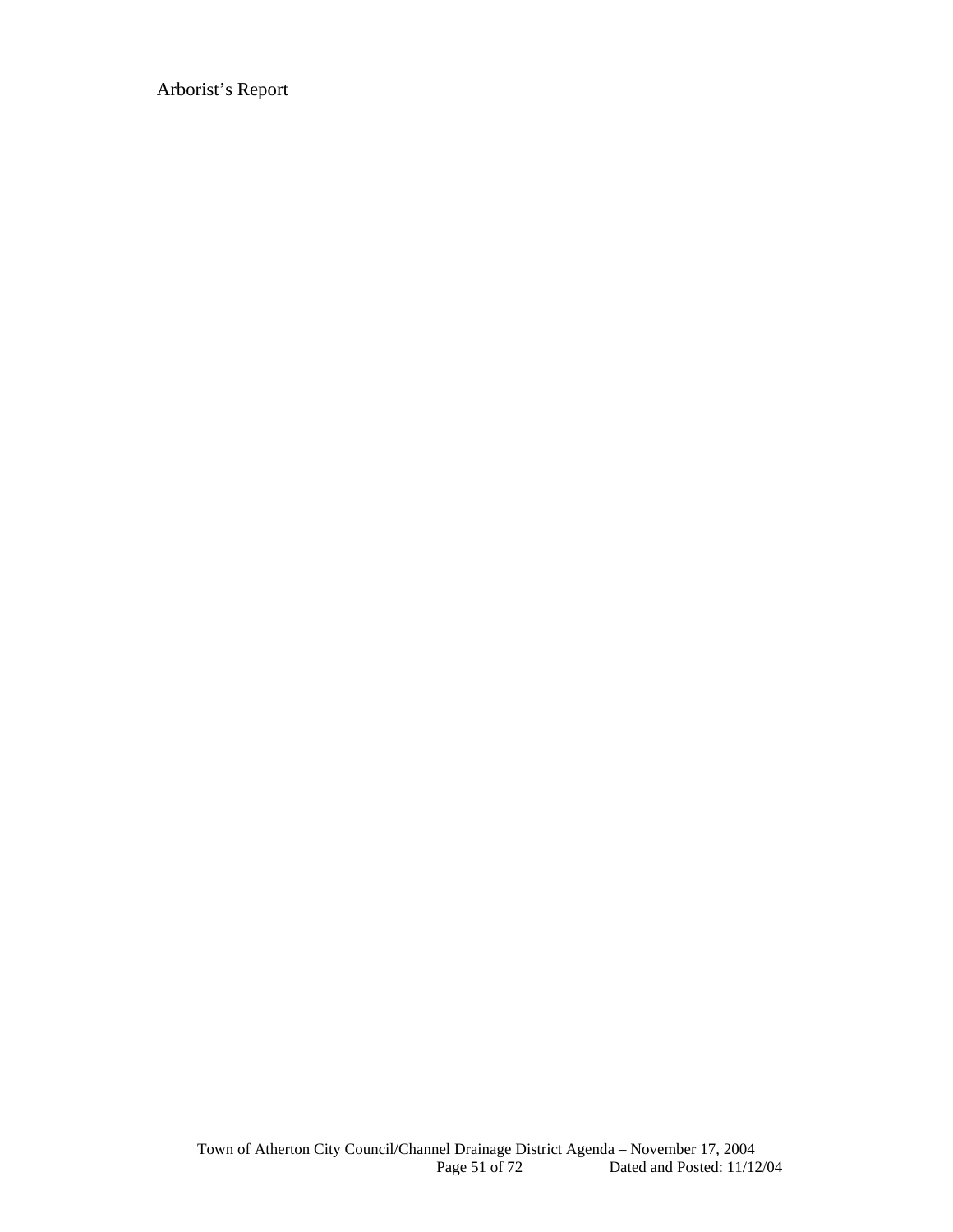Arborist's Report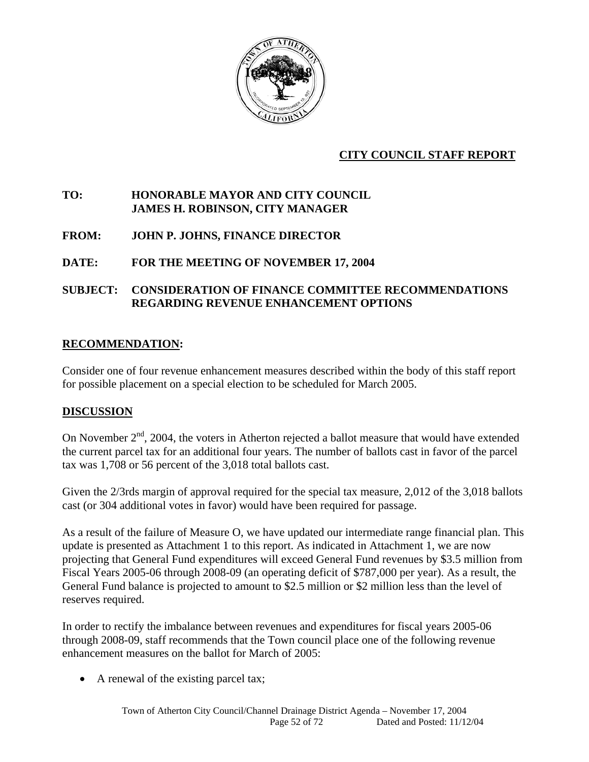Item No. 18

**CITY COUNCIL STAFF REPORT**

**TO:** HONORABLE MAYOR AND CITY COUNCIL
JAMES H. ROBINSON, CITY MANAGER

**FROM:** JOHN P. JOHNS, FINANCE DIRECTOR

**DATE:** FOR THE MEETING OF NOVEMBER 17, 2004

**SUBJECT:** CONSIDERATION OF FINANCE COMMITTEE RECOMMENDATIONS REGARDING REVENUE ENHANCEMENT OPTIONS

## RECOMMENDATION:

Consider one of four revenue enhancement measures described within the body of this staff report for possible placement on a special election to be scheduled for March 2005.

## DISCUSSION

On November 2nd, 2004, the voters in Atherton rejected a ballot measure that would have extended the current parcel tax for an additional four years. The number of ballots cast in favor of the parcel tax was 1,708 or 56 percent of the 3,018 total ballots cast.

Given the 2/3rds margin of approval required for the special tax measure, 2,012 of the 3,018 ballots cast (or 304 additional votes in favor) would have been required for passage.

As a result of the failure of Measure O, we have updated our intermediate range financial plan. This update is presented as Attachment 1 to this report. As indicated in Attachment 1, we are now projecting that General Fund expenditures will exceed General Fund revenues by $3.5 million from Fiscal Years 2005-06 through 2008-09 (an operating deficit of $787,000 per year). As a result, the General Fund balance is projected to amount to $2.5 million or $2 million less than the level of reserves required.

In order to rectify the imbalance between revenues and expenditures for fiscal years 2005-06 through 2008-09, staff recommends that the Town council place one of the following revenue enhancement measures on the ballot for March of 2005:

- A renewal of the existing parcel tax;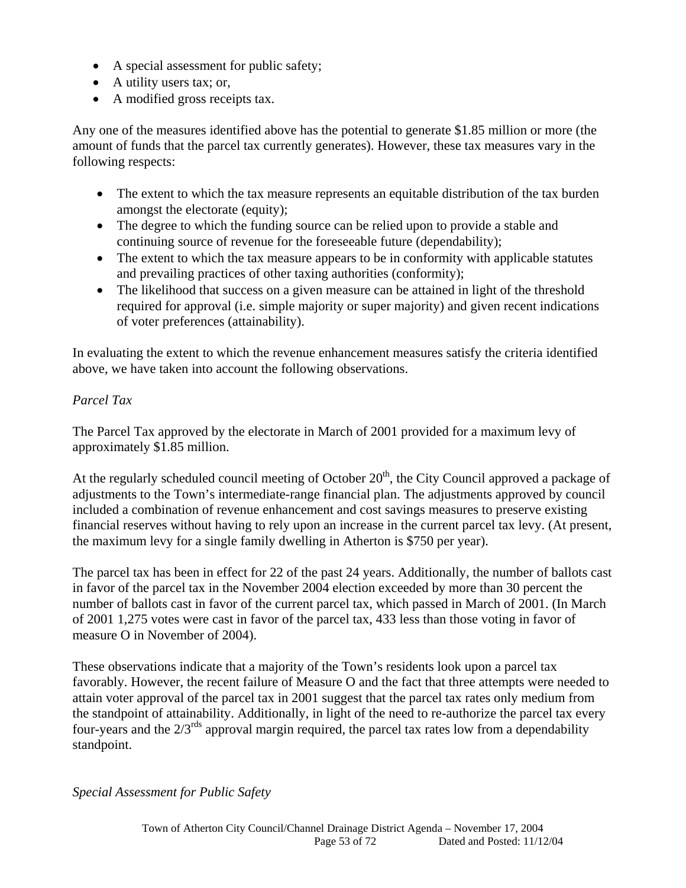- A special assessment for public safety;
- A utility users tax; or,
- A modified gross receipts tax.

Any one of the measures identified above has the potential to generate \$1.85 million or more (the amount of funds that the parcel tax currently generates). However, these tax measures vary in the following respects:

- The extent to which the tax measure represents an equitable distribution of the tax burden amongst the electorate (equity);
- The degree to which the funding source can be relied upon to provide a stable and continuing source of revenue for the foreseeable future (dependability);
- The extent to which the tax measure appears to be in conformity with applicable statutes and prevailing practices of other taxing authorities (conformity);
- The likelihood that success on a given measure can be attained in light of the threshold required for approval (i.e. simple majority or super majority) and given recent indications of voter preferences (attainability).

In evaluating the extent to which the revenue enhancement measures satisfy the criteria identified above, we have taken into account the following observations.

*Parcel Tax*

The Parcel Tax approved by the electorate in March of 2001 provided for a maximum levy of approximately \$1.85 million.

At the regularly scheduled council meeting of October 20th, the City Council approved a package of adjustments to the Town's intermediate-range financial plan. The adjustments approved by council included a combination of revenue enhancement and cost savings measures to preserve existing financial reserves without having to rely upon an increase in the current parcel tax levy. (At present, the maximum levy for a single family dwelling in Atherton is \$750 per year).

The parcel tax has been in effect for 22 of the past 24 years. Additionally, the number of ballots cast in favor of the parcel tax in the November 2004 election exceeded by more than 30 percent the number of ballots cast in favor of the current parcel tax, which passed in March of 2001. (In March of 2001 1,275 votes were cast in favor of the parcel tax, 433 less than those voting in favor of measure O in November of 2004).

These observations indicate that a majority of the Town's residents look upon a parcel tax favorably. However, the recent failure of Measure O and the fact that three attempts were needed to attain voter approval of the parcel tax in 2001 suggest that the parcel tax rates only medium from the standpoint of attainability. Additionally, in light of the need to re-authorize the parcel tax every four-years and the 2/3rds approval margin required, the parcel tax rates low from a dependability standpoint.

*Special Assessment for Public Safety*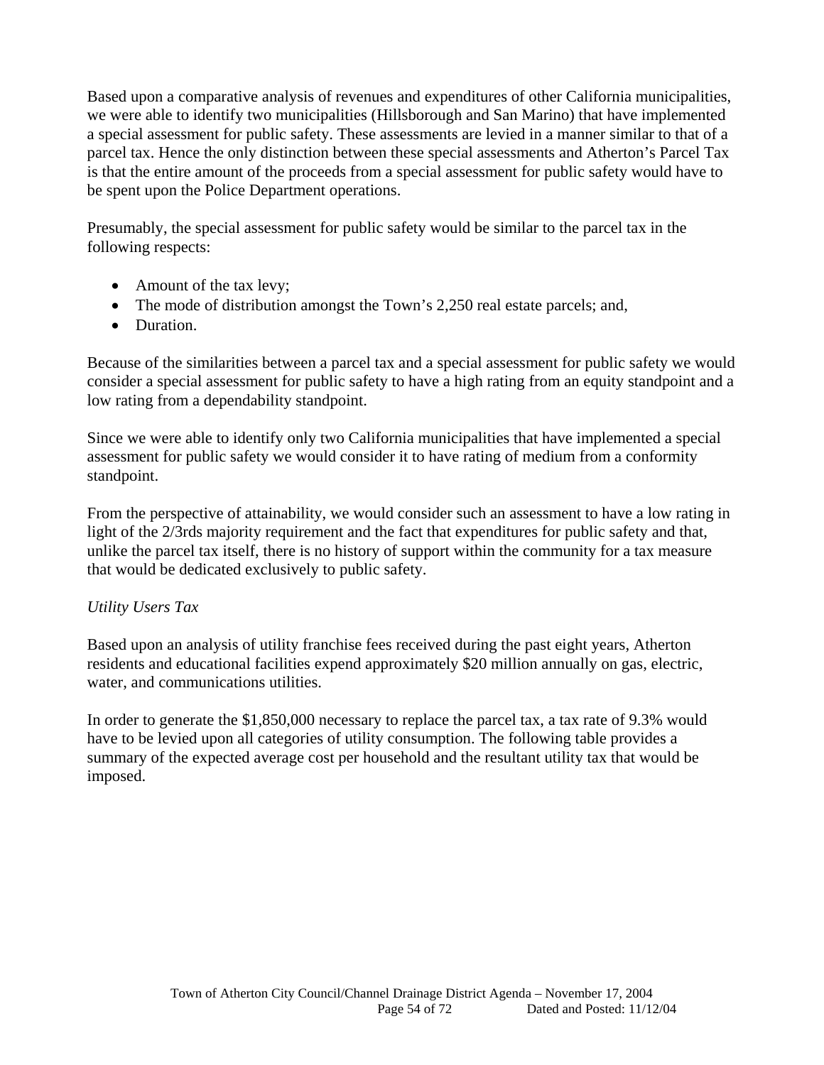Based upon a comparative analysis of revenues and expenditures of other California municipalities, we were able to identify two municipalities (Hillsborough and San Marino) that have implemented a special assessment for public safety. These assessments are levied in a manner similar to that of a parcel tax. Hence the only distinction between these special assessments and Atherton's Parcel Tax is that the entire amount of the proceeds from a special assessment for public safety would have to be spent upon the Police Department operations.

Presumably, the special assessment for public safety would be similar to the parcel tax in the following respects:

- Amount of the tax levy;
- The mode of distribution amongst the Town's 2,250 real estate parcels; and,
- Duration.

Because of the similarities between a parcel tax and a special assessment for public safety we would consider a special assessment for public safety to have a high rating from an equity standpoint and a low rating from a dependability standpoint.

Since we were able to identify only two California municipalities that have implemented a special assessment for public safety we would consider it to have rating of medium from a conformity standpoint.

From the perspective of attainability, we would consider such an assessment to have a low rating in light of the 2/3rds majority requirement and the fact that expenditures for public safety and that, unlike the parcel tax itself, there is no history of support within the community for a tax measure that would be dedicated exclusively to public safety.

*Utility Users Tax*

Based upon an analysis of utility franchise fees received during the past eight years, Atherton residents and educational facilities expend approximately $20 million annually on gas, electric, water, and communications utilities.

In order to generate the $1,850,000 necessary to replace the parcel tax, a tax rate of 9.3% would have to be levied upon all categories of utility consumption. The following table provides a summary of the expected average cost per household and the resultant utility tax that would be imposed.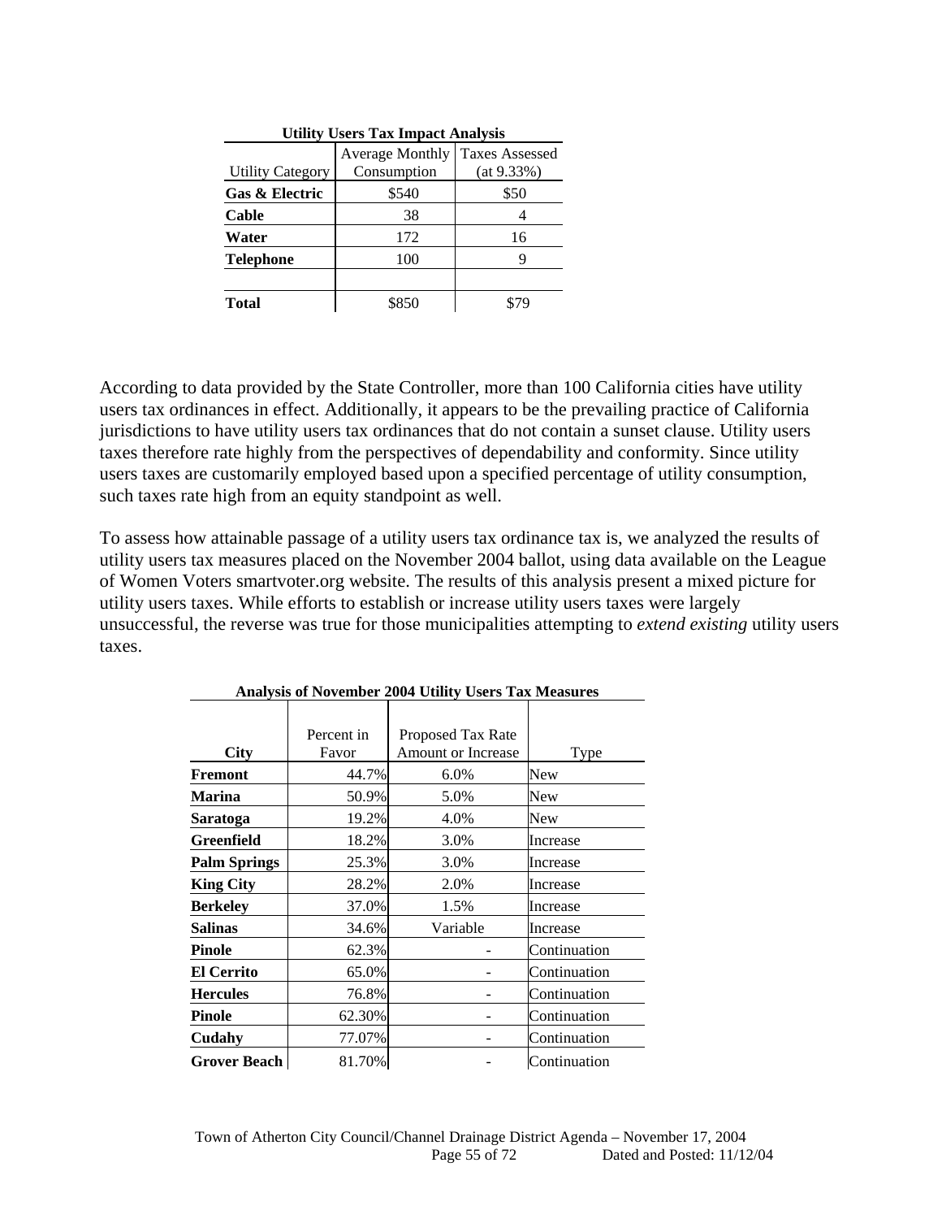**Utility Users Tax Impact Analysis**

| Utility Category | Average Monthly Consumption | Taxes Assessed (at 9.33%) |
|---|---|---|
| **Gas & Electric** | $540 | $50 |
| **Cable** | 38 | 4 |
| **Water** | 172 | 16 |
| **Telephone** | 100 | 9 |
| | | |
| **Total** | $850 | $79 |

According to data provided by the State Controller, more than 100 California cities have utility users tax ordinances in effect. Additionally, it appears to be the prevailing practice of California jurisdictions to have utility users tax ordinances that do not contain a sunset clause. Utility users taxes therefore rate highly from the perspectives of dependability and conformity. Since utility users taxes are customarily employed based upon a specified percentage of utility consumption, such taxes rate high from an equity standpoint as well.

To assess how attainable passage of a utility users tax ordinance tax is, we analyzed the results of utility users tax measures placed on the November 2004 ballot, using data available on the League of Women Voters smartvoter.org website. The results of this analysis present a mixed picture for utility users taxes. While efforts to establish or increase utility users taxes were largely unsuccessful, the reverse was true for those municipalities attempting to *extend existing* utility users taxes.

**Analysis of November 2004 Utility Users Tax Measures**

| City | Percent in Favor | Proposed Tax Rate Amount or Increase | Type |
|---|---|---|---|
| **Fremont** | 44.7% | 6.0% | New |
| **Marina** | 50.9% | 5.0% | New |
| **Saratoga** | 19.2% | 4.0% | New |
| **Greenfield** | 18.2% | 3.0% | Increase |
| **Palm Springs** | 25.3% | 3.0% | Increase |
| **King City** | 28.2% | 2.0% | Increase |
| **Berkeley** | 37.0% | 1.5% | Increase |
| **Salinas** | 34.6% | Variable | Increase |
| **Pinole** | 62.3% | - | Continuation |
| **El Cerrito** | 65.0% | - | Continuation |
| **Hercules** | 76.8% | - | Continuation |
| **Pinole** | 62.30% | - | Continuation |
| **Cudahy** | 77.07% | - | Continuation |
| **Grover Beach** | 81.70% | - | Continuation |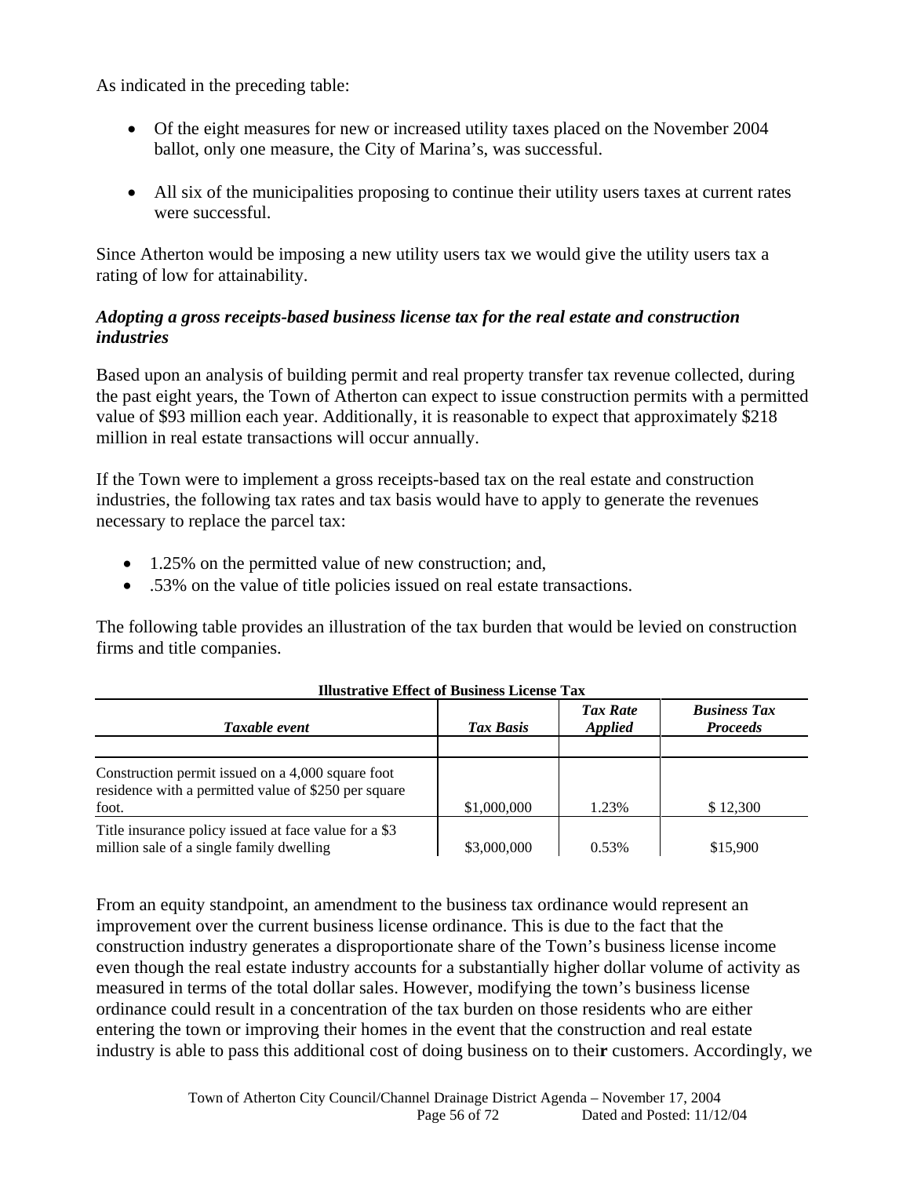As indicated in the preceding table:

- Of the eight measures for new or increased utility taxes placed on the November 2004 ballot, only one measure, the City of Marina's, was successful.
- All six of the municipalities proposing to continue their utility users taxes at current rates were successful.

Since Atherton would be imposing a new utility users tax we would give the utility users tax a rating of low for attainability.

***Adopting a gross receipts-based business license tax for the real estate and construction industries***

Based upon an analysis of building permit and real property transfer tax revenue collected, during the past eight years, the Town of Atherton can expect to issue construction permits with a permitted value of $93 million each year. Additionally, it is reasonable to expect that approximately $218 million in real estate transactions will occur annually.

If the Town were to implement a gross receipts-based tax on the real estate and construction industries, the following tax rates and tax basis would have to apply to generate the revenues necessary to replace the parcel tax:

- 1.25% on the permitted value of new construction; and,
- .53% on the value of title policies issued on real estate transactions.

The following table provides an illustration of the tax burden that would be levied on construction firms and title companies.

**Illustrative Effect of Business License Tax**

| *Taxable event* | *Tax Basis* | *Tax Rate Applied* | *Business Tax Proceeds* |
|---|---|---|---|
| Construction permit issued on a 4,000 square foot residence with a permitted value of $250 per square foot. | $1,000,000 | 1.23% | $ 12,300 |
| Title insurance policy issued at face value for a $3 million sale of a single family dwelling | $3,000,000 | 0.53% | $15,900 |

From an equity standpoint, an amendment to the business tax ordinance would represent an improvement over the current business license ordinance. This is due to the fact that the construction industry generates a disproportionate share of the Town's business license income even though the real estate industry accounts for a substantially higher dollar volume of activity as measured in terms of the total dollar sales. However, modifying the town's business license ordinance could result in a concentration of the tax burden on those residents who are either entering the town or improving their homes in the event that the construction and real estate industry is able to pass this additional cost of doing business on to their customers. Accordingly, we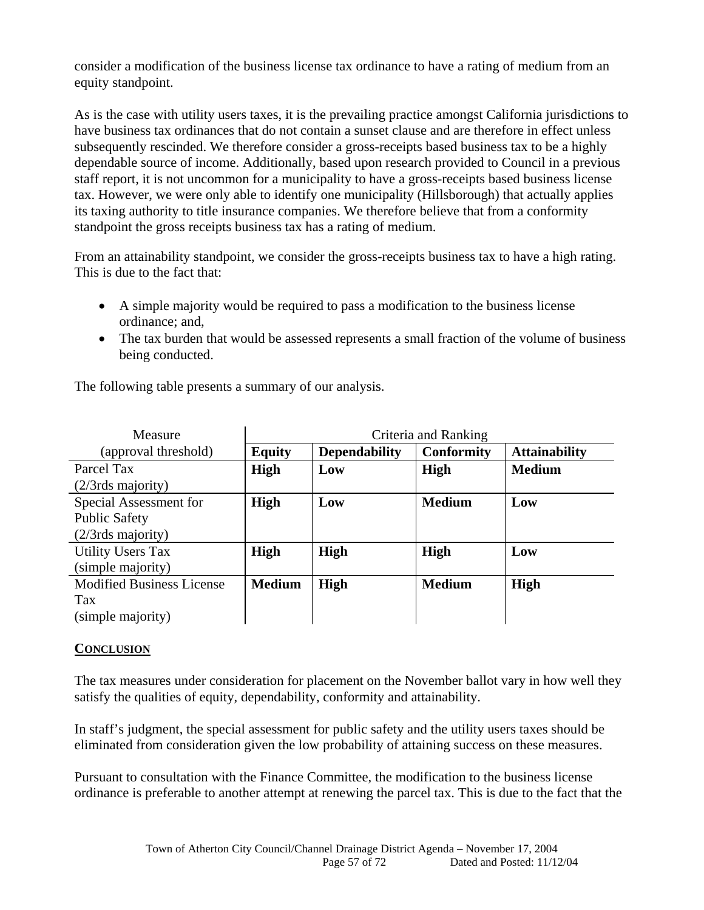consider a modification of the business license tax ordinance to have a rating of medium from an equity standpoint.

As is the case with utility users taxes, it is the prevailing practice amongst California jurisdictions to have business tax ordinances that do not contain a sunset clause and are therefore in effect unless subsequently rescinded. We therefore consider a gross-receipts based business tax to be a highly dependable source of income. Additionally, based upon research provided to Council in a previous staff report, it is not uncommon for a municipality to have a gross-receipts based business license tax. However, we were only able to identify one municipality (Hillsborough) that actually applies its taxing authority to title insurance companies. We therefore believe that from a conformity standpoint the gross receipts business tax has a rating of medium.

From an attainability standpoint, we consider the gross-receipts business tax to have a high rating. This is due to the fact that:

- A simple majority would be required to pass a modification to the business license ordinance; and,
- The tax burden that would be assessed represents a small fraction of the volume of business being conducted.

The following table presents a summary of our analysis.

| Measure (approval threshold) | Criteria and Ranking | | | |
|---|---|---|---|---|
| | **Equity** | **Dependability** | **Conformity** | **Attainability** |
| Parcel Tax (2/3rds majority) | **High** | **Low** | **High** | **Medium** |
| Special Assessment for Public Safety (2/3rds majority) | **High** | **Low** | **Medium** | **Low** |
| Utility Users Tax (simple majority) | **High** | **High** | **High** | **Low** |
| Modified Business License Tax (simple majority) | **Medium** | **High** | **Medium** | **High** |

## CONCLUSION

The tax measures under consideration for placement on the November ballot vary in how well they satisfy the qualities of equity, dependability, conformity and attainability.

In staff's judgment, the special assessment for public safety and the utility users taxes should be eliminated from consideration given the low probability of attaining success on these measures.

Pursuant to consultation with the Finance Committee, the modification to the business license ordinance is preferable to another attempt at renewing the parcel tax. This is due to the fact that the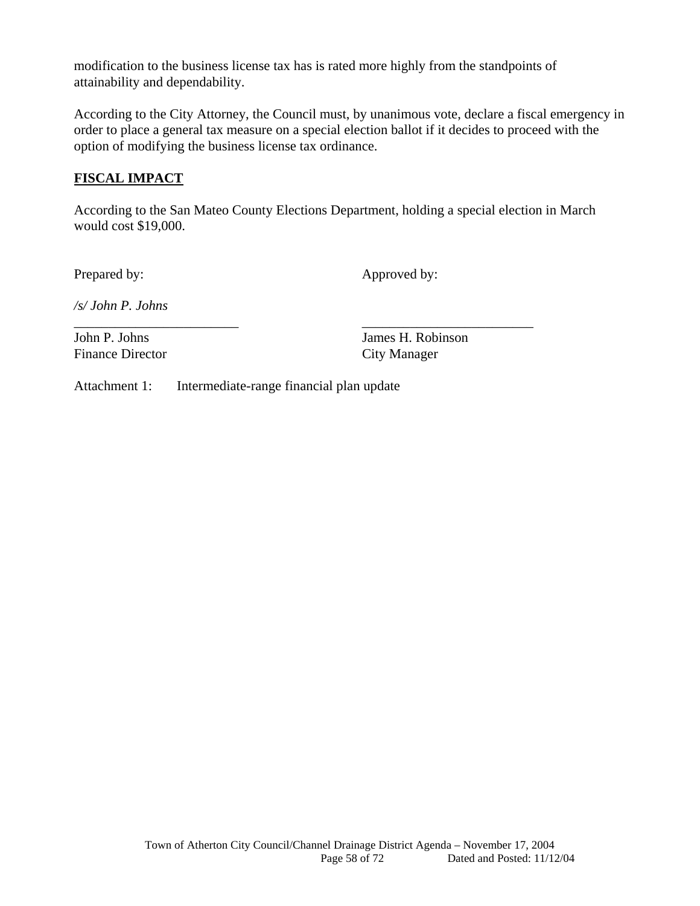modification to the business license tax has is rated more highly from the standpoints of attainability and dependability.

According to the City Attorney, the Council must, by unanimous vote, declare a fiscal emergency in order to place a general tax measure on a special election ballot if it decides to proceed with the option of modifying the business license tax ordinance.

**FISCAL IMPACT**

According to the San Mateo County Elections Department, holding a special election in March would cost $19,000.

Prepared by: Approved by:

*/s/ John P. Johns*

\_\_\_\_\_\_\_\_\_\_\_\_\_\_\_\_\_\_\_\_\_\_\_\_\_ \_\_\_\_\_\_\_\_\_\_\_\_\_\_\_\_\_\_\_\_\_\_\_\_\_

John P. Johns
Finance Director

James H. Robinson
City Manager

Attachment 1: Intermediate-range financial plan update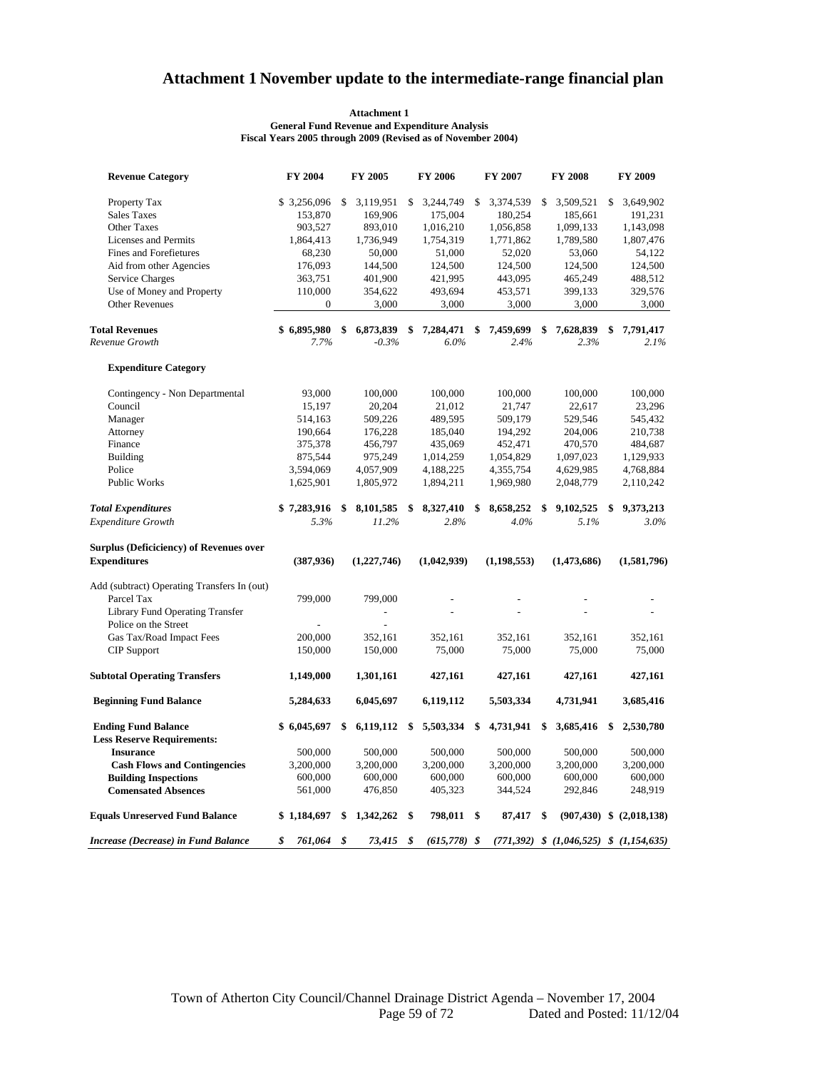# Attachment 1 November update to the intermediate-range financial plan

**Attachment 1**
**General Fund Revenue and Expenditure Analysis**
**Fiscal Years 2005 through 2009 (Revised as of November 2004)**

| **Revenue Category** | **FY 2004** | **FY 2005** | **FY 2006** | **FY 2007** | **FY 2008** | **FY 2009** |
|---|---|---|---|---|---|---|
| Property Tax | $ 3,256,096 | $ 3,119,951 | $ 3,244,749 | $ 3,374,539 | $ 3,509,521 | $ 3,649,902 |
| Sales Taxes | 153,870 | 169,906 | 175,004 | 180,254 | 185,661 | 191,231 |
| Other Taxes | 903,527 | 893,010 | 1,016,210 | 1,056,858 | 1,099,133 | 1,143,098 |
| Licenses and Permits | 1,864,413 | 1,736,949 | 1,754,319 | 1,771,862 | 1,789,580 | 1,807,476 |
| Fines and Forefietures | 68,230 | 50,000 | 51,000 | 52,020 | 53,060 | 54,122 |
| Aid from other Agencies | 176,093 | 144,500 | 124,500 | 124,500 | 124,500 | 124,500 |
| Service Charges | 363,751 | 401,900 | 421,995 | 443,095 | 465,249 | 488,512 |
| Use of Money and Property | 110,000 | 354,622 | 493,694 | 453,571 | 399,133 | 329,576 |
| Other Revenues | 0 | 3,000 | 3,000 | 3,000 | 3,000 | 3,000 |
| **Total Revenues** | **$ 6,895,980** | **$ 6,873,839** | **$ 7,284,471** | **$ 7,459,699** | **$ 7,628,839** | **$ 7,791,417** |
| *Revenue Growth* | *7.7%* | *-0.3%* | *6.0%* | *2.4%* | *2.3%* | *2.1%* |
| **Expenditure Category** | | | | | | |
| Contingency - Non Departmental | 93,000 | 100,000 | 100,000 | 100,000 | 100,000 | 100,000 |
| Council | 15,197 | 20,204 | 21,012 | 21,747 | 22,617 | 23,296 |
| Manager | 514,163 | 509,226 | 489,595 | 509,179 | 529,546 | 545,432 |
| Attorney | 190,664 | 176,228 | 185,040 | 194,292 | 204,006 | 210,738 |
| Finance | 375,378 | 456,797 | 435,069 | 452,471 | 470,570 | 484,687 |
| Building | 875,544 | 975,249 | 1,014,259 | 1,054,829 | 1,097,023 | 1,129,933 |
| Police | 3,594,069 | 4,057,909 | 4,188,225 | 4,355,754 | 4,629,985 | 4,768,884 |
| Public Works | 1,625,901 | 1,805,972 | 1,894,211 | 1,969,980 | 2,048,779 | 2,110,242 |
| ***Total Expenditures*** | **$ 7,283,916** | **$ 8,101,585** | **$ 8,327,410** | **$ 8,658,252** | **$ 9,102,525** | **$ 9,373,213** |
| *Expenditure Growth* | *5.3%* | *11.2%* | *2.8%* | *4.0%* | *5.1%* | *3.0%* |
| **Surplus (Deficiciency) of Revenues over Expenditures** | **(387,936)** | **(1,227,746)** | **(1,042,939)** | **(1,198,553)** | **(1,473,686)** | **(1,581,796)** |
| Add (subtract) Operating Transfers In (out) | | | | | | |
| Parcel Tax | 799,000 | 799,000 | - | - | - | - |
| Library Fund Operating Transfer | | - | - | - | - | - |
| Police on the Street | - | - | | | | |
| Gas Tax/Road Impact Fees | 200,000 | 352,161 | 352,161 | 352,161 | 352,161 | 352,161 |
| CIP Support | 150,000 | 150,000 | 75,000 | 75,000 | 75,000 | 75,000 |
| **Subtotal Operating Transfers** | **1,149,000** | **1,301,161** | **427,161** | **427,161** | **427,161** | **427,161** |
| **Beginning Fund Balance** | **5,284,633** | **6,045,697** | **6,119,112** | **5,503,334** | **4,731,941** | **3,685,416** |
| **Ending Fund Balance** | **$ 6,045,697** | **$ 6,119,112** | **$ 5,503,334** | **$ 4,731,941** | **$ 3,685,416** | **$ 2,530,780** |
| **Less Reserve Requirements:** | | | | | | |
| **Insurance** | 500,000 | 500,000 | 500,000 | 500,000 | 500,000 | 500,000 |
| **Cash Flows and Contingencies** | 3,200,000 | 3,200,000 | 3,200,000 | 3,200,000 | 3,200,000 | 3,200,000 |
| **Building Inspections** | 600,000 | 600,000 | 600,000 | 600,000 | 600,000 | 600,000 |
| **Comensated Absences** | 561,000 | 476,850 | 405,323 | 344,524 | 292,846 | 248,919 |
| **Equals Unreserved Fund Balance** | **$ 1,184,697** | **$ 1,342,262** | **$ 798,011** | **$ 87,417** | **$ (907,430)** | **$ (2,018,138)** |
| ***Increase (Decrease) in Fund Balance*** | ***$ 761,064*** | ***$ 73,415*** | ***$ (615,778)*** | ***$ (771,392)*** | ***$ (1,046,525)*** | ***$ (1,154,635)*** |

Town of Atherton City Council/Channel Drainage District Agenda – November 17, 2004
Dated and Posted: 11/12/04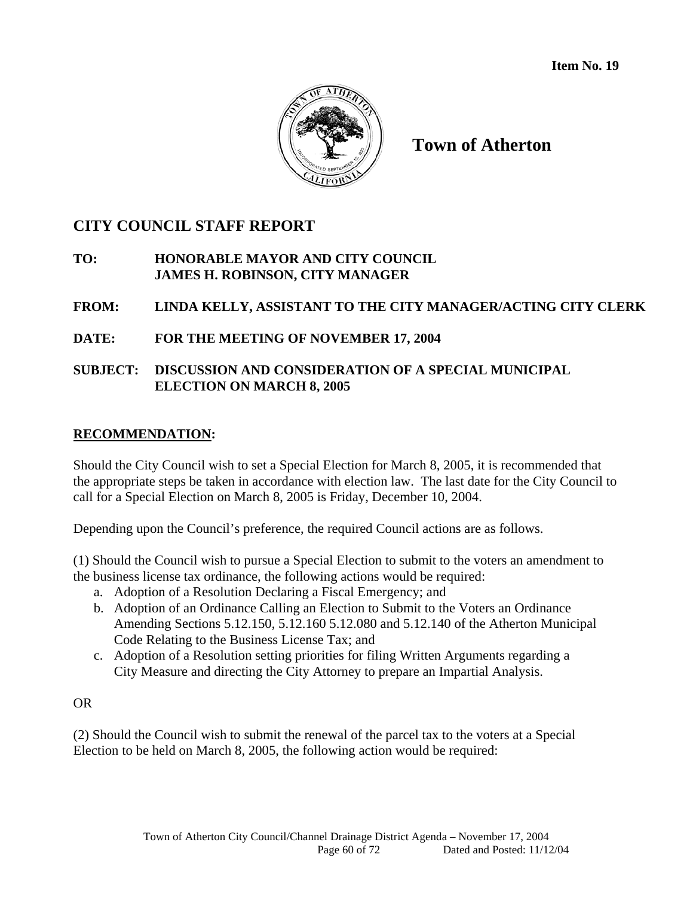**Item No. 19**

# Town of Atherton

## CITY COUNCIL STAFF REPORT

**TO:** **HONORABLE MAYOR AND CITY COUNCIL**
**JAMES H. ROBINSON, CITY MANAGER**

**FROM:** **LINDA KELLY, ASSISTANT TO THE CITY MANAGER/ACTING CITY CLERK**

**DATE:** **FOR THE MEETING OF NOVEMBER 17, 2004**

**SUBJECT:** **DISCUSSION AND CONSIDERATION OF A SPECIAL MUNICIPAL ELECTION ON MARCH 8, 2005**

**RECOMMENDATION:**

Should the City Council wish to set a Special Election for March 8, 2005, it is recommended that the appropriate steps be taken in accordance with election law. The last date for the City Council to call for a Special Election on March 8, 2005 is Friday, December 10, 2004.

Depending upon the Council's preference, the required Council actions are as follows.

(1) Should the Council wish to pursue a Special Election to submit to the voters an amendment to the business license tax ordinance, the following actions would be required:

a. Adoption of a Resolution Declaring a Fiscal Emergency; and
b. Adoption of an Ordinance Calling an Election to Submit to the Voters an Ordinance Amending Sections 5.12.150, 5.12.160 5.12.080 and 5.12.140 of the Atherton Municipal Code Relating to the Business License Tax; and
c. Adoption of a Resolution setting priorities for filing Written Arguments regarding a City Measure and directing the City Attorney to prepare an Impartial Analysis.

OR

(2) Should the Council wish to submit the renewal of the parcel tax to the voters at a Special Election to be held on March 8, 2005, the following action would be required: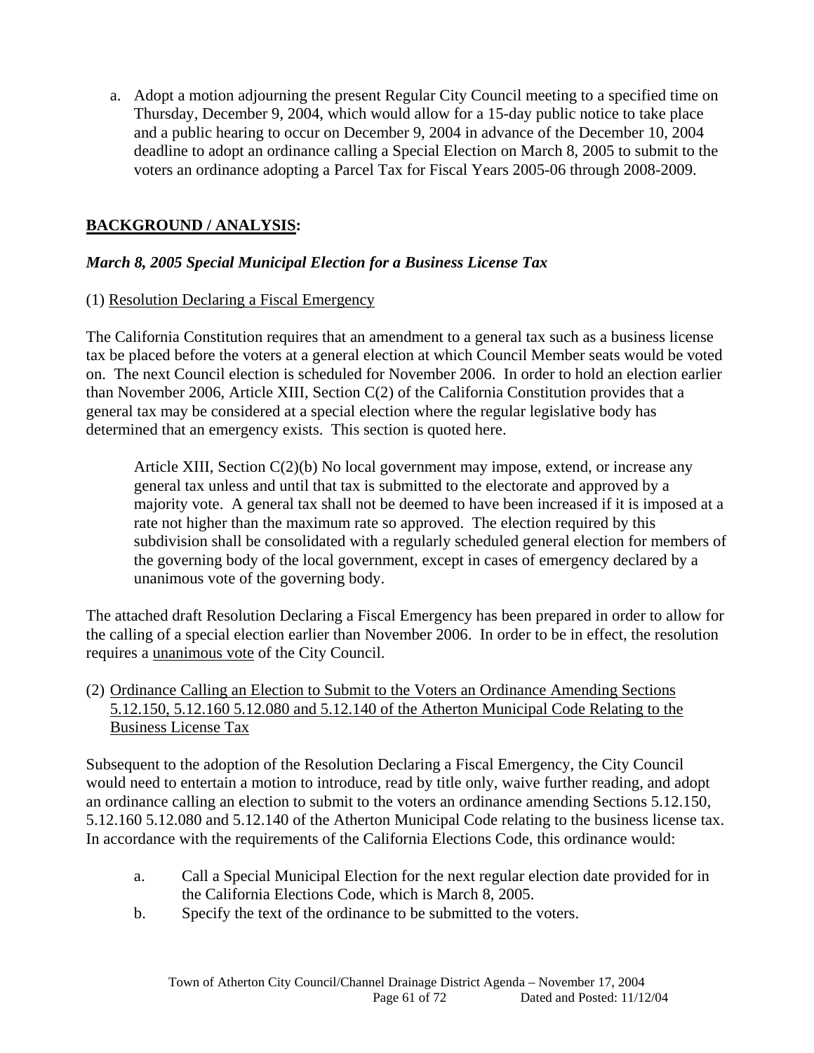a. Adopt a motion adjourning the present Regular City Council meeting to a specified time on Thursday, December 9, 2004, which would allow for a 15-day public notice to take place and a public hearing to occur on December 9, 2004 in advance of the December 10, 2004 deadline to adopt an ordinance calling a Special Election on March 8, 2005 to submit to the voters an ordinance adopting a Parcel Tax for Fiscal Years 2005-06 through 2008-2009.

## BACKGROUND / ANALYSIS:

### *March 8, 2005 Special Municipal Election for a Business License Tax*

(1) Resolution Declaring a Fiscal Emergency

The California Constitution requires that an amendment to a general tax such as a business license tax be placed before the voters at a general election at which Council Member seats would be voted on. The next Council election is scheduled for November 2006. In order to hold an election earlier than November 2006, Article XIII, Section C(2) of the California Constitution provides that a general tax may be considered at a special election where the regular legislative body has determined that an emergency exists. This section is quoted here.

> Article XIII, Section C(2)(b) No local government may impose, extend, or increase any general tax unless and until that tax is submitted to the electorate and approved by a majority vote. A general tax shall not be deemed to have been increased if it is imposed at a rate not higher than the maximum rate so approved. The election required by this subdivision shall be consolidated with a regularly scheduled general election for members of the governing body of the local government, except in cases of emergency declared by a unanimous vote of the governing body.

The attached draft Resolution Declaring a Fiscal Emergency has been prepared in order to allow for the calling of a special election earlier than November 2006. In order to be in effect, the resolution requires a unanimous vote of the City Council.

(2) Ordinance Calling an Election to Submit to the Voters an Ordinance Amending Sections 5.12.150, 5.12.160 5.12.080 and 5.12.140 of the Atherton Municipal Code Relating to the Business License Tax

Subsequent to the adoption of the Resolution Declaring a Fiscal Emergency, the City Council would need to entertain a motion to introduce, read by title only, waive further reading, and adopt an ordinance calling an election to submit to the voters an ordinance amending Sections 5.12.150, 5.12.160 5.12.080 and 5.12.140 of the Atherton Municipal Code relating to the business license tax. In accordance with the requirements of the California Elections Code, this ordinance would:

a. Call a Special Municipal Election for the next regular election date provided for in the California Elections Code, which is March 8, 2005.
b. Specify the text of the ordinance to be submitted to the voters.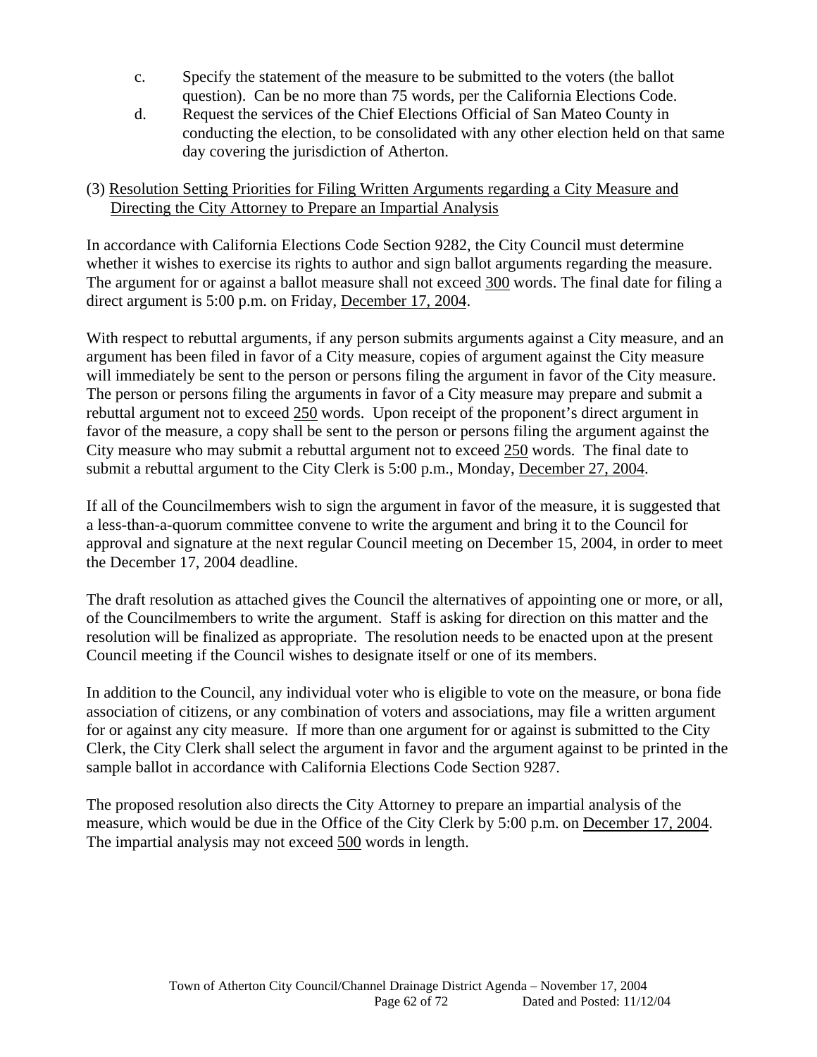c. Specify the statement of the measure to be submitted to the voters (the ballot question). Can be no more than 75 words, per the California Elections Code.

d. Request the services of the Chief Elections Official of San Mateo County in conducting the election, to be consolidated with any other election held on that same day covering the jurisdiction of Atherton.

(3) Resolution Setting Priorities for Filing Written Arguments regarding a City Measure and Directing the City Attorney to Prepare an Impartial Analysis

In accordance with California Elections Code Section 9282, the City Council must determine whether it wishes to exercise its rights to author and sign ballot arguments regarding the measure. The argument for or against a ballot measure shall not exceed 300 words. The final date for filing a direct argument is 5:00 p.m. on Friday, December 17, 2004.

With respect to rebuttal arguments, if any person submits arguments against a City measure, and an argument has been filed in favor of a City measure, copies of argument against the City measure will immediately be sent to the person or persons filing the argument in favor of the City measure. The person or persons filing the arguments in favor of a City measure may prepare and submit a rebuttal argument not to exceed 250 words. Upon receipt of the proponent's direct argument in favor of the measure, a copy shall be sent to the person or persons filing the argument against the City measure who may submit a rebuttal argument not to exceed 250 words. The final date to submit a rebuttal argument to the City Clerk is 5:00 p.m., Monday, December 27, 2004.

If all of the Councilmembers wish to sign the argument in favor of the measure, it is suggested that a less-than-a-quorum committee convene to write the argument and bring it to the Council for approval and signature at the next regular Council meeting on December 15, 2004, in order to meet the December 17, 2004 deadline.

The draft resolution as attached gives the Council the alternatives of appointing one or more, or all, of the Councilmembers to write the argument. Staff is asking for direction on this matter and the resolution will be finalized as appropriate. The resolution needs to be enacted upon at the present Council meeting if the Council wishes to designate itself or one of its members.

In addition to the Council, any individual voter who is eligible to vote on the measure, or bona fide association of citizens, or any combination of voters and associations, may file a written argument for or against any city measure. If more than one argument for or against is submitted to the City Clerk, the City Clerk shall select the argument in favor and the argument against to be printed in the sample ballot in accordance with California Elections Code Section 9287.

The proposed resolution also directs the City Attorney to prepare an impartial analysis of the measure, which would be due in the Office of the City Clerk by 5:00 p.m. on December 17, 2004. The impartial analysis may not exceed 500 words in length.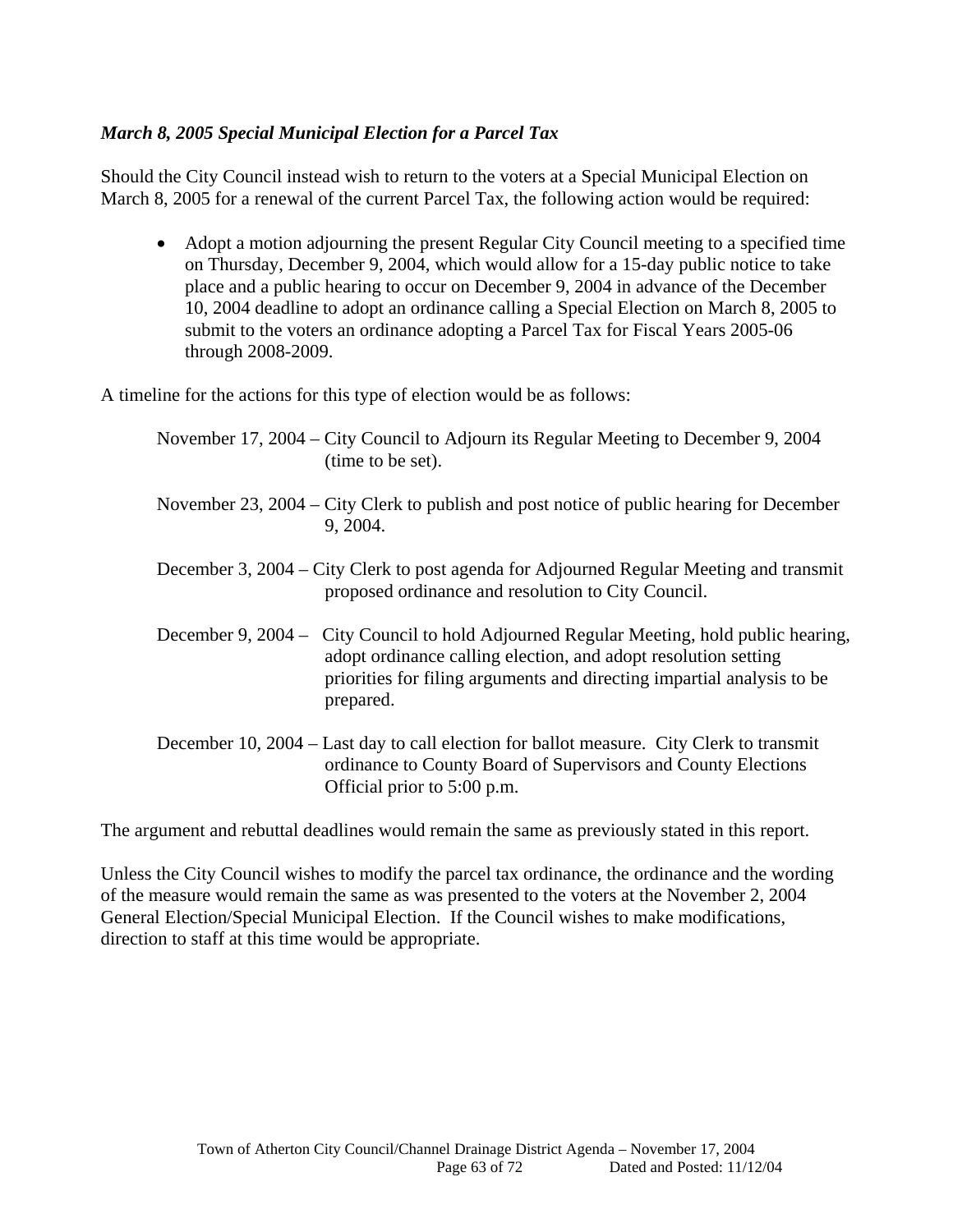***March 8, 2005 Special Municipal Election for a Parcel Tax***

Should the City Council instead wish to return to the voters at a Special Municipal Election on March 8, 2005 for a renewal of the current Parcel Tax, the following action would be required:

- Adopt a motion adjourning the present Regular City Council meeting to a specified time on Thursday, December 9, 2004, which would allow for a 15-day public notice to take place and a public hearing to occur on December 9, 2004 in advance of the December 10, 2004 deadline to adopt an ordinance calling a Special Election on March 8, 2005 to submit to the voters an ordinance adopting a Parcel Tax for Fiscal Years 2005-06 through 2008-2009.

A timeline for the actions for this type of election would be as follows:

November 17, 2004 – City Council to Adjourn its Regular Meeting to December 9, 2004 (time to be set).

November 23, 2004 – City Clerk to publish and post notice of public hearing for December 9, 2004.

December 3, 2004 – City Clerk to post agenda for Adjourned Regular Meeting and transmit proposed ordinance and resolution to City Council.

December 9, 2004 – City Council to hold Adjourned Regular Meeting, hold public hearing, adopt ordinance calling election, and adopt resolution setting priorities for filing arguments and directing impartial analysis to be prepared.

December 10, 2004 – Last day to call election for ballot measure. City Clerk to transmit ordinance to County Board of Supervisors and County Elections Official prior to 5:00 p.m.

The argument and rebuttal deadlines would remain the same as previously stated in this report.

Unless the City Council wishes to modify the parcel tax ordinance, the ordinance and the wording of the measure would remain the same as was presented to the voters at the November 2, 2004 General Election/Special Municipal Election. If the Council wishes to make modifications, direction to staff at this time would be appropriate.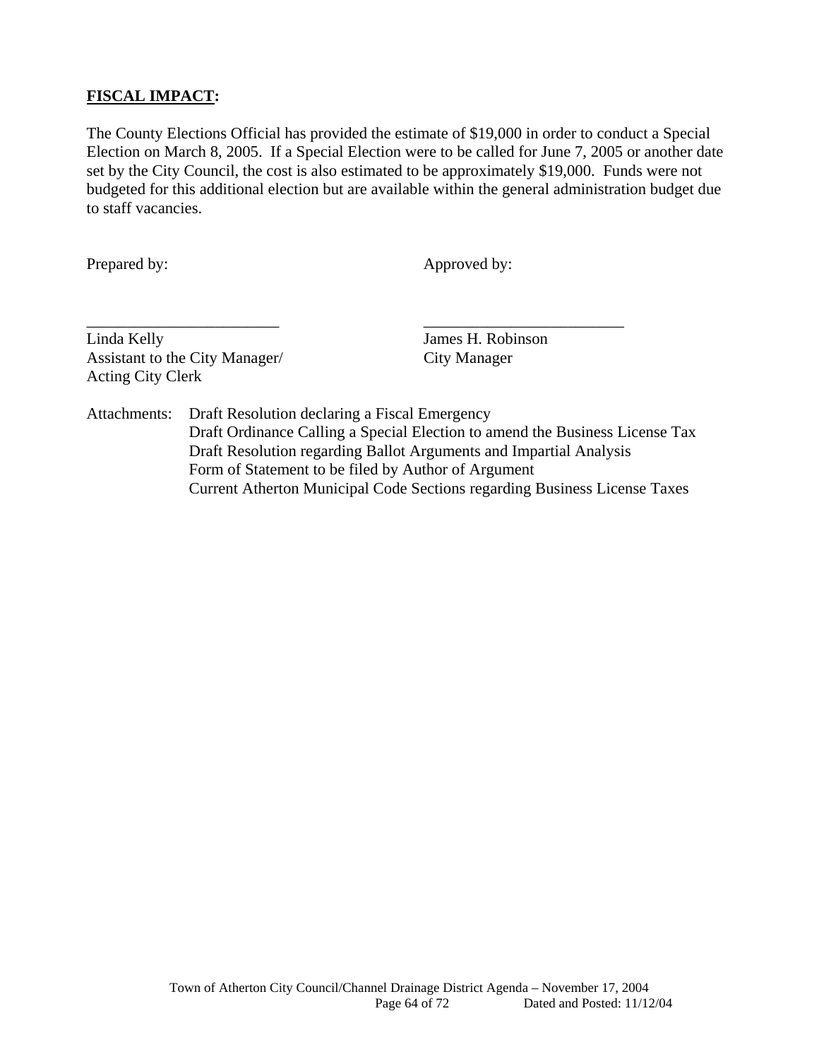**FISCAL IMPACT:**

The County Elections Official has provided the estimate of $19,000 in order to conduct a Special Election on March 8, 2005. If a Special Election were to be called for June 7, 2005 or another date set by the City Council, the cost is also estimated to be approximately $19,000. Funds were not budgeted for this additional election but are available within the general administration budget due to staff vacancies.

Prepared by: Approved by:

\_\_\_\_\_\_\_\_\_\_\_\_\_\_\_\_\_\_\_\_\_\_\_\_\_ \_\_\_\_\_\_\_\_\_\_\_\_\_\_\_\_\_\_\_\_\_\_\_\_\_\_

Linda Kelly
Assistant to the City Manager/
Acting City Clerk

James H. Robinson
City Manager

Attachments:
- Draft Resolution declaring a Fiscal Emergency
- Draft Ordinance Calling a Special Election to amend the Business License Tax
- Draft Resolution regarding Ballot Arguments and Impartial Analysis
- Form of Statement to be filed by Author of Argument
- Current Atherton Municipal Code Sections regarding Business License Taxes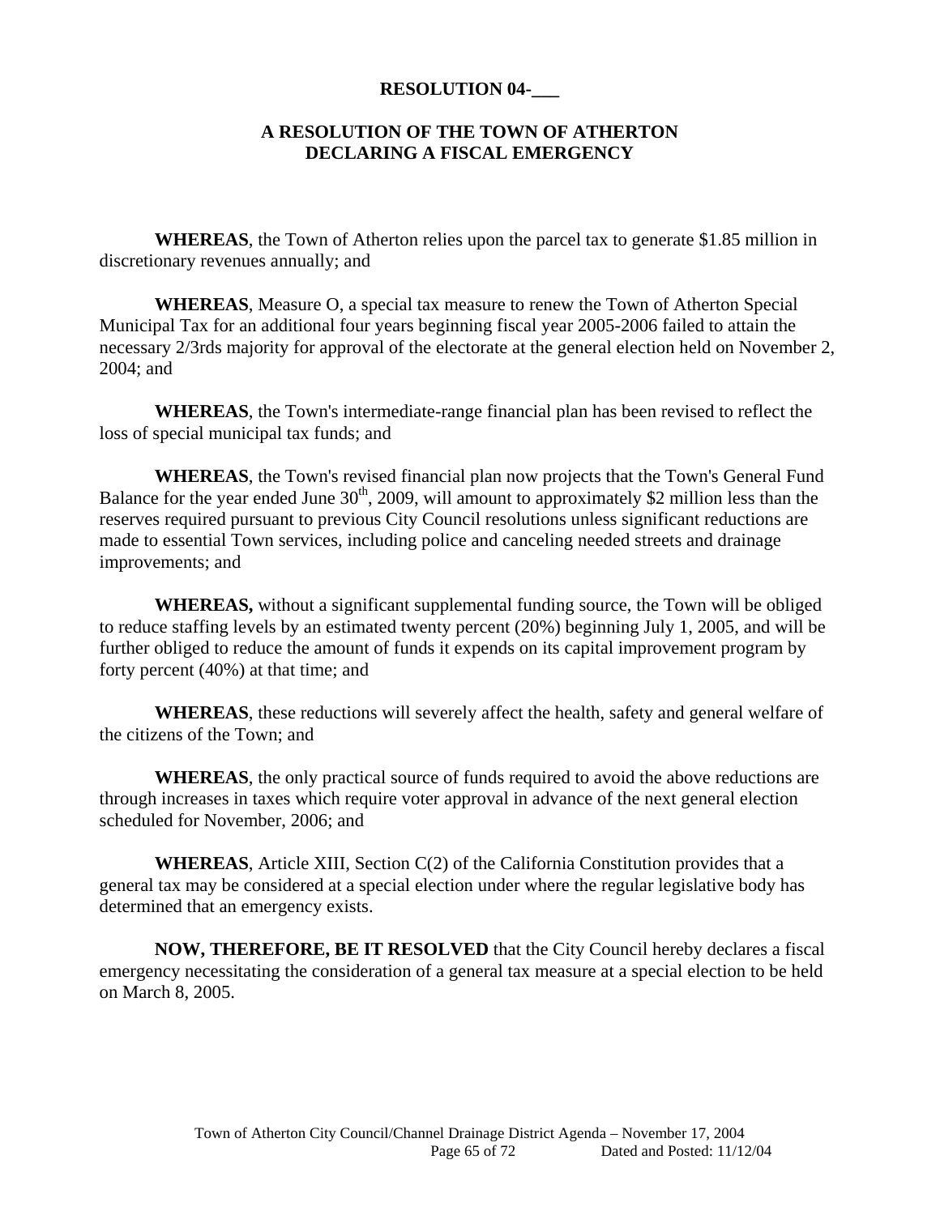# RESOLUTION 04-___

## A RESOLUTION OF THE TOWN OF ATHERTON DECLARING A FISCAL EMERGENCY

**WHEREAS**, the Town of Atherton relies upon the parcel tax to generate $1.85 million in discretionary revenues annually; and

**WHEREAS**, Measure O, a special tax measure to renew the Town of Atherton Special Municipal Tax for an additional four years beginning fiscal year 2005-2006 failed to attain the necessary 2/3rds majority for approval of the electorate at the general election held on November 2, 2004; and

**WHEREAS**, the Town's intermediate-range financial plan has been revised to reflect the loss of special municipal tax funds; and

**WHEREAS**, the Town's revised financial plan now projects that the Town's General Fund Balance for the year ended June 30th, 2009, will amount to approximately $2 million less than the reserves required pursuant to previous City Council resolutions unless significant reductions are made to essential Town services, including police and canceling needed streets and drainage improvements; and

**WHEREAS,** without a significant supplemental funding source, the Town will be obliged to reduce staffing levels by an estimated twenty percent (20%) beginning July 1, 2005, and will be further obliged to reduce the amount of funds it expends on its capital improvement program by forty percent (40%) at that time; and

**WHEREAS**, these reductions will severely affect the health, safety and general welfare of the citizens of the Town; and

**WHEREAS**, the only practical source of funds required to avoid the above reductions are through increases in taxes which require voter approval in advance of the next general election scheduled for November, 2006; and

**WHEREAS**, Article XIII, Section C(2) of the California Constitution provides that a general tax may be considered at a special election under where the regular legislative body has determined that an emergency exists.

**NOW, THEREFORE, BE IT RESOLVED** that the City Council hereby declares a fiscal emergency necessitating the consideration of a general tax measure at a special election to be held on March 8, 2005.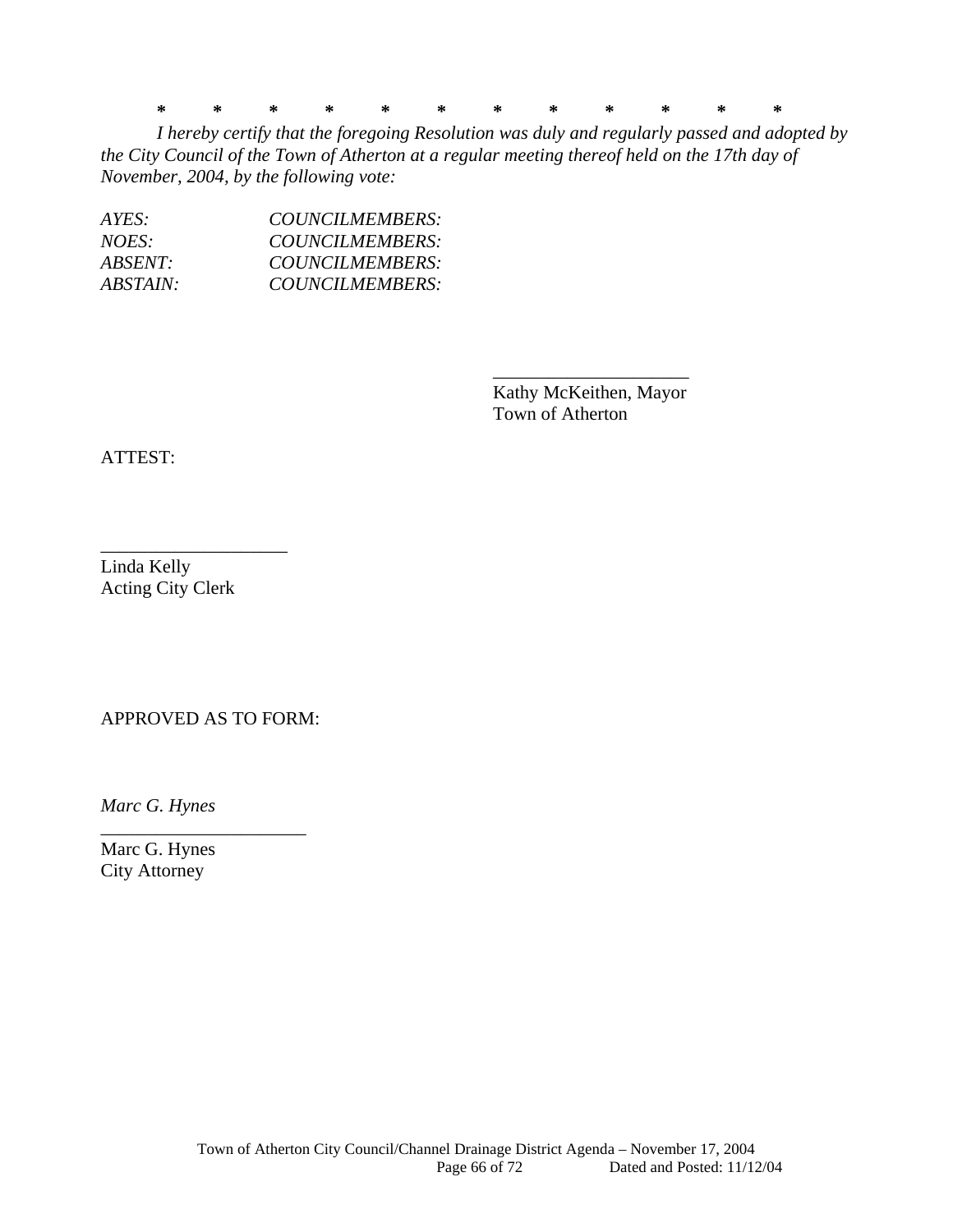\*        \*        \*        \*        \*        \*        \*        \*        \*        \*        \*        \*

*I hereby certify that the foregoing Resolution was duly and regularly passed and adopted by the City Council of the Town of Atherton at a regular meeting thereof held on the 17th day of November, 2004, by the following vote:*

*AYES:* *COUNCILMEMBERS:*  
*NOES:* *COUNCILMEMBERS:*  
*ABSENT:* *COUNCILMEMBERS:*  
*ABSTAIN:* *COUNCILMEMBERS:*

\_\_\_\_\_\_\_\_\_\_\_\_\_\_\_\_\_\_\_\_\_  
Kathy McKeithen, Mayor  
Town of Atherton

ATTEST:

\_\_\_\_\_\_\_\_\_\_\_\_\_\_\_\_\_\_\_\_  
Linda Kelly  
Acting City Clerk

APPROVED AS TO FORM:

*Marc G. Hynes*  
\_\_\_\_\_\_\_\_\_\_\_\_\_\_\_\_\_\_\_\_\_\_  
Marc G. Hynes  
City Attorney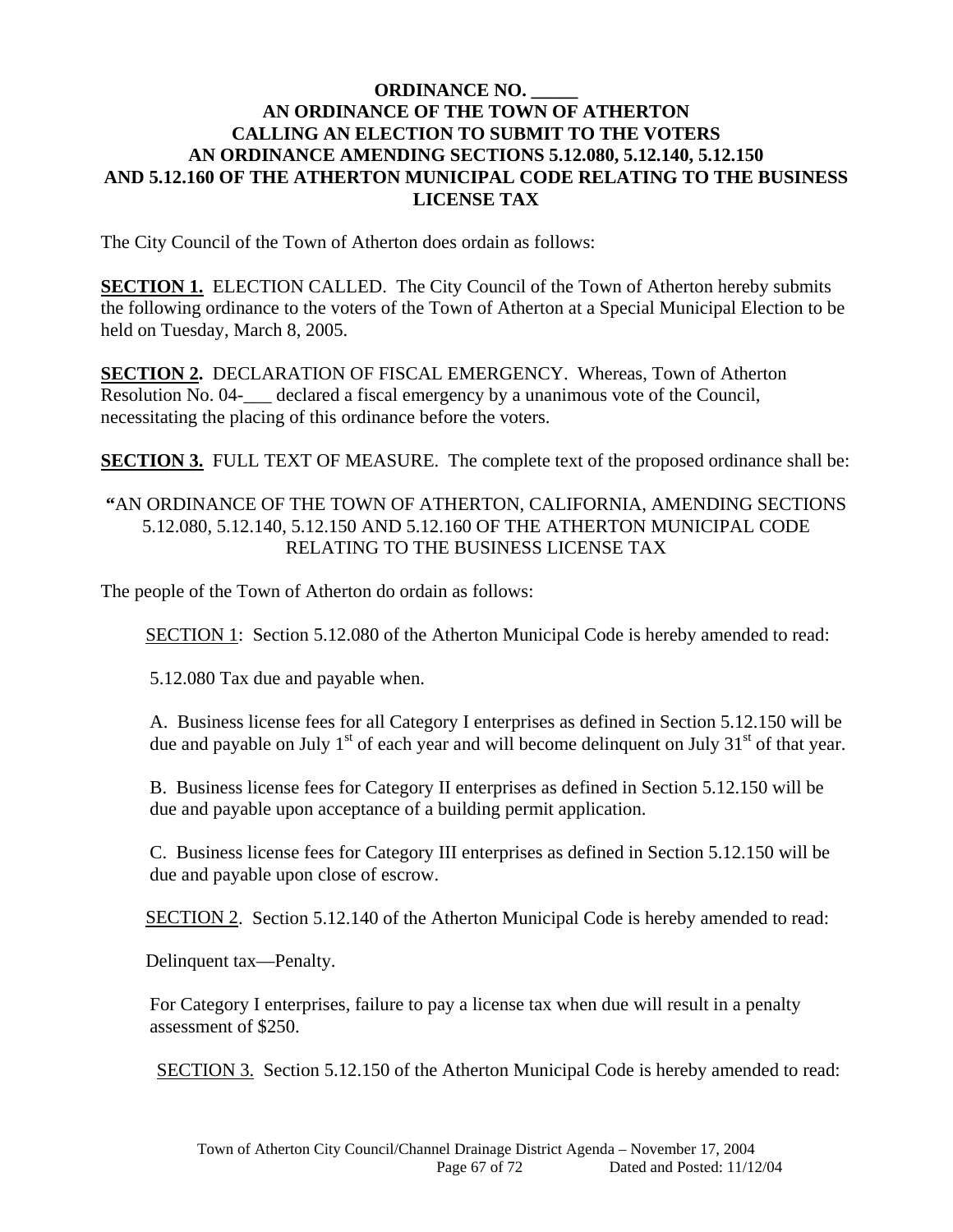**ORDINANCE NO. _____**
**AN ORDINANCE OF THE TOWN OF ATHERTON**
**CALLING AN ELECTION TO SUBMIT TO THE VOTERS**
**AN ORDINANCE AMENDING SECTIONS 5.12.080, 5.12.140, 5.12.150**
**AND 5.12.160 OF THE ATHERTON MUNICIPAL CODE RELATING TO THE BUSINESS LICENSE TAX**

The City Council of the Town of Atherton does ordain as follows:

**SECTION 1.** ELECTION CALLED. The City Council of the Town of Atherton hereby submits the following ordinance to the voters of the Town of Atherton at a Special Municipal Election to be held on Tuesday, March 8, 2005.

**SECTION 2.** DECLARATION OF FISCAL EMERGENCY. Whereas, Town of Atherton Resolution No. 04-___ declared a fiscal emergency by a unanimous vote of the Council, necessitating the placing of this ordinance before the voters.

**SECTION 3.** FULL TEXT OF MEASURE. The complete text of the proposed ordinance shall be:

**"**AN ORDINANCE OF THE TOWN OF ATHERTON, CALIFORNIA, AMENDING SECTIONS 5.12.080, 5.12.140, 5.12.150 AND 5.12.160 OF THE ATHERTON MUNICIPAL CODE RELATING TO THE BUSINESS LICENSE TAX

The people of the Town of Atherton do ordain as follows:

SECTION 1: Section 5.12.080 of the Atherton Municipal Code is hereby amended to read:

5.12.080 Tax due and payable when.

A. Business license fees for all Category I enterprises as defined in Section 5.12.150 will be due and payable on July 1st of each year and will become delinquent on July 31st of that year.

B. Business license fees for Category II enterprises as defined in Section 5.12.150 will be due and payable upon acceptance of a building permit application.

C. Business license fees for Category III enterprises as defined in Section 5.12.150 will be due and payable upon close of escrow.

SECTION 2. Section 5.12.140 of the Atherton Municipal Code is hereby amended to read:

Delinquent tax—Penalty.

For Category I enterprises, failure to pay a license tax when due will result in a penalty assessment of $250.

SECTION 3. Section 5.12.150 of the Atherton Municipal Code is hereby amended to read: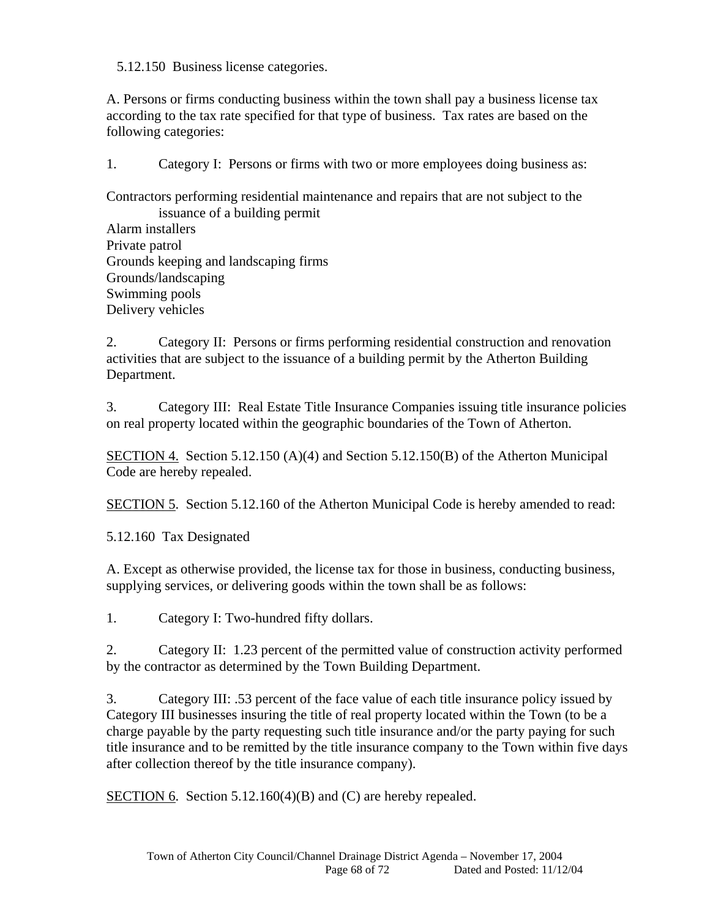5.12.150 Business license categories.

A. Persons or firms conducting business within the town shall pay a business license tax according to the tax rate specified for that type of business. Tax rates are based on the following categories:

1. Category I: Persons or firms with two or more employees doing business as:

Contractors performing residential maintenance and repairs that are not subject to the issuance of a building permit
Alarm installers
Private patrol
Grounds keeping and landscaping firms
Grounds/landscaping
Swimming pools
Delivery vehicles

2. Category II: Persons or firms performing residential construction and renovation activities that are subject to the issuance of a building permit by the Atherton Building Department.

3. Category III: Real Estate Title Insurance Companies issuing title insurance policies on real property located within the geographic boundaries of the Town of Atherton.

SECTION 4. Section 5.12.150 (A)(4) and Section 5.12.150(B) of the Atherton Municipal Code are hereby repealed.

SECTION 5. Section 5.12.160 of the Atherton Municipal Code is hereby amended to read:

5.12.160 Tax Designated

A. Except as otherwise provided, the license tax for those in business, conducting business, supplying services, or delivering goods within the town shall be as follows:

1. Category I: Two-hundred fifty dollars.

2. Category II: 1.23 percent of the permitted value of construction activity performed by the contractor as determined by the Town Building Department.

3. Category III: .53 percent of the face value of each title insurance policy issued by Category III businesses insuring the title of real property located within the Town (to be a charge payable by the party requesting such title insurance and/or the party paying for such title insurance and to be remitted by the title insurance company to the Town within five days after collection thereof by the title insurance company).

SECTION 6. Section 5.12.160(4)(B) and (C) are hereby repealed.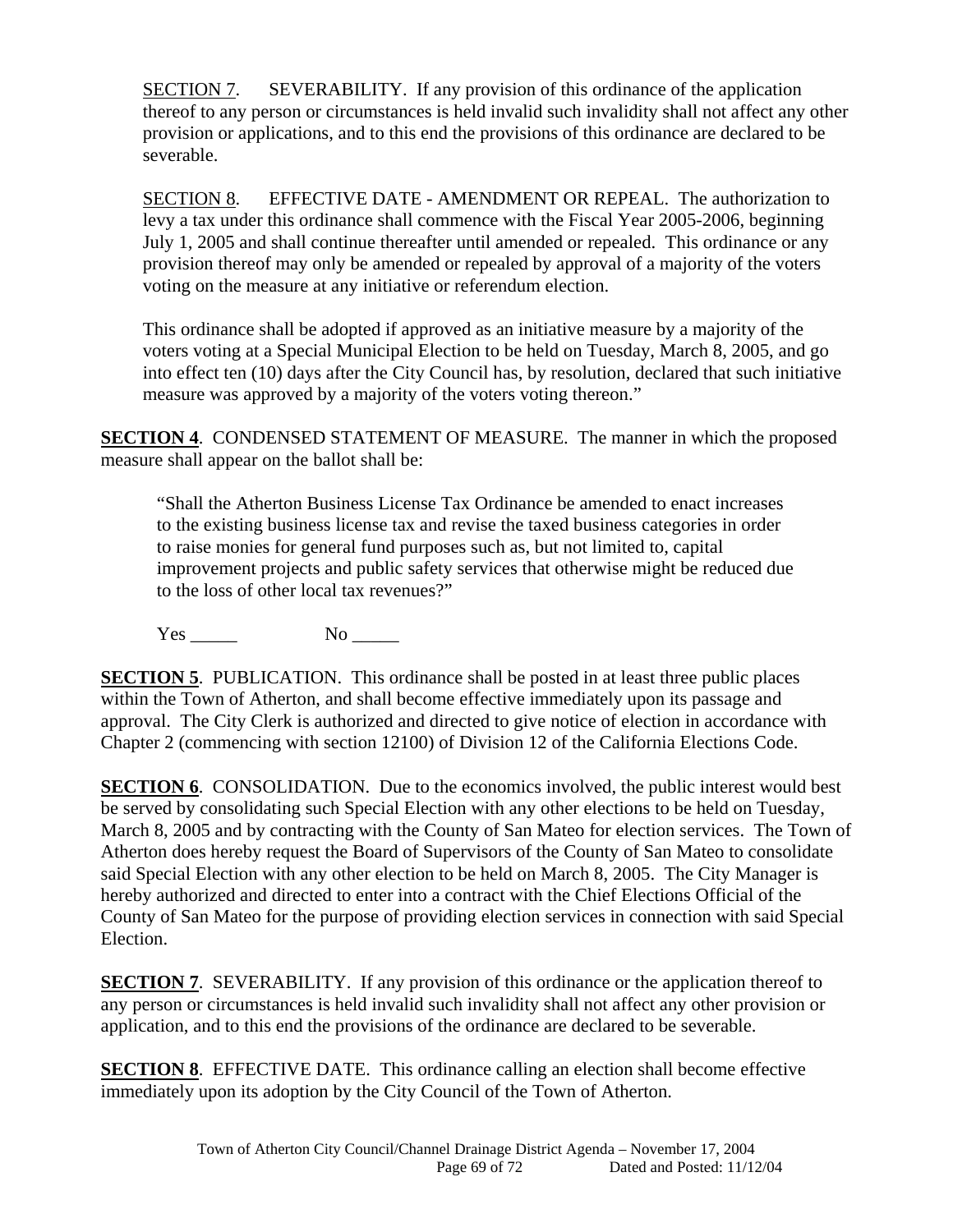SECTION 7. SEVERABILITY. If any provision of this ordinance of the application thereof to any person or circumstances is held invalid such invalidity shall not affect any other provision or applications, and to this end the provisions of this ordinance are declared to be severable.

SECTION 8. EFFECTIVE DATE - AMENDMENT OR REPEAL. The authorization to levy a tax under this ordinance shall commence with the Fiscal Year 2005-2006, beginning July 1, 2005 and shall continue thereafter until amended or repealed. This ordinance or any provision thereof may only be amended or repealed by approval of a majority of the voters voting on the measure at any initiative or referendum election.

This ordinance shall be adopted if approved as an initiative measure by a majority of the voters voting at a Special Municipal Election to be held on Tuesday, March 8, 2005, and go into effect ten (10) days after the City Council has, by resolution, declared that such initiative measure was approved by a majority of the voters voting thereon."

**SECTION 4**. CONDENSED STATEMENT OF MEASURE. The manner in which the proposed measure shall appear on the ballot shall be:

"Shall the Atherton Business License Tax Ordinance be amended to enact increases to the existing business license tax and revise the taxed business categories in order to raise monies for general fund purposes such as, but not limited to, capital improvement projects and public safety services that otherwise might be reduced due to the loss of other local tax revenues?"

Yes _____ No _____

**SECTION 5**. PUBLICATION. This ordinance shall be posted in at least three public places within the Town of Atherton, and shall become effective immediately upon its passage and approval. The City Clerk is authorized and directed to give notice of election in accordance with Chapter 2 (commencing with section 12100) of Division 12 of the California Elections Code.

**SECTION 6**. CONSOLIDATION. Due to the economics involved, the public interest would best be served by consolidating such Special Election with any other elections to be held on Tuesday, March 8, 2005 and by contracting with the County of San Mateo for election services. The Town of Atherton does hereby request the Board of Supervisors of the County of San Mateo to consolidate said Special Election with any other election to be held on March 8, 2005. The City Manager is hereby authorized and directed to enter into a contract with the Chief Elections Official of the County of San Mateo for the purpose of providing election services in connection with said Special Election.

**SECTION 7**. SEVERABILITY. If any provision of this ordinance or the application thereof to any person or circumstances is held invalid such invalidity shall not affect any other provision or application, and to this end the provisions of the ordinance are declared to be severable.

**SECTION 8**. EFFECTIVE DATE. This ordinance calling an election shall become effective immediately upon its adoption by the City Council of the Town of Atherton.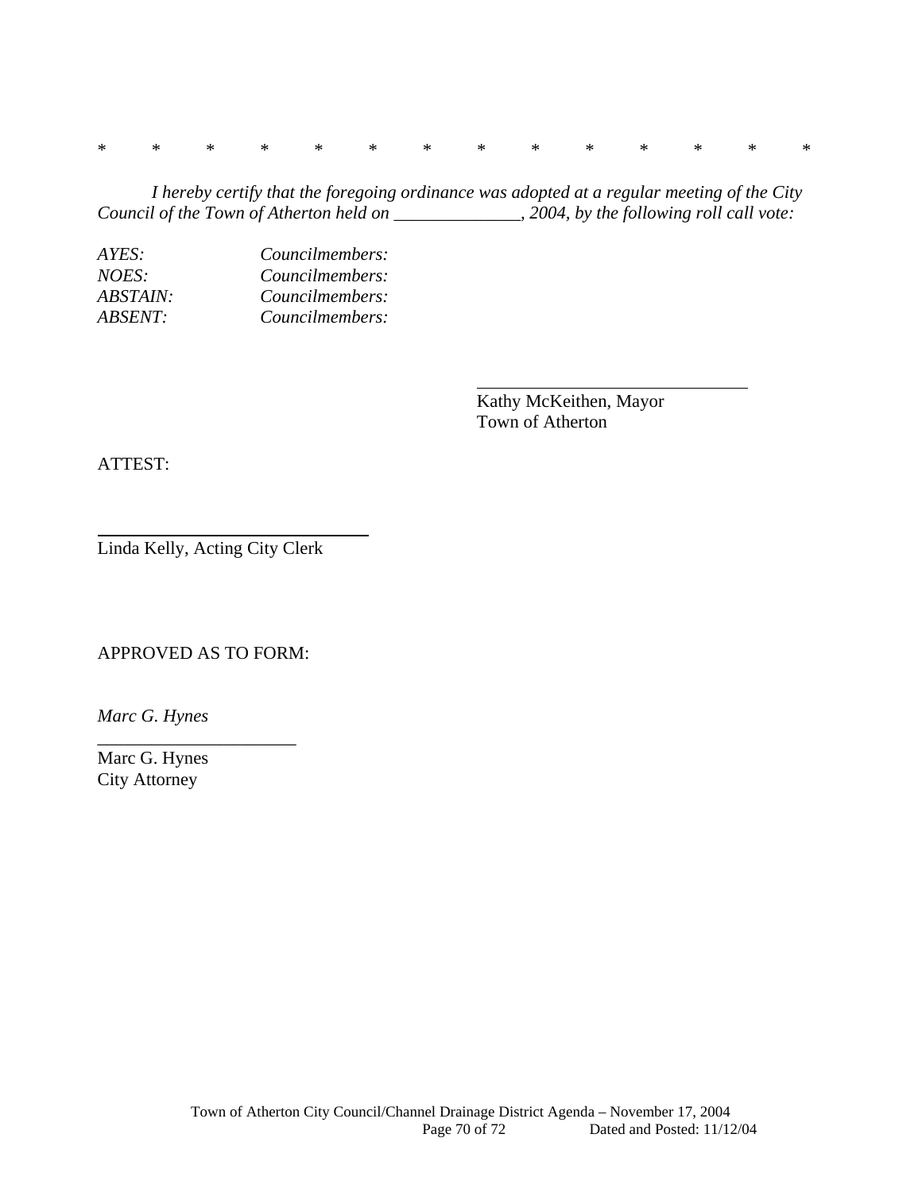*          *          *          *          *          *          *          *          *          *          *          *          *          *

*I hereby certify that the foregoing ordinance was adopted at a regular meeting of the City Council of the Town of Atherton held on ______________, 2004, by the following roll call vote:*

| | |
|---|---|
| *AYES:* | *Councilmembers:* |
| *NOES:* | *Councilmembers:* |
| *ABSTAIN:* | *Councilmembers:* |
| *ABSENT:* | *Councilmembers:* |

______________________________
Kathy McKeithen, Mayor
Town of Atherton

ATTEST:

______________________________
Linda Kelly, Acting City Clerk

APPROVED AS TO FORM:

*Marc G. Hynes*
______________________
Marc G. Hynes
City Attorney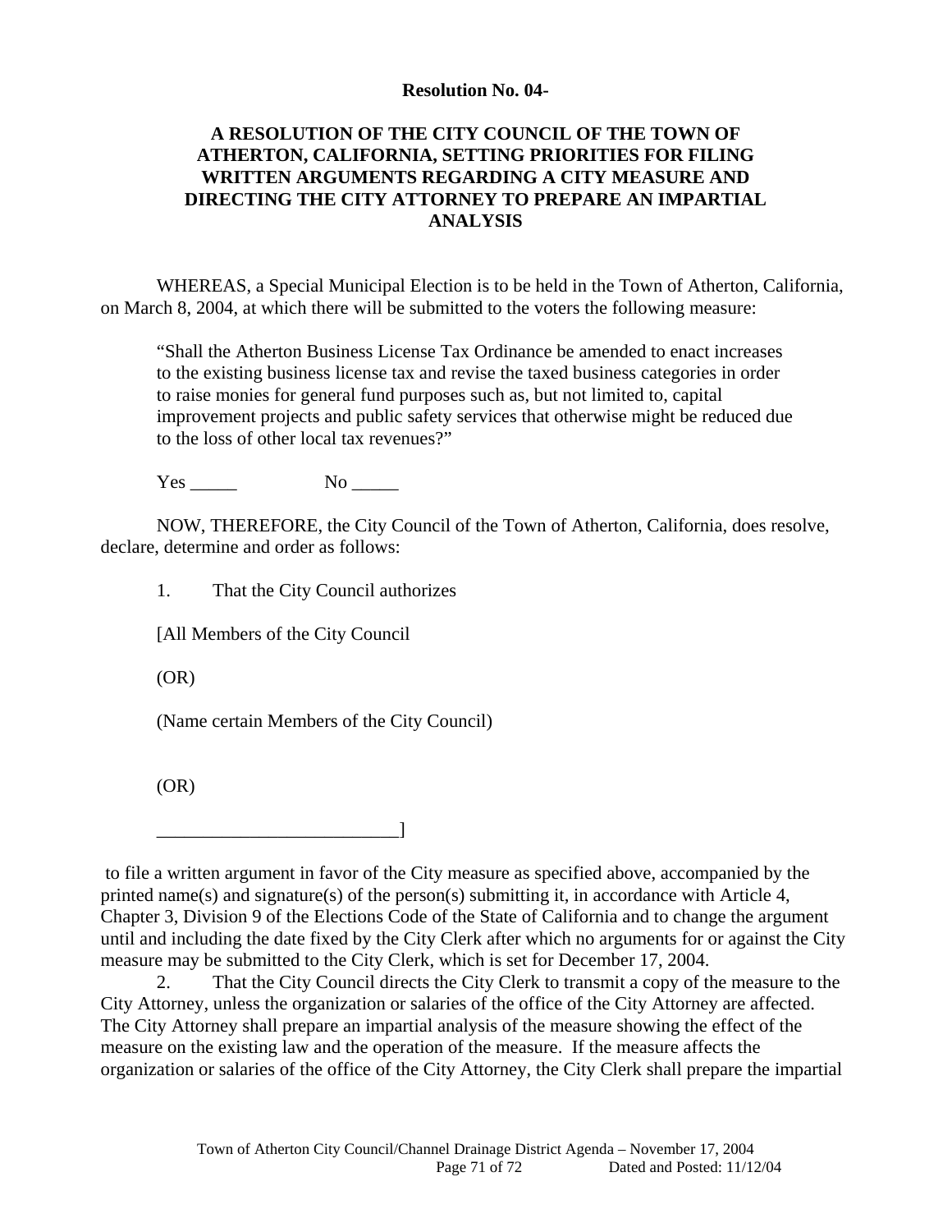**Resolution No. 04-**

**A RESOLUTION OF THE CITY COUNCIL OF THE TOWN OF ATHERTON, CALIFORNIA, SETTING PRIORITIES FOR FILING WRITTEN ARGUMENTS REGARDING A CITY MEASURE AND DIRECTING THE CITY ATTORNEY TO PREPARE AN IMPARTIAL ANALYSIS**

WHEREAS, a Special Municipal Election is to be held in the Town of Atherton, California, on March 8, 2004, at which there will be submitted to the voters the following measure:

> "Shall the Atherton Business License Tax Ordinance be amended to enact increases to the existing business license tax and revise the taxed business categories in order to raise monies for general fund purposes such as, but not limited to, capital improvement projects and public safety services that otherwise might be reduced due to the loss of other local tax revenues?"

Yes _____ No _____

NOW, THEREFORE, the City Council of the Town of Atherton, California, does resolve, declare, determine and order as follows:

1. That the City Council authorizes

[All Members of the City Council

(OR)

(Name certain Members of the City Council)

(OR)

_________________________]

to file a written argument in favor of the City measure as specified above, accompanied by the printed name(s) and signature(s) of the person(s) submitting it, in accordance with Article 4, Chapter 3, Division 9 of the Elections Code of the State of California and to change the argument until and including the date fixed by the City Clerk after which no arguments for or against the City measure may be submitted to the City Clerk, which is set for December 17, 2004.

2. That the City Council directs the City Clerk to transmit a copy of the measure to the City Attorney, unless the organization or salaries of the office of the City Attorney are affected. The City Attorney shall prepare an impartial analysis of the measure showing the effect of the measure on the existing law and the operation of the measure. If the measure affects the organization or salaries of the office of the City Attorney, the City Clerk shall prepare the impartial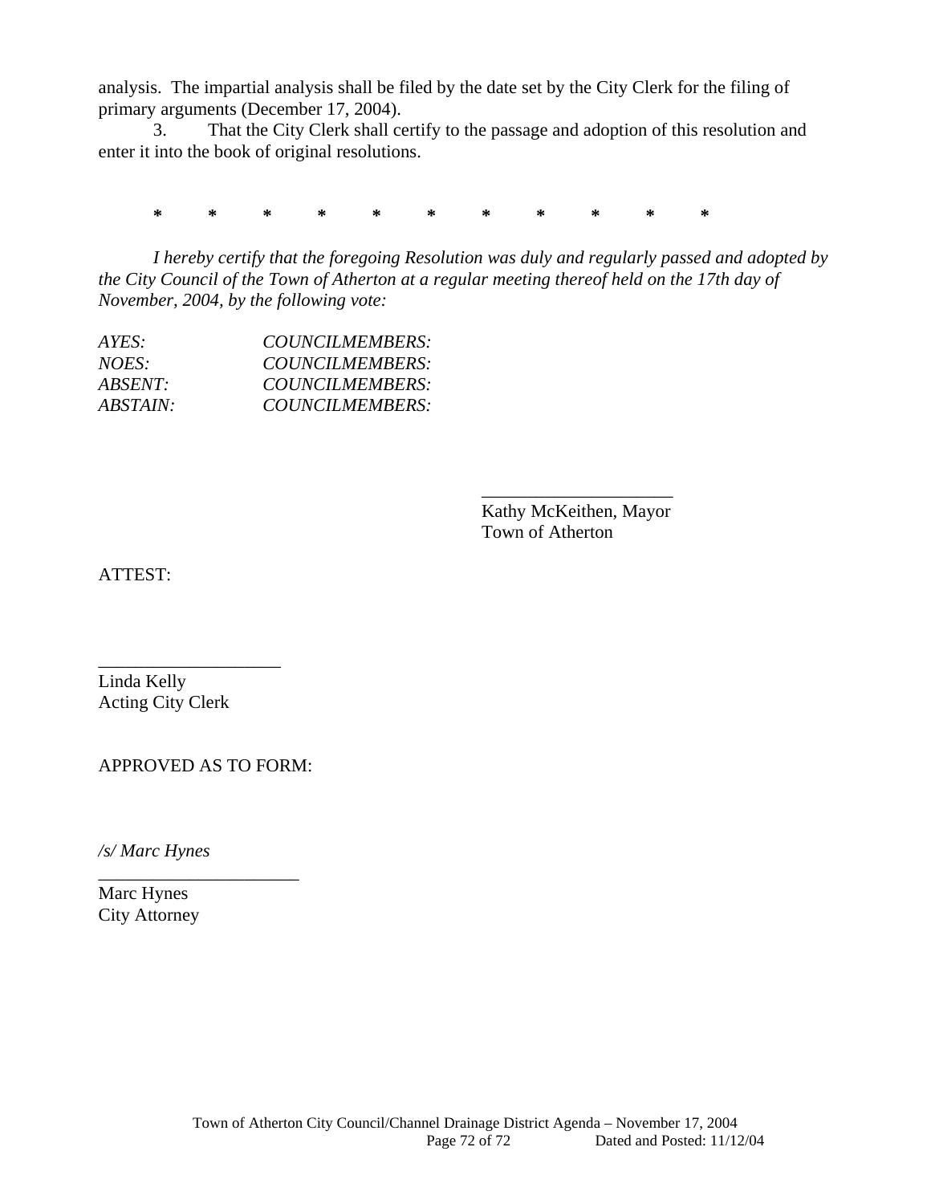analysis. The impartial analysis shall be filed by the date set by the City Clerk for the filing of primary arguments (December 17, 2004).

3. That the City Clerk shall certify to the passage and adoption of this resolution and enter it into the book of original resolutions.

\* \* \* \* \* \* \* \* \* \* \*

*I hereby certify that the foregoing Resolution was duly and regularly passed and adopted by the City Council of the Town of Atherton at a regular meeting thereof held on the 17th day of November, 2004, by the following vote:*

| | |
|---|---|
| *AYES:* | *COUNCILMEMBERS:* |
| *NOES:* | *COUNCILMEMBERS:* |
| *ABSENT:* | *COUNCILMEMBERS:* |
| *ABSTAIN:* | *COUNCILMEMBERS:* |

\_\_\_\_\_\_\_\_\_\_\_\_\_\_\_\_\_\_\_\_\_
Kathy McKeithen, Mayor
Town of Atherton

ATTEST:

\_\_\_\_\_\_\_\_\_\_\_\_\_\_\_\_\_\_\_\_\_
Linda Kelly
Acting City Clerk

APPROVED AS TO FORM:

*/s/ Marc Hynes*
\_\_\_\_\_\_\_\_\_\_\_\_\_\_\_\_\_\_\_\_\_\_\_
Marc Hynes
City Attorney